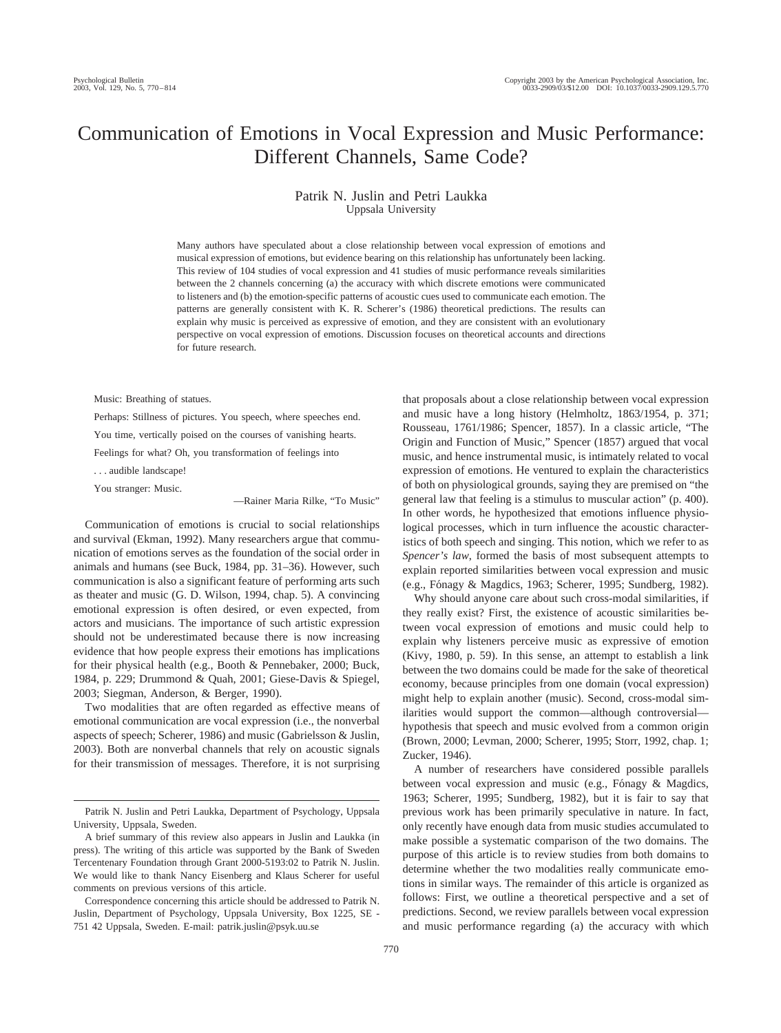# Communication of Emotions in Vocal Expression and Music Performance: Different Channels, Same Code?

Patrik N. Juslin and Petri Laukka
Uppsala University

Many authors have speculated about a close relationship between vocal expression of emotions and musical expression of emotions, but evidence bearing on this relationship has unfortunately been lacking. This review of 104 studies of vocal expression and 41 studies of music performance reveals similarities between the 2 channels concerning (a) the accuracy with which discrete emotions were communicated to listeners and (b) the emotion-specific patterns of acoustic cues used to communicate each emotion. The patterns are generally consistent with K. R. Scherer's (1986) theoretical predictions. The results can explain why music is perceived as expressive of emotion, and they are consistent with an evolutionary perspective on vocal expression of emotions. Discussion focuses on theoretical accounts and directions for future research.

> Music: Breathing of statues.
>
> Perhaps: Stillness of pictures. You speech, where speeches end.
>
> You time, vertically poised on the courses of vanishing hearts.
>
> Feelings for what? Oh, you transformation of feelings into
>
> . . . audible landscape!
>
> You stranger: Music.
>
> —Rainer Maria Rilke, "To Music"

Communication of emotions is crucial to social relationships and survival (Ekman, 1992). Many researchers argue that communication of emotions serves as the foundation of the social order in animals and humans (see Buck, 1984, pp. 31–36). However, such communication is also a significant feature of performing arts such as theater and music (G. D. Wilson, 1994, chap. 5). A convincing emotional expression is often desired, or even expected, from actors and musicians. The importance of such artistic expression should not be underestimated because there is now increasing evidence that how people express their emotions has implications for their physical health (e.g., Booth & Pennebaker, 2000; Buck, 1984, p. 229; Drummond & Quah, 2001; Giese-Davis & Spiegel, 2003; Siegman, Anderson, & Berger, 1990).

Two modalities that are often regarded as effective means of emotional communication are vocal expression (i.e., the nonverbal aspects of speech; Scherer, 1986) and music (Gabrielsson & Juslin, 2003). Both are nonverbal channels that rely on acoustic signals for their transmission of messages. Therefore, it is not surprising that proposals about a close relationship between vocal expression and music have a long history (Helmholtz, 1863/1954, p. 371; Rousseau, 1761/1986; Spencer, 1857). In a classic article, "The Origin and Function of Music," Spencer (1857) argued that vocal music, and hence instrumental music, is intimately related to vocal expression of emotions. He ventured to explain the characteristics of both on physiological grounds, saying they are premised on "the general law that feeling is a stimulus to muscular action" (p. 400). In other words, he hypothesized that emotions influence physiological processes, which in turn influence the acoustic characteristics of both speech and singing. This notion, which we refer to as *Spencer's law*, formed the basis of most subsequent attempts to explain reported similarities between vocal expression and music (e.g., Fónagy & Magdics, 1963; Scherer, 1995; Sundberg, 1982).

Why should anyone care about such cross-modal similarities, if they really exist? First, the existence of acoustic similarities between vocal expression of emotions and music could help to explain why listeners perceive music as expressive of emotion (Kivy, 1980, p. 59). In this sense, an attempt to establish a link between the two domains could be made for the sake of theoretical economy, because principles from one domain (vocal expression) might help to explain another (music). Second, cross-modal similarities would support the common—although controversial—hypothesis that speech and music evolved from a common origin (Brown, 2000; Levman, 2000; Scherer, 1995; Storr, 1992, chap. 1; Zucker, 1946).

A number of researchers have considered possible parallels between vocal expression and music (e.g., Fónagy & Magdics, 1963; Scherer, 1995; Sundberg, 1982), but it is fair to say that previous work has been primarily speculative in nature. In fact, only recently have enough data from music studies accumulated to make possible a systematic comparison of the two domains. The purpose of this article is to review studies from both domains to determine whether the two modalities really communicate emotions in similar ways. The remainder of this article is organized as follows: First, we outline a theoretical perspective and a set of predictions. Second, we review parallels between vocal expression and music performance regarding (a) the accuracy with which

---

Patrik N. Juslin and Petri Laukka, Department of Psychology, Uppsala University, Uppsala, Sweden.

A brief summary of this review also appears in Juslin and Laukka (in press). The writing of this article was supported by the Bank of Sweden Tercentenary Foundation through Grant 2000-5193:02 to Patrik N. Juslin. We would like to thank Nancy Eisenberg and Klaus Scherer for useful comments on previous versions of this article.

Correspondence concerning this article should be addressed to Patrik N. Juslin, Department of Psychology, Uppsala University, Box 1225, SE - 751 42 Uppsala, Sweden. E-mail: patrik.juslin@psyk.uu.se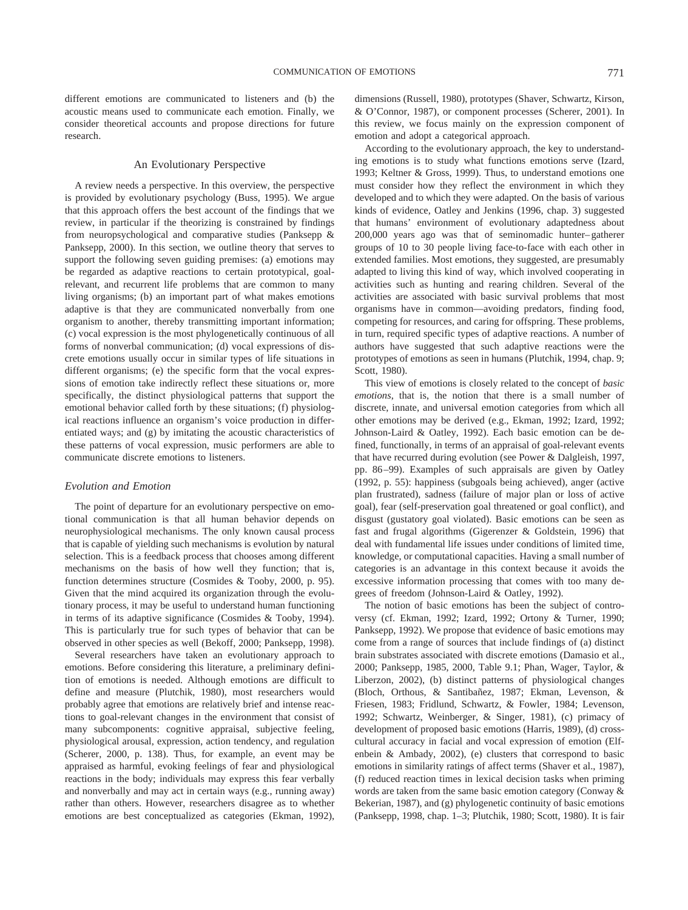different emotions are communicated to listeners and (b) the acoustic means used to communicate each emotion. Finally, we consider theoretical accounts and propose directions for future research.

## An Evolutionary Perspective

A review needs a perspective. In this overview, the perspective is provided by evolutionary psychology (Buss, 1995). We argue that this approach offers the best account of the findings that we review, in particular if the theorizing is constrained by findings from neuropsychological and comparative studies (Panksepp & Panksepp, 2000). In this section, we outline theory that serves to support the following seven guiding premises: (a) emotions may be regarded as adaptive reactions to certain prototypical, goal-relevant, and recurrent life problems that are common to many living organisms; (b) an important part of what makes emotions adaptive is that they are communicated nonverbally from one organism to another, thereby transmitting important information; (c) vocal expression is the most phylogenetically continuous of all forms of nonverbal communication; (d) vocal expressions of discrete emotions usually occur in similar types of life situations in different organisms; (e) the specific form that the vocal expressions of emotion take indirectly reflect these situations or, more specifically, the distinct physiological patterns that support the emotional behavior called forth by these situations; (f) physiological reactions influence an organism's voice production in differentiated ways; and (g) by imitating the acoustic characteristics of these patterns of vocal expression, music performers are able to communicate discrete emotions to listeners.

### *Evolution and Emotion*

The point of departure for an evolutionary perspective on emotional communication is that all human behavior depends on neurophysiological mechanisms. The only known causal process that is capable of yielding such mechanisms is evolution by natural selection. This is a feedback process that chooses among different mechanisms on the basis of how well they function; that is, function determines structure (Cosmides & Tooby, 2000, p. 95). Given that the mind acquired its organization through the evolutionary process, it may be useful to understand human functioning in terms of its adaptive significance (Cosmides & Tooby, 1994). This is particularly true for such types of behavior that can be observed in other species as well (Bekoff, 2000; Panksepp, 1998).

Several researchers have taken an evolutionary approach to emotions. Before considering this literature, a preliminary definition of emotions is needed. Although emotions are difficult to define and measure (Plutchik, 1980), most researchers would probably agree that emotions are relatively brief and intense reactions to goal-relevant changes in the environment that consist of many subcomponents: cognitive appraisal, subjective feeling, physiological arousal, expression, action tendency, and regulation (Scherer, 2000, p. 138). Thus, for example, an event may be appraised as harmful, evoking feelings of fear and physiological reactions in the body; individuals may express this fear verbally and nonverbally and may act in certain ways (e.g., running away) rather than others. However, researchers disagree as to whether emotions are best conceptualized as categories (Ekman, 1992), dimensions (Russell, 1980), prototypes (Shaver, Schwartz, Kirson, & O'Connor, 1987), or component processes (Scherer, 2001). In this review, we focus mainly on the expression component of emotion and adopt a categorical approach.

According to the evolutionary approach, the key to understanding emotions is to study what functions emotions serve (Izard, 1993; Keltner & Gross, 1999). Thus, to understand emotions one must consider how they reflect the environment in which they developed and to which they were adapted. On the basis of various kinds of evidence, Oatley and Jenkins (1996, chap. 3) suggested that humans' environment of evolutionary adaptedness about 200,000 years ago was that of seminomadic hunter–gatherer groups of 10 to 30 people living face-to-face with each other in extended families. Most emotions, they suggested, are presumably adapted to living this kind of way, which involved cooperating in activities such as hunting and rearing children. Several of the activities are associated with basic survival problems that most organisms have in common—avoiding predators, finding food, competing for resources, and caring for offspring. These problems, in turn, required specific types of adaptive reactions. A number of authors have suggested that such adaptive reactions were the prototypes of emotions as seen in humans (Plutchik, 1994, chap. 9; Scott, 1980).

This view of emotions is closely related to the concept of *basic emotions*, that is, the notion that there is a small number of discrete, innate, and universal emotion categories from which all other emotions may be derived (e.g., Ekman, 1992; Izard, 1992; Johnson-Laird & Oatley, 1992). Each basic emotion can be defined, functionally, in terms of an appraisal of goal-relevant events that have recurred during evolution (see Power & Dalgleish, 1997, pp. 86–99). Examples of such appraisals are given by Oatley (1992, p. 55): happiness (subgoals being achieved), anger (active plan frustrated), sadness (failure of major plan or loss of active goal), fear (self-preservation goal threatened or goal conflict), and disgust (gustatory goal violated). Basic emotions can be seen as fast and frugal algorithms (Gigerenzer & Goldstein, 1996) that deal with fundamental life issues under conditions of limited time, knowledge, or computational capacities. Having a small number of categories is an advantage in this context because it avoids the excessive information processing that comes with too many degrees of freedom (Johnson-Laird & Oatley, 1992).

The notion of basic emotions has been the subject of controversy (cf. Ekman, 1992; Izard, 1992; Ortony & Turner, 1990; Panksepp, 1992). We propose that evidence of basic emotions may come from a range of sources that include findings of (a) distinct brain substrates associated with discrete emotions (Damasio et al., 2000; Panksepp, 1985, 2000, Table 9.1; Phan, Wager, Taylor, & Liberzon, 2002), (b) distinct patterns of physiological changes (Bloch, Orthous, & Santibañez, 1987; Ekman, Levenson, & Friesen, 1983; Fridlund, Schwartz, & Fowler, 1984; Levenson, 1992; Schwartz, Weinberger, & Singer, 1981), (c) primacy of development of proposed basic emotions (Harris, 1989), (d) cross-cultural accuracy in facial and vocal expression of emotion (Elfenbein & Ambady, 2002), (e) clusters that correspond to basic emotions in similarity ratings of affect terms (Shaver et al., 1987), (f) reduced reaction times in lexical decision tasks when priming words are taken from the same basic emotion category (Conway & Bekerian, 1987), and (g) phylogenetic continuity of basic emotions (Panksepp, 1998, chap. 1–3; Plutchik, 1980; Scott, 1980). It is fair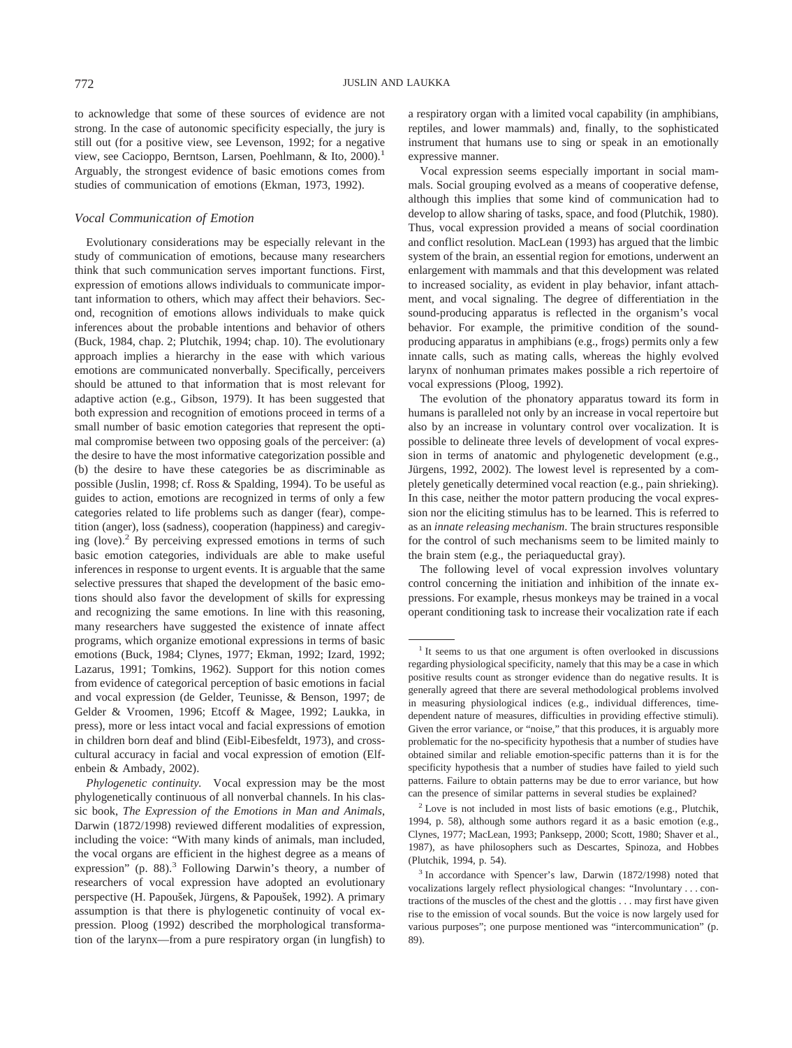to acknowledge that some of these sources of evidence are not strong. In the case of autonomic specificity especially, the jury is still out (for a positive view, see Levenson, 1992; for a negative view, see Cacioppo, Berntson, Larsen, Poehlmann, & Ito, 2000).[1] Arguably, the strongest evidence of basic emotions comes from studies of communication of emotions (Ekman, 1973, 1992).

### *Vocal Communication of Emotion*

Evolutionary considerations may be especially relevant in the study of communication of emotions, because many researchers think that such communication serves important functions. First, expression of emotions allows individuals to communicate important information to others, which may affect their behaviors. Second, recognition of emotions allows individuals to make quick inferences about the probable intentions and behavior of others (Buck, 1984, chap. 2; Plutchik, 1994; chap. 10). The evolutionary approach implies a hierarchy in the ease with which various emotions are communicated nonverbally. Specifically, perceivers should be attuned to that information that is most relevant for adaptive action (e.g., Gibson, 1979). It has been suggested that both expression and recognition of emotions proceed in terms of a small number of basic emotion categories that represent the optimal compromise between two opposing goals of the perceiver: (a) the desire to have the most informative categorization possible and (b) the desire to have these categories be as discriminable as possible (Juslin, 1998; cf. Ross & Spalding, 1994). To be useful as guides to action, emotions are recognized in terms of only a few categories related to life problems such as danger (fear), competition (anger), loss (sadness), cooperation (happiness) and caregiving (love).[2] By perceiving expressed emotions in terms of such basic emotion categories, individuals are able to make useful inferences in response to urgent events. It is arguable that the same selective pressures that shaped the development of the basic emotions should also favor the development of skills for expressing and recognizing the same emotions. In line with this reasoning, many researchers have suggested the existence of innate affect programs, which organize emotional expressions in terms of basic emotions (Buck, 1984; Clynes, 1977; Ekman, 1992; Izard, 1992; Lazarus, 1991; Tomkins, 1962). Support for this notion comes from evidence of categorical perception of basic emotions in facial and vocal expression (de Gelder, Teunisse, & Benson, 1997; de Gelder & Vroomen, 1996; Etcoff & Magee, 1992; Laukka, in press), more or less intact vocal and facial expressions of emotion in children born deaf and blind (Eibl-Eibesfeldt, 1973), and cross-cultural accuracy in facial and vocal expression of emotion (Elfenbein & Ambady, 2002).

*Phylogenetic continuity.* Vocal expression may be the most phylogenetically continuous of all nonverbal channels. In his classic book, *The Expression of the Emotions in Man and Animals*, Darwin (1872/1998) reviewed different modalities of expression, including the voice: "With many kinds of animals, man included, the vocal organs are efficient in the highest degree as a means of expression" (p. 88).[3] Following Darwin's theory, a number of researchers of vocal expression have adopted an evolutionary perspective (H. Papoušek, Jürgens, & Papoušek, 1992). A primary assumption is that there is phylogenetic continuity of vocal expression. Ploog (1992) described the morphological transformation of the larynx—from a pure respiratory organ (in lungfish) to a respiratory organ with a limited vocal capability (in amphibians, reptiles, and lower mammals) and, finally, to the sophisticated instrument that humans use to sing or speak in an emotionally expressive manner.

Vocal expression seems especially important in social mammals. Social grouping evolved as a means of cooperative defense, although this implies that some kind of communication had to develop to allow sharing of tasks, space, and food (Plutchik, 1980). Thus, vocal expression provided a means of social coordination and conflict resolution. MacLean (1993) has argued that the limbic system of the brain, an essential region for emotions, underwent an enlargement with mammals and that this development was related to increased sociality, as evident in play behavior, infant attachment, and vocal signaling. The degree of differentiation in the sound-producing apparatus is reflected in the organism's vocal behavior. For example, the primitive condition of the sound-producing apparatus in amphibians (e.g., frogs) permits only a few innate calls, such as mating calls, whereas the highly evolved larynx of nonhuman primates makes possible a rich repertoire of vocal expressions (Ploog, 1992).

The evolution of the phonatory apparatus toward its form in humans is paralleled not only by an increase in vocal repertoire but also by an increase in voluntary control over vocalization. It is possible to delineate three levels of development of vocal expression in terms of anatomic and phylogenetic development (e.g., Jürgens, 1992, 2002). The lowest level is represented by a completely genetically determined vocal reaction (e.g., pain shrieking). In this case, neither the motor pattern producing the vocal expression nor the eliciting stimulus has to be learned. This is referred to as an *innate releasing mechanism*. The brain structures responsible for the control of such mechanisms seem to be limited mainly to the brain stem (e.g., the periaqueductal gray).

The following level of vocal expression involves voluntary control concerning the initiation and inhibition of the innate expressions. For example, rhesus monkeys may be trained in a vocal operant conditioning task to increase their vocalization rate if each

---

[1] It seems to us that one argument is often overlooked in discussions regarding physiological specificity, namely that this may be a case in which positive results count as stronger evidence than do negative results. It is generally agreed that there are several methodological problems involved in measuring physiological indices (e.g., individual differences, time-dependent nature of measures, difficulties in providing effective stimuli). Given the error variance, or "noise," that this produces, it is arguably more problematic for the no-specificity hypothesis that a number of studies have obtained similar and reliable emotion-specific patterns than it is for the specificity hypothesis that a number of studies have failed to yield such patterns. Failure to obtain patterns may be due to error variance, but how can the presence of similar patterns in several studies be explained?

[2] Love is not included in most lists of basic emotions (e.g., Plutchik, 1994, p. 58), although some authors regard it as a basic emotion (e.g., Clynes, 1977; MacLean, 1993; Panksepp, 2000; Scott, 1980; Shaver et al., 1987), as have philosophers such as Descartes, Spinoza, and Hobbes (Plutchik, 1994, p. 54).

[3] In accordance with Spencer's law, Darwin (1872/1998) noted that vocalizations largely reflect physiological changes: "Involuntary . . . contractions of the muscles of the chest and the glottis . . . may first have given rise to the emission of vocal sounds. But the voice is now largely used for various purposes"; one purpose mentioned was "intercommunication" (p. 89).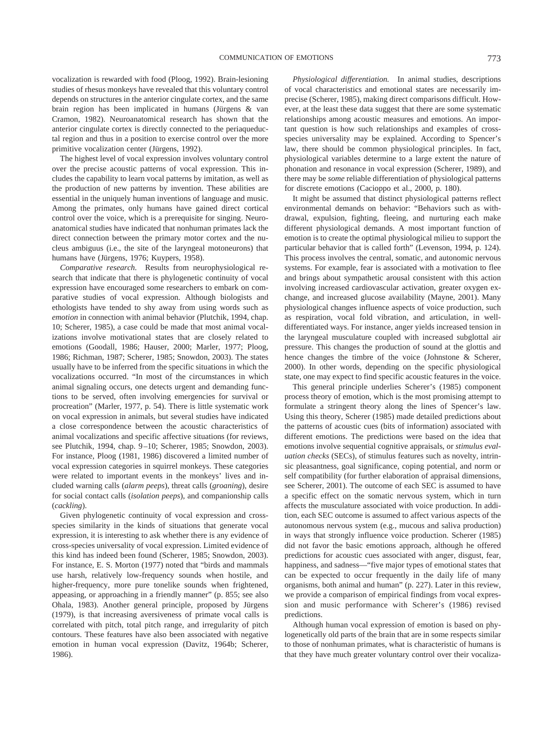vocalization is rewarded with food (Ploog, 1992). Brain-lesioning studies of rhesus monkeys have revealed that this voluntary control depends on structures in the anterior cingulate cortex, and the same brain region has been implicated in humans (Jürgens & van Cramon, 1982). Neuroanatomical research has shown that the anterior cingulate cortex is directly connected to the periaqueductal region and thus in a position to exercise control over the more primitive vocalization center (Jürgens, 1992).

The highest level of vocal expression involves voluntary control over the precise acoustic patterns of vocal expression. This includes the capability to learn vocal patterns by imitation, as well as the production of new patterns by invention. These abilities are essential in the uniquely human inventions of language and music. Among the primates, only humans have gained direct cortical control over the voice, which is a prerequisite for singing. Neuroanatomical studies have indicated that nonhuman primates lack the direct connection between the primary motor cortex and the nucleus ambiguus (i.e., the site of the laryngeal motoneurons) that humans have (Jürgens, 1976; Kuypers, 1958).

*Comparative research.* Results from neurophysiological research that indicate that there is phylogenetic continuity of vocal expression have encouraged some researchers to embark on comparative studies of vocal expression. Although biologists and ethologists have tended to shy away from using words such as *emotion* in connection with animal behavior (Plutchik, 1994, chap. 10; Scherer, 1985), a case could be made that most animal vocalizations involve motivational states that are closely related to emotions (Goodall, 1986; Hauser, 2000; Marler, 1977; Ploog, 1986; Richman, 1987; Scherer, 1985; Snowdon, 2003). The states usually have to be inferred from the specific situations in which the vocalizations occurred. "In most of the circumstances in which animal signaling occurs, one detects urgent and demanding functions to be served, often involving emergencies for survival or procreation" (Marler, 1977, p. 54). There is little systematic work on vocal expression in animals, but several studies have indicated a close correspondence between the acoustic characteristics of animal vocalizations and specific affective situations (for reviews, see Plutchik, 1994, chap. 9–10; Scherer, 1985; Snowdon, 2003). For instance, Ploog (1981, 1986) discovered a limited number of vocal expression categories in squirrel monkeys. These categories were related to important events in the monkeys' lives and included warning calls (*alarm peeps*), threat calls (*groaning*), desire for social contact calls (*isolation peeps*), and companionship calls (*cackling*).

Given phylogenetic continuity of vocal expression and cross-species similarity in the kinds of situations that generate vocal expression, it is interesting to ask whether there is any evidence of cross-species universality of vocal expression. Limited evidence of this kind has indeed been found (Scherer, 1985; Snowdon, 2003). For instance, E. S. Morton (1977) noted that "birds and mammals use harsh, relatively low-frequency sounds when hostile, and higher-frequency, more pure tonelike sounds when frightened, appeasing, or approaching in a friendly manner" (p. 855; see also Ohala, 1983). Another general principle, proposed by Jürgens (1979), is that increasing aversiveness of primate vocal calls is correlated with pitch, total pitch range, and irregularity of pitch contours. These features have also been associated with negative emotion in human vocal expression (Davitz, 1964b; Scherer, 1986).

*Physiological differentiation.* In animal studies, descriptions of vocal characteristics and emotional states are necessarily imprecise (Scherer, 1985), making direct comparisons difficult. However, at the least these data suggest that there are some systematic relationships among acoustic measures and emotions. An important question is how such relationships and examples of cross-species universality may be explained. According to Spencer's law, there should be common physiological principles. In fact, physiological variables determine to a large extent the nature of phonation and resonance in vocal expression (Scherer, 1989), and there may be *some* reliable differentiation of physiological patterns for discrete emotions (Cacioppo et al., 2000, p. 180).

It might be assumed that distinct physiological patterns reflect environmental demands on behavior: "Behaviors such as withdrawal, expulsion, fighting, fleeing, and nurturing each make different physiological demands. A most important function of emotion is to create the optimal physiological milieu to support the particular behavior that is called forth" (Levenson, 1994, p. 124). This process involves the central, somatic, and autonomic nervous systems. For example, fear is associated with a motivation to flee and brings about sympathetic arousal consistent with this action involving increased cardiovascular activation, greater oxygen exchange, and increased glucose availability (Mayne, 2001). Many physiological changes influence aspects of voice production, such as respiration, vocal fold vibration, and articulation, in well-differentiated ways. For instance, anger yields increased tension in the laryngeal musculature coupled with increased subglottal air pressure. This changes the production of sound at the glottis and hence changes the timbre of the voice (Johnstone & Scherer, 2000). In other words, depending on the specific physiological state, one may expect to find specific acoustic features in the voice.

This general principle underlies Scherer's (1985) component process theory of emotion, which is the most promising attempt to formulate a stringent theory along the lines of Spencer's law. Using this theory, Scherer (1985) made detailed predictions about the patterns of acoustic cues (bits of information) associated with different emotions. The predictions were based on the idea that emotions involve sequential cognitive appraisals, or *stimulus evaluation checks* (SECs), of stimulus features such as novelty, intrinsic pleasantness, goal significance, coping potential, and norm or self compatibility (for further elaboration of appraisal dimensions, see Scherer, 2001). The outcome of each SEC is assumed to have a specific effect on the somatic nervous system, which in turn affects the musculature associated with voice production. In addition, each SEC outcome is assumed to affect various aspects of the autonomous nervous system (e.g., mucous and saliva production) in ways that strongly influence voice production. Scherer (1985) did not favor the basic emotions approach, although he offered predictions for acoustic cues associated with anger, disgust, fear, happiness, and sadness—"five major types of emotional states that can be expected to occur frequently in the daily life of many organisms, both animal and human" (p. 227). Later in this review, we provide a comparison of empirical findings from vocal expression and music performance with Scherer's (1986) revised predictions.

Although human vocal expression of emotion is based on phylogenetically old parts of the brain that are in some respects similar to those of nonhuman primates, what is characteristic of humans is that they have much greater voluntary control over their vocaliza-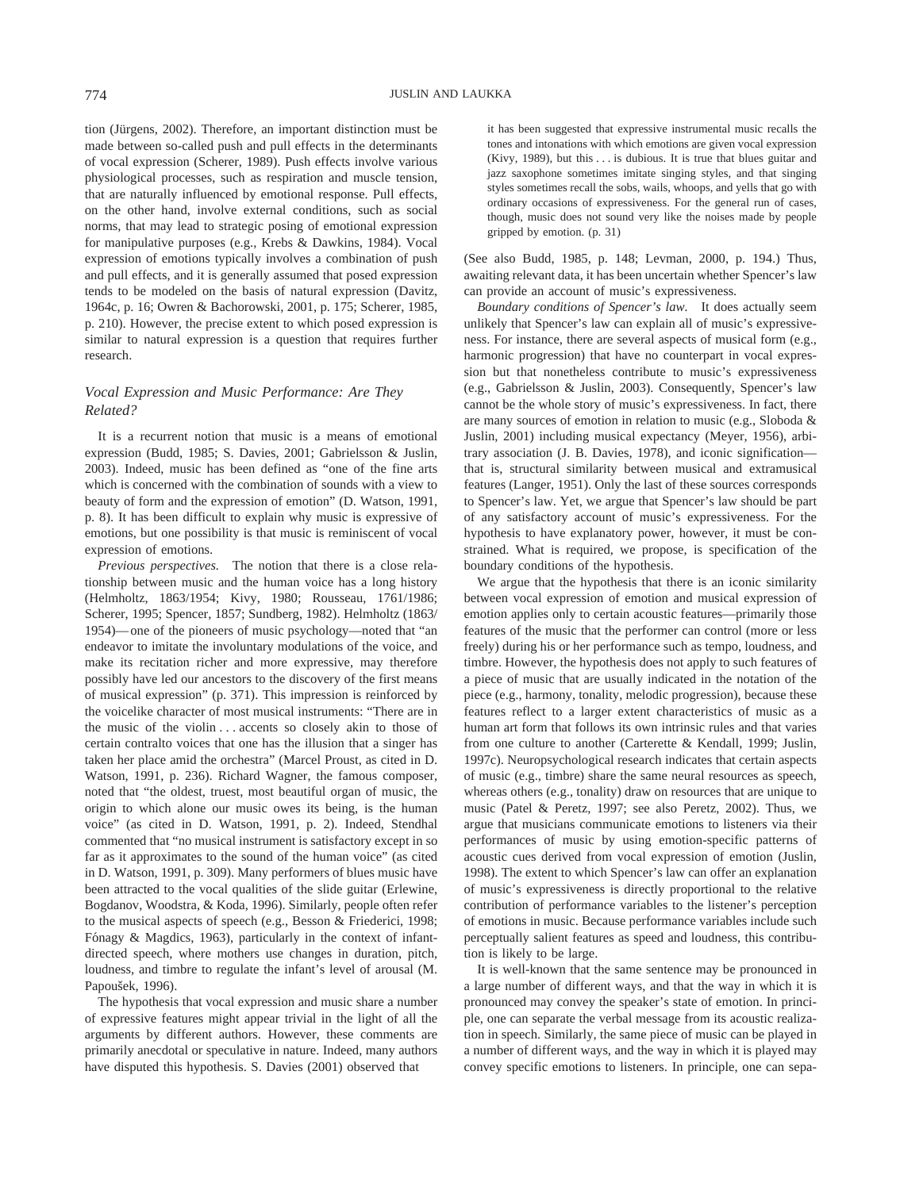tion (Jürgens, 2002). Therefore, an important distinction must be made between so-called push and pull effects in the determinants of vocal expression (Scherer, 1989). Push effects involve various physiological processes, such as respiration and muscle tension, that are naturally influenced by emotional response. Pull effects, on the other hand, involve external conditions, such as social norms, that may lead to strategic posing of emotional expression for manipulative purposes (e.g., Krebs & Dawkins, 1984). Vocal expression of emotions typically involves a combination of push and pull effects, and it is generally assumed that posed expression tends to be modeled on the basis of natural expression (Davitz, 1964c, p. 16; Owren & Bachorowski, 2001, p. 175; Scherer, 1985, p. 210). However, the precise extent to which posed expression is similar to natural expression is a question that requires further research.

### Vocal Expression and Music Performance: Are They Related?

It is a recurrent notion that music is a means of emotional expression (Budd, 1985; S. Davies, 2001; Gabrielsson & Juslin, 2003). Indeed, music has been defined as "one of the fine arts which is concerned with the combination of sounds with a view to beauty of form and the expression of emotion" (D. Watson, 1991, p. 8). It has been difficult to explain why music is expressive of emotions, but one possibility is that music is reminiscent of vocal expression of emotions.

*Previous perspectives.* The notion that there is a close relationship between music and the human voice has a long history (Helmholtz, 1863/1954; Kivy, 1980; Rousseau, 1761/1986; Scherer, 1995; Spencer, 1857; Sundberg, 1982). Helmholtz (1863/1954)—one of the pioneers of music psychology—noted that "an endeavor to imitate the involuntary modulations of the voice, and make its recitation richer and more expressive, may therefore possibly have led our ancestors to the discovery of the first means of musical expression" (p. 371). This impression is reinforced by the voicelike character of most musical instruments: "There are in the music of the violin . . . accents so closely akin to those of certain contralto voices that one has the illusion that a singer has taken her place amid the orchestra" (Marcel Proust, as cited in D. Watson, 1991, p. 236). Richard Wagner, the famous composer, noted that "the oldest, truest, most beautiful organ of music, the origin to which alone our music owes its being, is the human voice" (as cited in D. Watson, 1991, p. 2). Indeed, Stendhal commented that "no musical instrument is satisfactory except in so far as it approximates to the sound of the human voice" (as cited in D. Watson, 1991, p. 309). Many performers of blues music have been attracted to the vocal qualities of the slide guitar (Erlewine, Bogdanov, Woodstra, & Koda, 1996). Similarly, people often refer to the musical aspects of speech (e.g., Besson & Friederici, 1998; Fónagy & Magdics, 1963), particularly in the context of infant-directed speech, where mothers use changes in duration, pitch, loudness, and timbre to regulate the infant's level of arousal (M. Papoušek, 1996).

The hypothesis that vocal expression and music share a number of expressive features might appear trivial in the light of all the arguments by different authors. However, these comments are primarily anecdotal or speculative in nature. Indeed, many authors have disputed this hypothesis. S. Davies (2001) observed that

> it has been suggested that expressive instrumental music recalls the tones and intonations with which emotions are given vocal expression (Kivy, 1989), but this . . . is dubious. It is true that blues guitar and jazz saxophone sometimes imitate singing styles, and that singing styles sometimes recall the sobs, wails, whoops, and yells that go with ordinary occasions of expressiveness. For the general run of cases, though, music does not sound very like the noises made by people gripped by emotion. (p. 31)

(See also Budd, 1985, p. 148; Levman, 2000, p. 194.) Thus, awaiting relevant data, it has been uncertain whether Spencer's law can provide an account of music's expressiveness.

*Boundary conditions of Spencer's law.* It does actually seem unlikely that Spencer's law can explain all of music's expressiveness. For instance, there are several aspects of musical form (e.g., harmonic progression) that have no counterpart in vocal expression but that nonetheless contribute to music's expressiveness (e.g., Gabrielsson & Juslin, 2003). Consequently, Spencer's law cannot be the whole story of music's expressiveness. In fact, there are many sources of emotion in relation to music (e.g., Sloboda & Juslin, 2001) including musical expectancy (Meyer, 1956), arbitrary association (J. B. Davies, 1978), and iconic signification—that is, structural similarity between musical and extramusical features (Langer, 1951). Only the last of these sources corresponds to Spencer's law. Yet, we argue that Spencer's law should be part of any satisfactory account of music's expressiveness. For the hypothesis to have explanatory power, however, it must be constrained. What is required, we propose, is specification of the boundary conditions of the hypothesis.

We argue that the hypothesis that there is an iconic similarity between vocal expression of emotion and musical expression of emotion applies only to certain acoustic features—primarily those features of the music that the performer can control (more or less freely) during his or her performance such as tempo, loudness, and timbre. However, the hypothesis does not apply to such features of a piece of music that are usually indicated in the notation of the piece (e.g., harmony, tonality, melodic progression), because these features reflect to a larger extent characteristics of music as a human art form that follows its own intrinsic rules and that varies from one culture to another (Carterette & Kendall, 1999; Juslin, 1997c). Neuropsychological research indicates that certain aspects of music (e.g., timbre) share the same neural resources as speech, whereas others (e.g., tonality) draw on resources that are unique to music (Patel & Peretz, 1997; see also Peretz, 2002). Thus, we argue that musicians communicate emotions to listeners via their performances of music by using emotion-specific patterns of acoustic cues derived from vocal expression of emotion (Juslin, 1998). The extent to which Spencer's law can offer an explanation of music's expressiveness is directly proportional to the relative contribution of performance variables to the listener's perception of emotions in music. Because performance variables include such perceptually salient features as speed and loudness, this contribution is likely to be large.

It is well-known that the same sentence may be pronounced in a large number of different ways, and that the way in which it is pronounced may convey the speaker's state of emotion. In principle, one can separate the verbal message from its acoustic realization in speech. Similarly, the same piece of music can be played in a number of different ways, and the way in which it is played may convey specific emotions to listeners. In principle, one can sepa-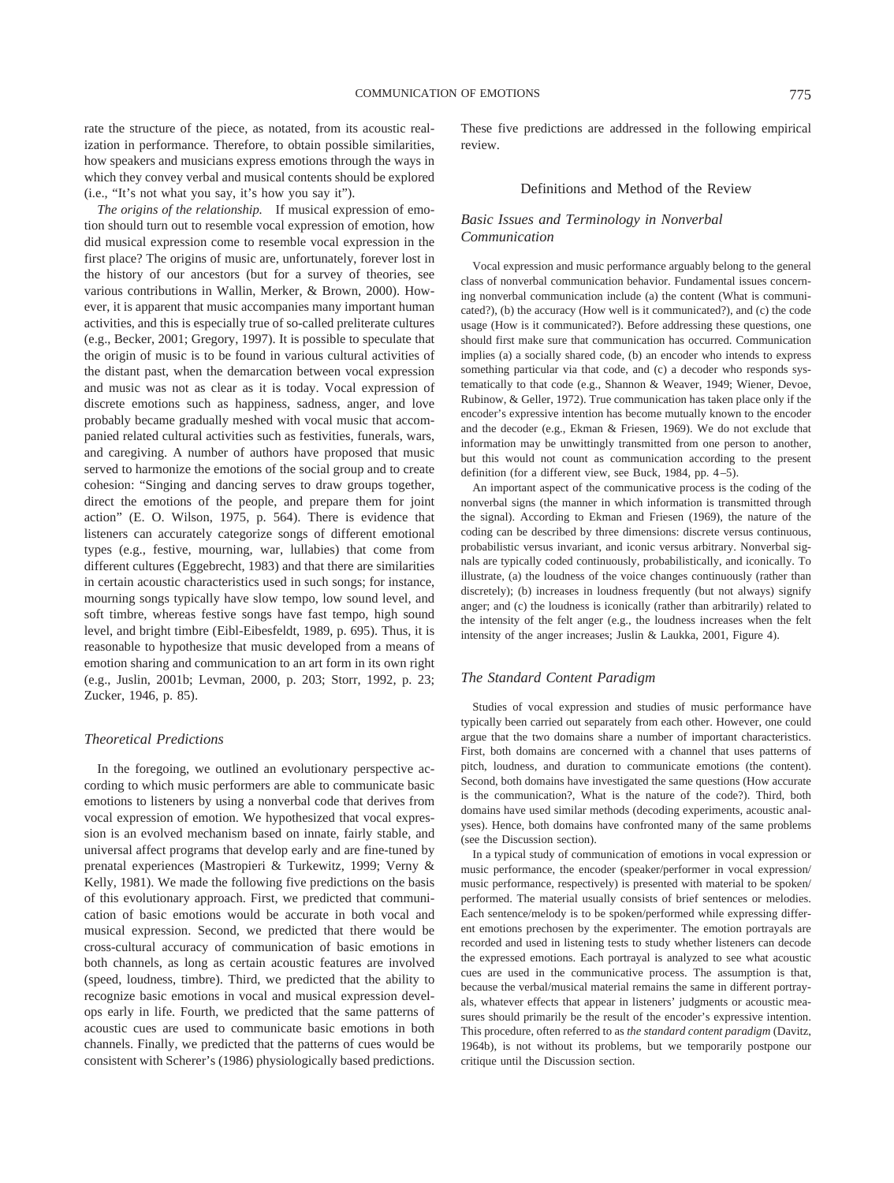rate the structure of the piece, as notated, from its acoustic realization in performance. Therefore, to obtain possible similarities, how speakers and musicians express emotions through the ways in which they convey verbal and musical contents should be explored (i.e., "It's not what you say, it's how you say it").

*The origins of the relationship.* If musical expression of emotion should turn out to resemble vocal expression of emotion, how did musical expression come to resemble vocal expression in the first place? The origins of music are, unfortunately, forever lost in the history of our ancestors (but for a survey of theories, see various contributions in Wallin, Merker, & Brown, 2000). However, it is apparent that music accompanies many important human activities, and this is especially true of so-called preliterate cultures (e.g., Becker, 2001; Gregory, 1997). It is possible to speculate that the origin of music is to be found in various cultural activities of the distant past, when the demarcation between vocal expression and music was not as clear as it is today. Vocal expression of discrete emotions such as happiness, sadness, anger, and love probably became gradually meshed with vocal music that accompanied related cultural activities such as festivities, funerals, wars, and caregiving. A number of authors have proposed that music served to harmonize the emotions of the social group and to create cohesion: "Singing and dancing serves to draw groups together, direct the emotions of the people, and prepare them for joint action" (E. O. Wilson, 1975, p. 564). There is evidence that listeners can accurately categorize songs of different emotional types (e.g., festive, mourning, war, lullabies) that come from different cultures (Eggebrecht, 1983) and that there are similarities in certain acoustic characteristics used in such songs; for instance, mourning songs typically have slow tempo, low sound level, and soft timbre, whereas festive songs have fast tempo, high sound level, and bright timbre (Eibl-Eibesfeldt, 1989, p. 695). Thus, it is reasonable to hypothesize that music developed from a means of emotion sharing and communication to an art form in its own right (e.g., Juslin, 2001b; Levman, 2000, p. 203; Storr, 1992, p. 23; Zucker, 1946, p. 85).

### Theoretical Predictions

In the foregoing, we outlined an evolutionary perspective according to which music performers are able to communicate basic emotions to listeners by using a nonverbal code that derives from vocal expression of emotion. We hypothesized that vocal expression is an evolved mechanism based on innate, fairly stable, and universal affect programs that develop early and are fine-tuned by prenatal experiences (Mastropieri & Turkewitz, 1999; Verny & Kelly, 1981). We made the following five predictions on the basis of this evolutionary approach. First, we predicted that communication of basic emotions would be accurate in both vocal and musical expression. Second, we predicted that there would be cross-cultural accuracy of communication of basic emotions in both channels, as long as certain acoustic features are involved (speed, loudness, timbre). Third, we predicted that the ability to recognize basic emotions in vocal and musical expression develops early in life. Fourth, we predicted that the same patterns of acoustic cues are used to communicate basic emotions in both channels. Finally, we predicted that the patterns of cues would be consistent with Scherer's (1986) physiologically based predictions. These five predictions are addressed in the following empirical review.

## Definitions and Method of the Review

### Basic Issues and Terminology in Nonverbal Communication

Vocal expression and music performance arguably belong to the general class of nonverbal communication behavior. Fundamental issues concerning nonverbal communication include (a) the content (What is communicated?), (b) the accuracy (How well is it communicated?), and (c) the code usage (How is it communicated?). Before addressing these questions, one should first make sure that communication has occurred. Communication implies (a) a socially shared code, (b) an encoder who intends to express something particular via that code, and (c) a decoder who responds systematically to that code (e.g., Shannon & Weaver, 1949; Wiener, Devoe, Rubinow, & Geller, 1972). True communication has taken place only if the encoder's expressive intention has become mutually known to the encoder and the decoder (e.g., Ekman & Friesen, 1969). We do not exclude that information may be unwittingly transmitted from one person to another, but this would not count as communication according to the present definition (for a different view, see Buck, 1984, pp. 4–5).

An important aspect of the communicative process is the coding of the nonverbal signs (the manner in which information is transmitted through the signal). According to Ekman and Friesen (1969), the nature of the coding can be described by three dimensions: discrete versus continuous, probabilistic versus invariant, and iconic versus arbitrary. Nonverbal signals are typically coded continuously, probabilistically, and iconically. To illustrate, (a) the loudness of the voice changes continuously (rather than discretely); (b) increases in loudness frequently (but not always) signify anger; and (c) the loudness is iconically (rather than arbitrarily) related to the intensity of the felt anger (e.g., the loudness increases when the felt intensity of the anger increases; Juslin & Laukka, 2001, Figure 4).

### The Standard Content Paradigm

Studies of vocal expression and studies of music performance have typically been carried out separately from each other. However, one could argue that the two domains share a number of important characteristics. First, both domains are concerned with a channel that uses patterns of pitch, loudness, and duration to communicate emotions (the content). Second, both domains have investigated the same questions (How accurate is the communication?, What is the nature of the code?). Third, both domains have used similar methods (decoding experiments, acoustic analyses). Hence, both domains have confronted many of the same problems (see the Discussion section).

In a typical study of communication of emotions in vocal expression or music performance, the encoder (speaker/performer in vocal expression/music performance, respectively) is presented with material to be spoken/performed. The material usually consists of brief sentences or melodies. Each sentence/melody is to be spoken/performed while expressing different emotions prechosen by the experimenter. The emotion portrayals are recorded and used in listening tests to study whether listeners can decode the expressed emotions. Each portrayal is analyzed to see what acoustic cues are used in the communicative process. The assumption is that, because the verbal/musical material remains the same in different portrayals, whatever effects that appear in listeners' judgments or acoustic measures should primarily be the result of the encoder's expressive intention. This procedure, often referred to as *the standard content paradigm* (Davitz, 1964b), is not without its problems, but we temporarily postpone our critique until the Discussion section.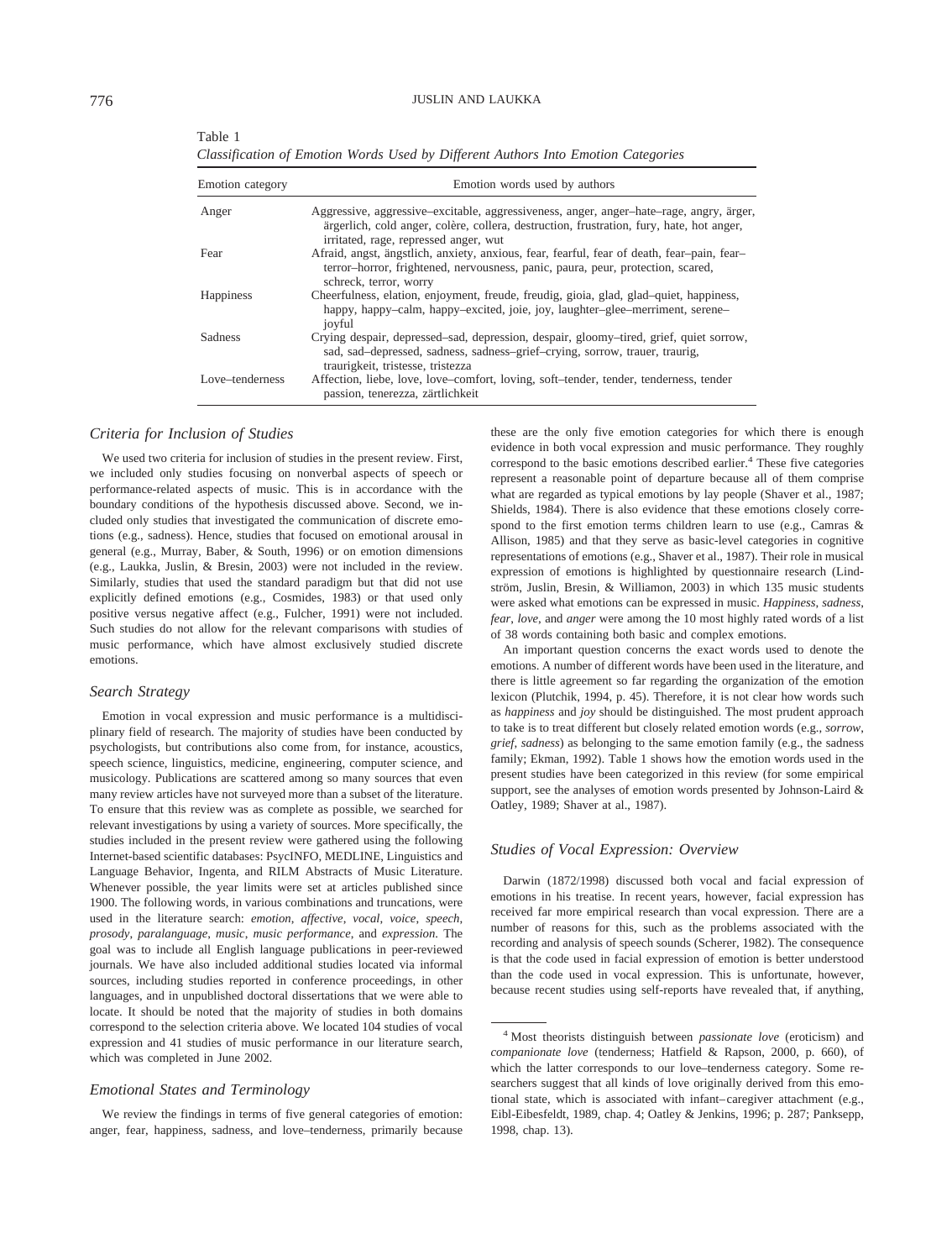Table 1
*Classification of Emotion Words Used by Different Authors Into Emotion Categories*

| Emotion category | Emotion words used by authors |
|---|---|
| Anger | Aggressive, aggressive–excitable, aggressiveness, anger, anger–hate–rage, angry, ärger, ärgerlich, cold anger, colère, collera, destruction, frustration, fury, hate, hot anger, irritated, rage, repressed anger, wut |
| Fear | Afraid, angst, ängstlich, anxiety, anxious, fear, fearful, fear of death, fear–pain, fear–terror–horror, frightened, nervousness, panic, paura, peur, protection, scared, schreck, terror, worry |
| Happiness | Cheerfulness, elation, enjoyment, freude, freudig, gioia, glad, glad–quiet, happiness, happy, happy–calm, happy–excited, joie, joy, laughter–glee–merriment, serene–joyful |
| Sadness | Crying despair, depressed–sad, depression, despair, gloomy–tired, grief, quiet sorrow, sad, sad–depressed, sadness, sadness–grief–crying, sorrow, trauer, traurig, traurigkeit, tristesse, tristezza |
| Love–tenderness | Affection, liebe, love, love–comfort, loving, soft–tender, tender, tenderness, tender passion, tenerezza, zärtlichkeit |

## Criteria for Inclusion of Studies

We used two criteria for inclusion of studies in the present review. First, we included only studies focusing on nonverbal aspects of speech or performance-related aspects of music. This is in accordance with the boundary conditions of the hypothesis discussed above. Second, we included only studies that investigated the communication of discrete emotions (e.g., sadness). Hence, studies that focused on emotional arousal in general (e.g., Murray, Baber, & South, 1996) or on emotion dimensions (e.g., Laukka, Juslin, & Bresin, 2003) were not included in the review. Similarly, studies that used the standard paradigm but that did not use explicitly defined emotions (e.g., Cosmides, 1983) or that used only positive versus negative affect (e.g., Fulcher, 1991) were not included. Such studies do not allow for the relevant comparisons with studies of music performance, which have almost exclusively studied discrete emotions.

## Search Strategy

Emotion in vocal expression and music performance is a multidisciplinary field of research. The majority of studies have been conducted by psychologists, but contributions also come from, for instance, acoustics, speech science, linguistics, medicine, engineering, computer science, and musicology. Publications are scattered among so many sources that even many review articles have not surveyed more than a subset of the literature. To ensure that this review was as complete as possible, we searched for relevant investigations by using a variety of sources. More specifically, the studies included in the present review were gathered using the following Internet-based scientific databases: PsycINFO, MEDLINE, Linguistics and Language Behavior, Ingenta, and RILM Abstracts of Music Literature. Whenever possible, the year limits were set at articles published since 1900. The following words, in various combinations and truncations, were used in the literature search: *emotion*, *affective*, *vocal*, *voice*, *speech*, *prosody*, *paralanguage*, *music*, *music performance*, and *expression*. The goal was to include all English language publications in peer-reviewed journals. We have also included additional studies located via informal sources, including studies reported in conference proceedings, in other languages, and in unpublished doctoral dissertations that we were able to locate. It should be noted that the majority of studies in both domains correspond to the selection criteria above. We located 104 studies of vocal expression and 41 studies of music performance in our literature search, which was completed in June 2002.

## Emotional States and Terminology

We review the findings in terms of five general categories of emotion: anger, fear, happiness, sadness, and love–tenderness, primarily because these are the only five emotion categories for which there is enough evidence in both vocal expression and music performance. They roughly correspond to the basic emotions described earlier.[4] These five categories represent a reasonable point of departure because all of them comprise what are regarded as typical emotions by lay people (Shaver et al., 1987; Shields, 1984). There is also evidence that these emotions closely correspond to the first emotion terms children learn to use (e.g., Camras & Allison, 1985) and that they serve as basic-level categories in cognitive representations of emotions (e.g., Shaver et al., 1987). Their role in musical expression of emotions is highlighted by questionnaire research (Lindström, Juslin, Bresin, & Williamon, 2003) in which 135 music students were asked what emotions can be expressed in music. *Happiness*, *sadness*, *fear*, *love*, and *anger* were among the 10 most highly rated words of a list of 38 words containing both basic and complex emotions.

An important question concerns the exact words used to denote the emotions. A number of different words have been used in the literature, and there is little agreement so far regarding the organization of the emotion lexicon (Plutchik, 1994, p. 45). Therefore, it is not clear how words such as *happiness* and *joy* should be distinguished. The most prudent approach to take is to treat different but closely related emotion words (e.g., *sorrow*, *grief*, *sadness*) as belonging to the same emotion family (e.g., the sadness family; Ekman, 1992). Table 1 shows how the emotion words used in the present studies have been categorized in this review (for some empirical support, see the analyses of emotion words presented by Johnson-Laird & Oatley, 1989; Shaver at al., 1987).

## Studies of Vocal Expression: Overview

Darwin (1872/1998) discussed both vocal and facial expression of emotions in his treatise. In recent years, however, facial expression has received far more empirical research than vocal expression. There are a number of reasons for this, such as the problems associated with the recording and analysis of speech sounds (Scherer, 1982). The consequence is that the code used in facial expression of emotion is better understood than the code used in vocal expression. This is unfortunate, however, because recent studies using self-reports have revealed that, if anything,

[4] Most theorists distinguish between *passionate love* (eroticism) and *companionate love* (tenderness; Hatfield & Rapson, 2000, p. 660), of which the latter corresponds to our love–tenderness category. Some researchers suggest that all kinds of love originally derived from this emotional state, which is associated with infant–caregiver attachment (e.g., Eibl-Eibesfeldt, 1989, chap. 4; Oatley & Jenkins, 1996; p. 287; Panksepp, 1998, chap. 13).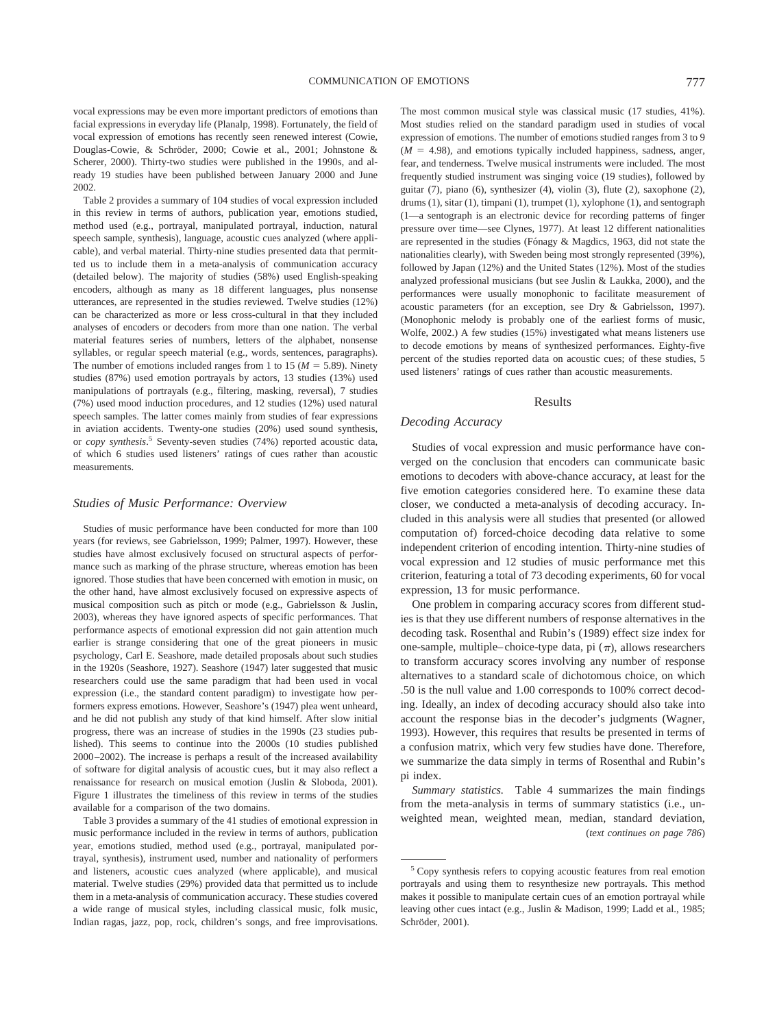vocal expressions may be even more important predictors of emotions than facial expressions in everyday life (Planalp, 1998). Fortunately, the field of vocal expression of emotions has recently seen renewed interest (Cowie, Douglas-Cowie, & Schröder, 2000; Cowie et al., 2001; Johnstone & Scherer, 2000). Thirty-two studies were published in the 1990s, and already 19 studies have been published between January 2000 and June 2002.

Table 2 provides a summary of 104 studies of vocal expression included in this review in terms of authors, publication year, emotions studied, method used (e.g., portrayal, manipulated portrayal, induction, natural speech sample, synthesis), language, acoustic cues analyzed (where applicable), and verbal material. Thirty-nine studies presented data that permitted us to include them in a meta-analysis of communication accuracy (detailed below). The majority of studies (58%) used English-speaking encoders, although as many as 18 different languages, plus nonsense utterances, are represented in the studies reviewed. Twelve studies (12%) can be characterized as more or less cross-cultural in that they included analyses of encoders or decoders from more than one nation. The verbal material features series of numbers, letters of the alphabet, nonsense syllables, or regular speech material (e.g., words, sentences, paragraphs). The number of emotions included ranges from 1 to 15 ($M = 5.89$). Ninety studies (87%) used emotion portrayals by actors, 13 studies (13%) used manipulations of portrayals (e.g., filtering, masking, reversal), 7 studies (7%) used mood induction procedures, and 12 studies (12%) used natural speech samples. The latter comes mainly from studies of fear expressions in aviation accidents. Twenty-one studies (20%) used sound synthesis, or *copy synthesis*.[5] Seventy-seven studies (74%) reported acoustic data, of which 6 studies used listeners' ratings of cues rather than acoustic measurements.

### *Studies of Music Performance: Overview*

Studies of music performance have been conducted for more than 100 years (for reviews, see Gabrielsson, 1999; Palmer, 1997). However, these studies have almost exclusively focused on structural aspects of performance such as marking of the phrase structure, whereas emotion has been ignored. Those studies that have been concerned with emotion in music, on the other hand, have almost exclusively focused on expressive aspects of musical composition such as pitch or mode (e.g., Gabrielsson & Juslin, 2003), whereas they have ignored aspects of specific performances. That performance aspects of emotional expression did not gain attention much earlier is strange considering that one of the great pioneers in music psychology, Carl E. Seashore, made detailed proposals about such studies in the 1920s (Seashore, 1927). Seashore (1947) later suggested that music researchers could use the same paradigm that had been used in vocal expression (i.e., the standard content paradigm) to investigate how performers express emotions. However, Seashore's (1947) plea went unheard, and he did not publish any study of that kind himself. After slow initial progress, there was an increase of studies in the 1990s (23 studies published). This seems to continue into the 2000s (10 studies published 2000–2002). The increase is perhaps a result of the increased availability of software for digital analysis of acoustic cues, but it may also reflect a renaissance for research on musical emotion (Juslin & Sloboda, 2001). Figure 1 illustrates the timeliness of this review in terms of the studies available for a comparison of the two domains.

Table 3 provides a summary of the 41 studies of emotional expression in music performance included in the review in terms of authors, publication year, emotions studied, method used (e.g., portrayal, manipulated portrayal, synthesis), instrument used, number and nationality of performers and listeners, acoustic cues analyzed (where applicable), and musical material. Twelve studies (29%) provided data that permitted us to include them in a meta-analysis of communication accuracy. These studies covered a wide range of musical styles, including classical music, folk music, Indian ragas, jazz, pop, rock, children's songs, and free improvisations. The most common musical style was classical music (17 studies, 41%). Most studies relied on the standard paradigm used in studies of vocal expression of emotions. The number of emotions studied ranges from 3 to 9 ($M = 4.98$), and emotions typically included happiness, sadness, anger, fear, and tenderness. Twelve musical instruments were included. The most frequently studied instrument was singing voice (19 studies), followed by guitar (7), piano (6), synthesizer (4), violin (3), flute (2), saxophone (2), drums (1), sitar (1), timpani (1), trumpet (1), xylophone (1), and sentograph (1—a sentograph is an electronic device for recording patterns of finger pressure over time—see Clynes, 1977). At least 12 different nationalities are represented in the studies (Fónagy & Magdics, 1963, did not state the nationalities clearly), with Sweden being most strongly represented (39%), followed by Japan (12%) and the United States (12%). Most of the studies analyzed professional musicians (but see Juslin & Laukka, 2000), and the performances were usually monophonic to facilitate measurement of acoustic parameters (for an exception, see Dry & Gabrielsson, 1997). (Monophonic melody is probably one of the earliest forms of music, Wolfe, 2002.) A few studies (15%) investigated what means listeners use to decode emotions by means of synthesized performances. Eighty-five percent of the studies reported data on acoustic cues; of these studies, 5 used listeners' ratings of cues rather than acoustic measurements.

## Results

### *Decoding Accuracy*

Studies of vocal expression and music performance have converged on the conclusion that encoders can communicate basic emotions to decoders with above-chance accuracy, at least for the five emotion categories considered here. To examine these data closer, we conducted a meta-analysis of decoding accuracy. Included in this analysis were all studies that presented (or allowed computation of) forced-choice decoding data relative to some independent criterion of encoding intention. Thirty-nine studies of vocal expression and 12 studies of music performance met this criterion, featuring a total of 73 decoding experiments, 60 for vocal expression, 13 for music performance.

One problem in comparing accuracy scores from different studies is that they use different numbers of response alternatives in the decoding task. Rosenthal and Rubin's (1989) effect size index for one-sample, multiple–choice-type data, pi ($\pi$), allows researchers to transform accuracy scores involving any number of response alternatives to a standard scale of dichotomous choice, on which .50 is the null value and 1.00 corresponds to 100% correct decoding. Ideally, an index of decoding accuracy should also take into account the response bias in the decoder's judgments (Wagner, 1993). However, this requires that results be presented in terms of a confusion matrix, which very few studies have done. Therefore, we summarize the data simply in terms of Rosenthal and Rubin's pi index.

*Summary statistics.* Table 4 summarizes the main findings from the meta-analysis in terms of summary statistics (i.e., unweighted mean, weighted mean, median, standard deviation,

(*text continues on page 786*)

[5] Copy synthesis refers to copying acoustic features from real emotion portrayals and using them to resynthesize new portrayals. This method makes it possible to manipulate certain cues of an emotion portrayal while leaving other cues intact (e.g., Juslin & Madison, 1999; Ladd et al., 1985; Schröder, 2001).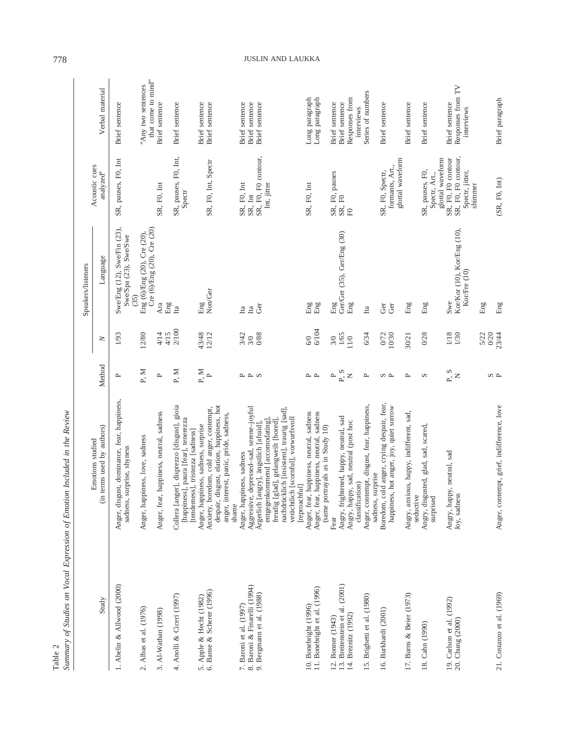Table 2
*Summary of Studies on Vocal Expression of Emotion Included in the Review*

| Study | Emotions studied (in terms used by authors) | Method | Speakers/listeners | | Acoustic cues analyzed[a] | Verbal material |
|---|---|---|---|---|---|---|
| | | | *N* | Language | | |
| 1. Abelin & Allwood (2000) | Anger, disgust, dominance, fear, happiness, sadness, surprise, shyness | P | 1/93 | Swe/Eng (12), Swe/Fin (23), Swe/Spa (23), Swe/Swe (35) | SR, pauses, F0, Int | Brief sentence |
| 2. Albas et al. (1976) | Anger, happiness, love, sadness | P, M | 12/80 | Eng (6)/Eng (20), Cre (20), Cre (6)/Eng (20), Cre (20) | | "Any two sentences that come to mind" |
| 3. Al-Watban (1998) | Anger, fear, happiness, neutral, sadness | P | 4/14 | Ara | SR, F0, Int | Brief sentence |
| | | | 4/15 | Eng | | |
| 4. Anolli & Ciceri (1997) | Collera [anger], disprezzo [disgust], gioia [happiness], paura [fear], tenerezza [tenderness], tristezza [sadness] | P, M | 2/100 | Ita | SR, pauses, F0, Int, Spectr | Brief sentence |
| 5. Apple & Hecht (1982) | Anger, happiness, sadness, surprise | P, M | 43/48 | Eng | | Brief sentence |
| 6. Banse & Scherer (1996) | Anxiety, boredom, cold anger, contempt, despair, disgust, elation, happiness, hot anger, interest, panic, pride, sadness, shame | P | 12/12 | Non/Ger | SR, F0, Int, Spectr | Brief sentence |
| 7. Baroni et al. (1997) | Aggressive, depressed–sad, serene–joyful | P | 3/42 | Ita | SR, F0, Int | Brief sentence |
| 8. Baroni & Finarelli (1994) | Aggressive, depressed–sad, serene–joyful | P | 3/0 | Ita | SR, Int | Brief sentence |
| 9. Bergmann et al. (1988) | Ärgerlich [angry], ängstlich [afraid], entgegenkommend [accomodating], freudig [glad], gelangweilt [bored], nachdrücklich [insistent], traurig [sad], verächtlich [scornful], vorwurfsvoll [reproachful] | S | 0/88 | Ger | SR, F0, F0 contour, Int, jitter | Brief sentence |
| 10. Bonebright (1996) | Anger, fear, happiness, neutral, sadness | P | 6/0 | Eng | SR, F0, Int | Long paragraph |
| 11. Bonebright et al. (1996) | Anger, fear, happiness, neutral, sadness (same portrayals as in Study 10) | P | 6/104 | Eng | | Long paragraph |
| 12. Bonner (1943) | Fear | P | 3/0 | Eng | SR, F0, pauses | Brief sentence |
| 13. Breitenstein et al. (2001) | Angry, frightened, happy, neutral, sad | P, S | 1/65 | Ger/Ger (35), Ger/Eng (30) | SR, F0 | Brief sentence |
| 14. Breznitz (1992) | Angry, happy, sad, neutral (post hoc classification) | N | 11/0 | Eng | F0 | Responses from interviews |
| 15. Brighetti et al. (1980) | Anger, contempt, disgust, fear, happiness, sadness, surprise | P | 6/34 | Ita | | Series of numbers |
| 16. Burkhardt (2001) | Boredom, cold anger, crying despair, fear, happiness, hot anger, joy, quiet sorrow | S | 0/72 | Ger | SR, F0, Spectr, formants, Art., glottal waveform | Brief sentence |
| | | P | 10/30 | Ger | | |
| 17. Burns & Beier (1973) | Angry, anxious, happy, indifferent, sad, seductive | P | 30/21 | Eng | | Brief sentence |
| 18. Cahn (1990) | Angry, disgusted, glad, sad, scared, surprised | S | 0/28 | Eng | SR, pauses, F0, Spectr, Art., glottal waveform | Brief sentence |
| 19. Carlson et al. (1992) | Angry, happy, neutral, sad | P, S | 1/18 | Swe | SR, F0, F0 contour | Brief sentence |
| 20. Chung (2000) | Joy, sadness | N | 1/30 | Kor/Kor (10), Kor/Eng (10), Kor/Fre (10) | SR, F0, F0 contour, Spectr, jitter, shimmer | Responses from TV interviews |
| | | | 5/22 | Eng | | |
| | | S | 0/20 | | | |
| 21. Costanzo et al. (1969) | Anger, contempt, grief, indifference, love | P | 23/44 | Eng | (SR, F0, Int) | Brief paragraph |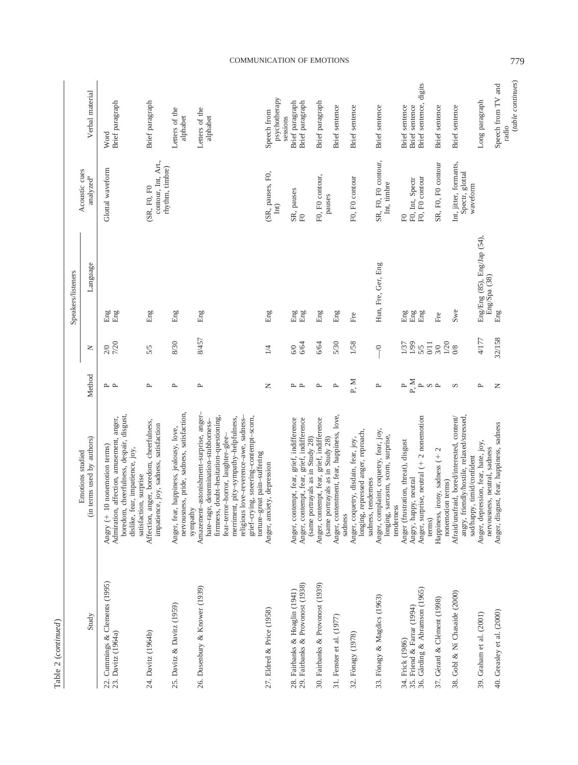Table 2 (*continued*)

| Study | Emotions studied (in terms used by authors) | Method | Speakers/listeners *N* | Speakers/listeners Language | Acoustic cues analyzed[a] | Verbal material |
|---|---|---|---|---|---|---|
| 22. Cummings & Clements (1995) | Angry (+ 10 nonemotion terms) | P | 2/0 | Eng | Glottal waveform | Word |
| 23. Davitz (1964a) | Admiration, affection, amusement, anger, boredom, cheerfulness, despair, disgust, dislike, fear, impatience, joy, satisfaction, surprise | P | 7/20 | Eng | | Brief paragraph |
| 24. Davitz (1964b) | Affection, anger, boredom, cheerfulness, impatience, joy, sadness, satisfaction | P | 5/5 | Eng | (SR, F0, F0 contour, Int, Art., rhythm, timbre) | Brief paragraph |
| 25. Davitz & Davitz (1959) | Anger, fear, happiness, jealousy, love, nervousness, pride, sadness, satisfaction, sympathy | P | 8/30 | Eng | | Letters of the alphabet |
| 26. Dusenbury & Knower (1939) | Amazement–astonishment–surprise, anger–hate–rage, determination–stubbornness–firmness, doubt–hesitation–questioning, fear–terror–horror, laughter–glee–merriment, pity–sympathy–helpfulness, religious love–reverence–awe, sadness–grief–crying, sneering–contempt–scorn, torture–great pain–suffering | P | 8/457 | Eng | | Letters of the alphabet |
| 27. Eldred & Price (1958) | Anger, anxiety, depression | N | 1/4 | Eng | (SR, pauses, F0, Int) | Speech from psychotherapy sessions |
| 28. Fairbanks & Hoaglin (1941) | Anger, contempt, fear, grief, indifference | P | 6/0 | Eng | SR, pauses | Brief paragraph |
| 29. Fairbanks & Provonost (1938) | Anger, contempt, fear, grief, indifference (same portrayals as in Study 28) | P | 6/64 | Eng | F0 | Brief paragraph |
| 30. Fairbanks & Provonost (1939) | Anger, contempt, fear, grief, indifference (same portrayals as in Study 28) | P | 6/64 | Eng | F0, F0 contour, pauses | Brief paragraph |
| 31. Fenster et al. (1977) | Anger, contentment, fear, happiness, love, sadness | P | 5/30 | Eng | | Brief sentence |
| 32. Fónagy (1978) | Anger, coquetry, disdain, fear, joy, longing, repressed anger, reproach, sadness, tenderness | P, M | 1/58 | Fre | F0, F0 contour | Brief sentence |
| 33. Fónagy & Magdics (1963) | Anger, complaint, coquetry, fear, joy, longing, sarcasm, scorn, surprise, tenderness | P | —/0 | Hun, Fre, Ger, Eng | SR, F0, F0 contour, Int, timbre | Brief sentence |
| 34. Frick (1986) | Anger (frustration, threat), disgust | P | 1/37 | Eng | F0 | Brief sentence |
| 35. Friend & Farrar (1994) | Angry, happy, neutral | P, M | 1/99 | Eng | F0, Int, Spectr | Brief sentence |
| 36. Gårding & Abramson (1965) | Anger, surprise, neutral (+ 2 nonemotion terms) | P | 5/5 | Eng | F0, F0 contour | Brief sentence, digits |
| 37. Gérard & Clément (1998) | Happiness, irony, sadness (+ 2 nonemotion terms) | S / P | 0/11 / 3/0 | Fre | SR, F0, F0 contour | Brief sentence |
| 38. Gobl & Ní Chasaide (2000) | Afraid/unafraid, bored/interested, content/angry, friendly/hostile, relaxed/stressed, sad/happy, timid/confident | S | 1/20 / 0/8 | Swe | Int, jitter, formants, Spectr, glottal waveform | Brief sentence |
| 39. Graham et al. (2001) | Anger, depression, fear, hate, joy, nervousness, neutral, sadness | P | 4/177 | Eng/Eng (85), Eng/Jap (54), Eng/Spa (38) | | Long paragraph |
| 40. Greasley et al. (2000) | Anger, disgust, fear, happiness, sadness | N | 32/158 | Eng | | Speech from TV and radio |

(*table continues*)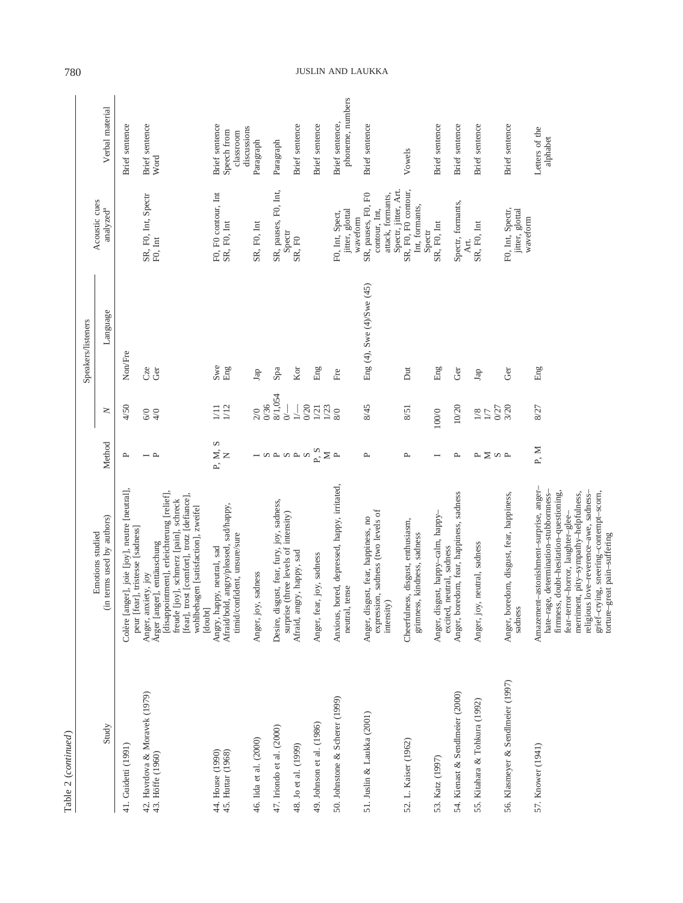Table 2 (*continued*)

| Study | Emotions studied (in terms used by authors) | Method | Speakers/listeners N | Speakers/listeners Language | Acoustic cues analyzed[a] | Verbal material |
|---|---|---|---|---|---|---|
| 41. Guidetti (1991) | Colère [anger], joie [joy], neutre [neutral], peur [fear], tristesse [sadness] | P | 4/50 | Non/Fre | | Brief sentence |
| 42. Havrdova & Moravek (1979) | Anger, anxiety, joy | I | 6/0 | Cze | SR, F0, Int, Spectr | Brief sentence |
| 43. Höffe (1960) | Ärger [anger], enttäuschung [disappointment], erleichterung [relief], freude [joy], schmerz [pain], schreck [fear], trost [comfort], trotz [defiance], wohlbehagen [satisfaction], zweifel [doubt] | P | 4/0 | Ger | F0, Int | Word |
| 44. House (1990) | Angry, happy, neutral, sad | P, M, S | 1/11 | Swe | F0, F0 contour, Int | Brief sentence |
| 45. Huttar (1968) | Afraid/bold, angry/pleased, sad/happy, timid/confident, unsure/sure | N | 1/12 | Eng | SR, F0, Int | Speech from classroom discussions |
| 46. Iida et al. (2000) | Anger, joy, sadness | I | 2/0 | Jap | SR, F0, Int | Paragraph |
| | | S | 0/36 | | | |
| 47. Iriondo et al. (2000) | Desire, disgust, fear, fury, joy, sadness, surprise (three levels of intensity) | P | 8/1,054 | Spa | SR, pauses, F0, Int, Spectr | Paragraph |
| | | S | 0/— | | | |
| 48. Jo et al. (1999) | Afraid, angry, happy, sad | P | 1/— | Kor | SR, F0 | Brief sentence |
| | | S | 0/20 | | | |
| 49. Johnson et al. (1986) | Anger, fear, joy, sadness | P, S | 1/21 | Eng | | Brief sentence |
| | | M | 1/23 | | | |
| 50. Johnstone & Scherer (1999) | Anxious, bored, depressed, happy, irritated, neutral, tense | P | 8/0 | Fre | F0, Int, Spect, jitter, glottal waveform | Brief sentence, phoneme, numbers |
| 51. Juslin & Laukka (2001) | Anger, disgust, fear, happiness, no expression, sadness (two levels of intensity) | P | 8/45 | Eng (4), Swe (4)/Swe (45) | SR, pauses, F0, F0 contour, Int, attack, formants, Spectr, jitter, Art. | Brief sentence |
| 52. L. Kaiser (1962) | Cheerfulness, disgust, enthusiasm, grimness, kindness, sadness | P | 8/51 | Dut | SR, F0, F0 contour, Int, formants, Spectr | Vowels |
| 53. Katz (1997) | Anger, disgust, happy–calm, happy–excited, neutral, sadness | I | 100/0 | Eng | SR, F0, Int | Brief sentence |
| 54. Kienast & Sendlmeier (2000) | Anger, boredom, fear, happiness, sadness | P | 10/20 | Ger | Spectr, formants, Art. | Brief sentence |
| 55. Kitahara & Tohkura (1992) | Anger, joy, neutral, sadness | P | 1/8 | Jap | SR, F0, Int | Brief sentence |
| | | M | 1/7 | | | |
| | | S | 0/27 | | | |
| 56. Klasmeyer & Sendlmeier (1997) | Anger, boredom, disgust, fear, happiness, sadness | P | 3/20 | Ger | F0, Int, Spectr, jitter, glottal waveform | Brief sentence |
| 57. Knower (1941) | Amazement–astonishment–surprise, anger–hate–rage, determination–stubbornness–firmness, doubt–hesitation–questioning, fear–terror–horror, laughter–glee–merriment, pity–sympathy–helpfulness, religious love–reverence–awe, sadness–grief–crying, sneering–contempt–scorn, torture–great pain–suffering | P, M | 8/27 | Eng | | Letters of the alphabet |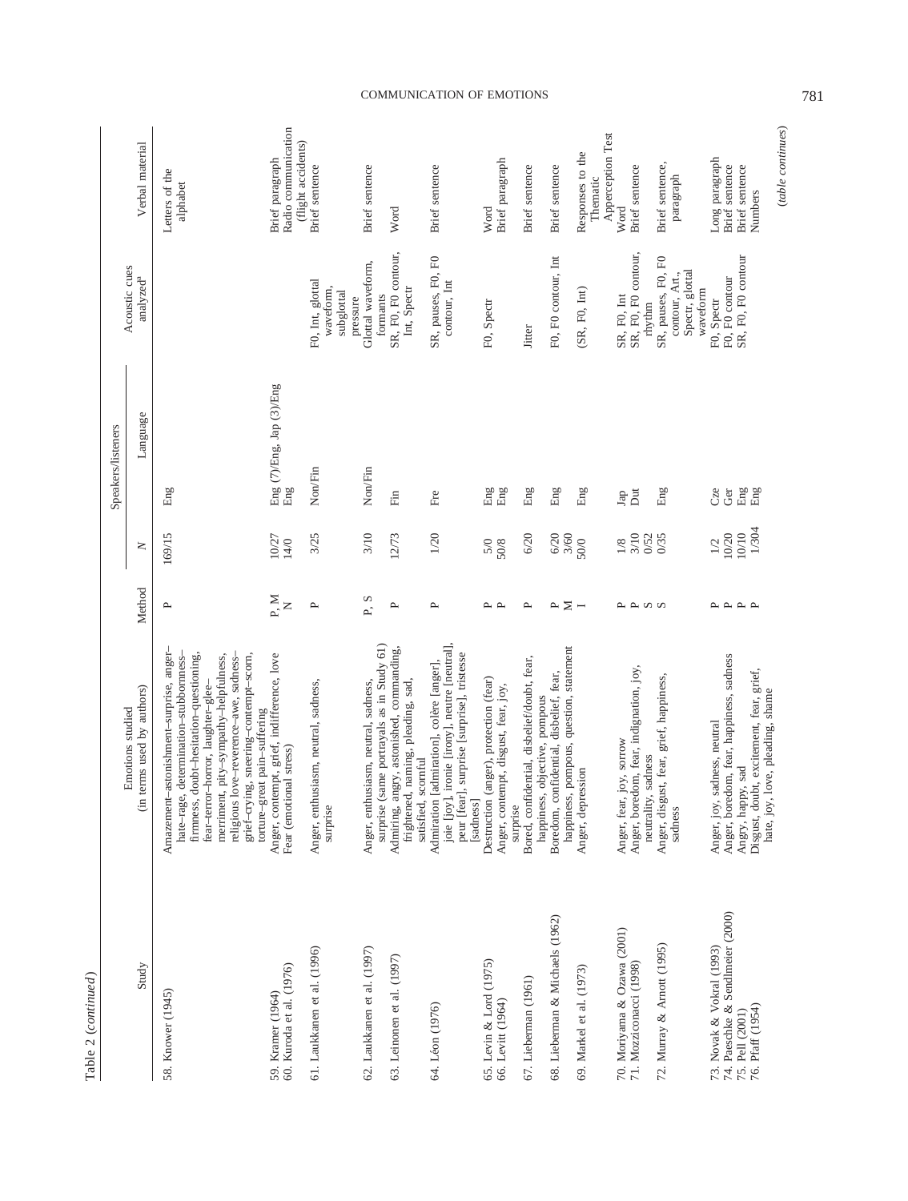Table 2 (*continued*)

| Study | Emotions studied (in terms used by authors) | Method | Speakers/listeners | | | Acoustic cues analyzed[a] | Verbal material |
|---|---|---|---|---|---|---|---|
| | | | *N* | | Language | | |
| 58. Knower (1945) | Amazement–astonishment–surprise, anger–hate–rage, determination–stubbornness–firmness, doubt–hesitation–questioning, fear–terror–horror, laughter–glee–merriment, pity–sympathy–helpfulness, religious love–reverence–awe, sadness–grief–crying, sneering–contempt–scorn, torture–great pain–suffering | P | 169/15 | Eng | | | Letters of the alphabet |
| 59. Kramer (1964) | Anger, contempt, grief, indifference, love | P, M | 10/27 | Eng (7)/Eng, Jap (3)/Eng | | | Brief paragraph |
| 60. Kuroda et al. (1976) | Fear (emotional stress) | N | 14/0 | Eng | | | Radio communication (flight accidents) |
| 61. Laukkanen et al. (1996) | Anger, enthusiasm, neutral, sadness, surprise | P | 3/25 | Non/Fin | | F0, Int, glottal waveform, subglottal pressure | Brief sentence |
| 62. Laukkanen et al. (1997) | Anger, enthusiasm, neutral, sadness, surprise (same portrayals as in Study 61) | P, S | 3/10 | Non/Fin | | Glottal waveform, formants | Brief sentence |
| 63. Leinonen et al. (1997) | Admiring, angry, astonished, commanding, frightened, naming, pleading, sad, satisfied, scornful | P | 12/73 | Fin | | SR, F0, F0 contour, Int, Spectr | Word |
| 64. Léon (1976) | Admiration [admiration], colère [anger], joie [joy], ironie [irony], neutre [neutral], peur [fear], surprise [surprise], tristesse [sadness] | P | 1/20 | Fre | | SR, pauses, F0, F0 contour, Int | Brief sentence |
| 65. Levin & Lord (1975) | Destruction (anger), protection (fear) | P | 5/0 | Eng | | F0, Spectr | Word |
| 66. Levitt (1964) | Anger, contempt, disgust, fear, joy, surprise | P | 50/8 | Eng | | | Brief paragraph |
| 67. Lieberman (1961) | Bored, confidential, disbelief/doubt, fear, happiness, objective, pompous | P | 6/20 | Eng | | Jitter | Brief sentence |
| 68. Lieberman & Michaels (1962) | Boredom, confidential, disbelief, fear, happiness, pompous, question, statement | P | 6/20 | Eng | | F0, F0 contour, Int | Brief sentence |
| | | M | 3/60 | | | | |
| 69. Markel et al. (1973) | Anger, depression | I | 50/0 | Eng | | (SR, F0, Int) | Responses to the Thematic Apperception Test |
| 70. Moriyama & Ozawa (2001) | Anger, fear, joy, sorrow | P | 1/8 | Jap | | SR, F0, Int | Word |
| 71. Mozziconacci (1998) | Anger, boredom, fear, indignation, joy, neutrality, sadness | P | 3/10 | Dut | | SR, F0, F0 contour, rhythm | Brief sentence |
| | | S | 0/52 | | | | |
| 72. Murray & Arnott (1995) | Anger, disgust, fear, grief, happiness, sadness | S | 0/35 | Eng | | SR, pauses, F0, F0 contour, Art., Spectr, glottal waveform | Brief sentence, paragraph |
| 73. Novak & Vokral (1993) | Anger, joy, sadness, neutral | P | 1/2 | Cze | | F0, Spectr | Long paragraph |
| 74. Paeschke & Sendlmeier (2000) | Anger, boredom, fear, happiness, sadness | P | 10/20 | Ger | | F0, F0 contour | Brief sentence |
| 75. Pell (2001) | Angry, happy, sad | P | 10/10 | Eng | | SR, F0, F0 contour | Brief sentence |
| 76. Pfaff (1954) | Disgust, doubt, excitement, fear, grief, hate, joy, love, pleading, shame | P | 1/304 | Eng | | | Numbers |

(*table continues*)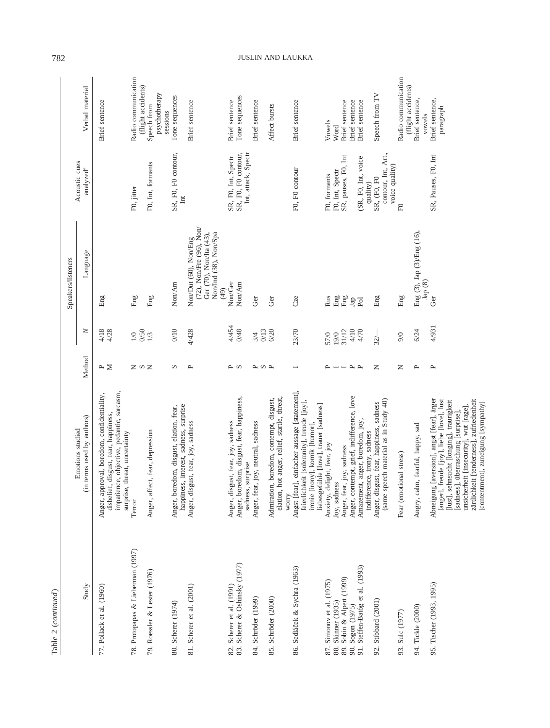Table 2 (*continued*)

| Study | Emotions studied (in terms used by authors) | Method | Speakers/listeners | | Acoustic cues analyzed[a] | Verbal material |
|---|---|---|---|---|---|---|
| | | | *N* | Language | | |
| 77. Pollack et al. (1960) | Anger, approval, boredom, confidentiality, disbelief, disgust, fear, happiness, impatience, objective, pedantic, sarcasm, surprise, threat, uncertainty | P<br>M | 4/18<br>4/28 | Eng | | Brief sentence |
| 78. Protopapas & Lieberman (1997) | Terror | N | 1/0 | Eng | F0, jitter | Radio communication (flight accidents) |
| 79. Roessler & Lester (1976) | Anger, affect, fear, depression | S<br>N | 0/50<br>1/3 | Eng | F0, Int, formants | Speech from psychotherapy sessions |
| 80. Scherer (1974) | Anger, boredom, disgust, elation, fear, happiness, interest, sadness, surprise | S | 0/10 | Non/Am | SR, F0, F0 contour, Int | Tone sequences |
| 81. Scherer et al. (2001) | Anger, disgust, fear, joy, sadness | P | 4/428 | Non/Dut (60), Non/Eng (72), Non/Fre (96), Non/Ger (70), Non/Ita (43), Non/Ind (38), Non/Spa (49) | | Brief sentence |
| 82. Scherer et al. (1991) | Anger, disgust, fear, joy, sadness | P | 4/454 | Non/Ger | SR, F0, Int, Spectr | Brief sentence |
| 83. Scherer & Oshinsky (1977) | Anger, boredom, disgust, fear, happiness, sadness, surprise | S | 0/48 | Non/Am | SR, F0, F0 contour, Int, attack, Spectr | Tone sequences |
| 84. Schröder (1999) | Anger, fear, joy, neutral, sadness | P<br>S | 3/4<br>0/13 | Ger | | Brief sentence |
| 85. Schröder (2000) | Admiration, boredom, contempt, disgust, elation, hot anger, relief, startle, threat, worry | P | 6/20 | Ger | | Affect bursts |
| 86. Sedláček & Sychra (1963) | Angst [fear], einfacher aussage [statement], feierlichkeit [solemnity], freude [joy], ironie [irony], komik [humor], liebesgefühle [love], trauer [sadness] | I | 23/70 | Cze | F0, F0 contour | Brief sentence |
| 87. Simonov et al. (1975) | Anxiety, delight, fear, joy | P | 57/0 | Rus | F0, formants | Vowels |
| 88. Skinner (1935) | Joy, sadness | I | 19/0 | Eng | F0, Int, Spectr | Word |
| 89. Sobin & Alpert (1999) | Anger, fear, joy, sadness | I | 31/12 | Eng | SR, pauses, F0, Int | Brief sentence |
| 90. Sogon (1975) | Anger, contempt, grief, indifference, love | P | 4/10 | Jap | | Brief sentence |
| 91. Steffen-Batóg et al. (1993) | Amazement, anger, boredom, joy, indifference, irony, sadness | P | 4/70 | Pol | (SR, F0, Int, voice quality) | Brief sentence |
| 92. Stibbard (2001) | Anger, disgust, fear, happiness, sadness (same speech material as in Study 40) | N | 32/— | Eng | SR, (F0, F0 contour, Int, Art., voice quality) | Speech from TV |
| 93. Sulc (1977) | Fear (emotional stress) | N | 9/0 | Eng | F0 | Radio communication (flight accidents) |
| 94. Tickle (2000) | Angry, calm, fearful, happy, sad | P | 6/24 | Eng (3), Jap (3)/Eng (16), Jap (8) | | Brief sentence, vowels |
| 95. Tischer (1993, 1995) | Abneigung [aversion], angst [fear], ärger [anger], freude [joy], liebe [love], lust [lust], sehnsucht [longing], traurigkeit [sadness], überraschung [surprise], unsicherheit [insecurity], wut [rage], zärtlichkeit [tenderness], zufriedenheit [contentment], zuneigung [sympathy] | P | 4/931 | Ger | SR, Pauses, F0, Int | Brief sentence, paragraph |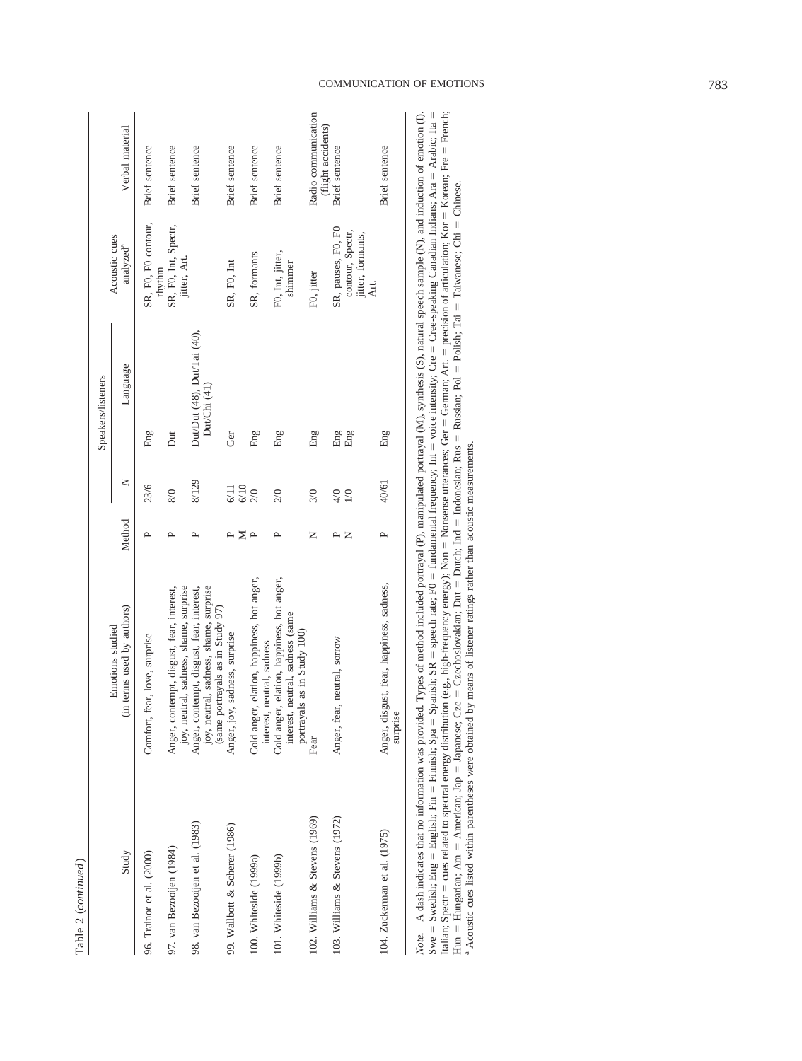Table 2 (*continued*)

| Study | Emotions studied (in terms used by authors) | Method | Speakers/listeners | | Acoustic cues analyzed[a] | Verbal material |
|---|---|---|---|---|---|---|
| | | | *N* | Language | | |
| 96. Trainor et al. (2000) | Comfort, fear, love, surprise | P | 23/6 | Eng | SR, F0, F0 contour, rhythm | Brief sentence |
| 97. van Bezooijen (1984) | Anger, contempt, disgust, fear, interest, joy, neutral, sadness, shame, surprise | P | 8/0 | Dut | SR, F0, Int, Spectr, jitter, Art. | Brief sentence |
| 98. van Bezooijen et al. (1983) | Anger, contempt, disgust, fear, interest, joy, neutral, sadness, shame, surprise (same portrayals as in Study 97) | P | 8/129 | Dut/Dut (48), Dut/Tai (40), Dut/Chi (41) | | Brief sentence |
| 99. Wallbott & Scherer (1986) | Anger, joy, sadness, surprise | P<br>M | 6/11<br>6/10 | Ger | SR, F0, Int | Brief sentence |
| 100. Whiteside (1999a) | Cold anger, elation, happiness, hot anger, interest, neutral, sadness | P | 2/0 | Eng | SR, formants | Brief sentence |
| 101. Whiteside (1999b) | Cold anger, elation, happiness, hot anger, interest, neutral, sadness (same portrayals as in Study 100) | P | 2/0 | Eng | F0, Int, jitter, shimmer | Brief sentence |
| 102. Williams & Stevens (1969) | Fear | N | 3/0 | Eng | F0, jitter | Radio communication (flight accidents) |
| 103. Williams & Stevens (1972) | Anger, fear, neutral, sorrow | P<br>N | 4/0<br>1/0 | Eng<br>Eng | SR, pauses, F0, F0 contour, Spectr, jitter, formants, Art. | Brief sentence |
| 104. Zuckerman et al. (1975) | Anger, disgust, fear, happiness, sadness, surprise | P | 40/61 | Eng | | Brief sentence |

*Note.* A dash indicates that no information was provided. Types of method included portrayal (P), manipulated portrayal (M), synthesis (S), natural speech sample (N), and induction of emotion (I). Swe = Swedish; Eng = English; Fin = Finnish; Spa = Spanish; SR = speech rate; F0 = fundamental frequency; Int = voice intensity; Cre = Cree-speaking Canadian Indians; Ara = Arabic; Ita = Italian; Spectr = cues related to spectral energy distribution (e.g., high-frequency energy); Non = Nonsense utterances; Ger = German; Art. = precision of articulation; Kor = Korean; Fre = French; Hun = Hungarian; Am = American; Jap = Japanese; Cze = Czechoslovakian; Dut = Dutch; Ind = Indonesian; Rus = Russian; Pol = Polish; Tai = Taiwanese; Chi = Chinese.
[a] Acoustic cues listed within parentheses were obtained by means of listener ratings rather than acoustic measurements.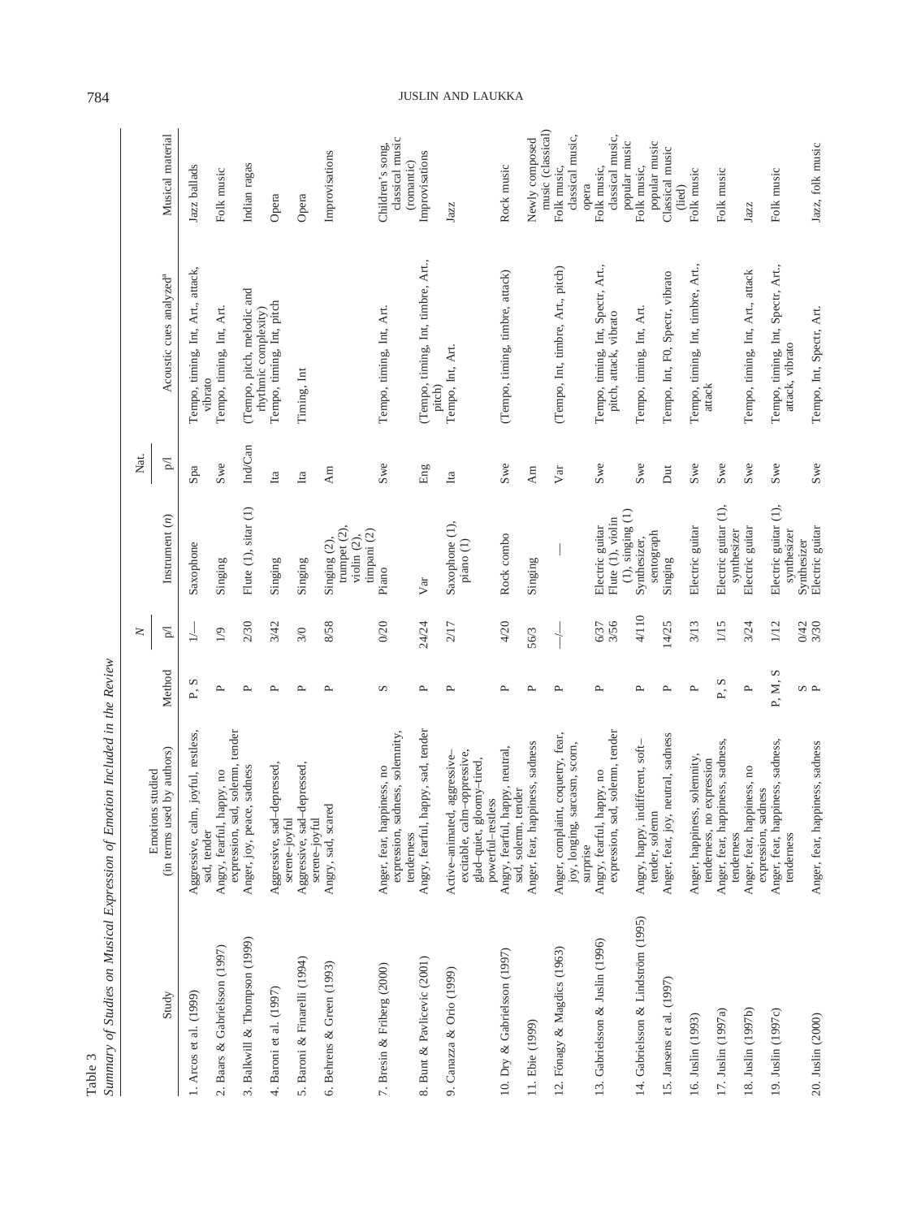Table 3
*Summary of Studies on Musical Expression of Emotion Included in the Review*

| Study | Emotions studied (in terms used by authors) | Method | *N* p/l | Instrument (*n*) | Nat. p/l | Acoustic cues analyzed[a] | Musical material |
|---|---|---|---|---|---|---|---|
| 1. Arcos et al. (1999) | Aggressive, calm, joyful, restless, sad, tender | P, S | 1/— | Saxophone | Spa | Tempo, timing, Int, Art., attack, vibrato | Jazz ballads |
| 2. Baars & Gabrielsson (1997) | Angry, fearful, happy, no expression, sad, solemn, tender | P | 1/9 | Singing | Swe | Tempo, timing, Int, Art. | Folk music |
| 3. Balkwill & Thompson (1999) | Anger, joy, peace, sadness | P | 2/30 | Flute (1), sitar (1) | Ind/Can | (Tempo, pitch, melodic and rhythmic complexity) | Indian ragas |
| 4. Baroni et al. (1997) | Aggressive, sad–depressed, serene–joyful | P | 3/42 | Singing | Ita | Tempo, timing, Int, pitch | Opera |
| 5. Baroni & Finarelli (1994) | Aggressive, sad–depressed, serene–joyful | P | 3/0 | Singing | Ita | Timing, Int | Opera |
| 6. Behrens & Green (1993) | Angry, sad, scared | P | 8/58 | Singing (2), trumpet (2), violin (2), timpani (2) | Am | | Improvisations |
| 7. Bresin & Friberg (2000) | Anger, fear, happiness, no expression, sadness, solemnity, tenderness | S | 0/20 | Piano | Swe | Tempo, timing, Int, Art. | Children's song, classical music (romantic) |
| 8. Bunt & Pavlicevic (2001) | Angry, fearful, happy, sad, tender | P | 24/24 | Var | Eng | (Tempo, timing, Int, timbre, Art., pitch) | Improvisations |
| 9. Canazza & Orio (1999) | Active–animated, aggressive–excitable, calm–oppressive, glad–quiet, gloomy–tired, powerful–restless | P | 2/17 | Saxophone (1), piano (1) | Ita | Tempo, Int, Art. | Jazz |
| 10. Dry & Gabrielsson (1997) | Angry, fearful, happy, neutral, sad, solemn, tender | P | 4/20 | Rock combo | Swe | (Tempo, timing, timbre, attack) | Rock music |
| 11. Ebie (1999) | Anger, fear, happiness, sadness | P | 56/3 | Singing | Am | | Newly composed music (classical) |
| 12. Fónagy & Magdics (1963) | Anger, complaint, coquetry, fear, joy, longing, sarcasm, scorn, surprise | P | —/— | — | Var | (Tempo, Int, timbre, Art., pitch) | Folk music, classical music, opera |
| 13. Gabrielsson & Juslin (1996) | Angry, fearful, happy, no expression, sad, solemn, tender | P | 6/37<br>3/56 | Electric guitar<br>Flute (1), violin (1), singing (1) | Swe | Tempo, timing, Int, Spectr, Art., pitch, attack, vibrato | Folk music, classical music, popular music |
| 14. Gabrielsson & Lindström (1995) | Angry, happy, indifferent, soft–tender, solemn | P | 4/110 | Synthesizer, sentograph | Swe | Tempo, timing, Int, Art. | Folk music, popular music |
| 15. Jansens et al. (1997) | Anger, fear, joy, neutral, sadness | P | 14/25 | Singing | Dut | Tempo, Int, F0, Spectr, vibrato | Classical music (lied) |
| 16. Juslin (1993) | Anger, happiness, solemnity, tenderness, no expression | P | 3/13 | Electric guitar | Swe | Tempo, timing, Int, timbre, Art., attack | Folk music |
| 17. Juslin (1997a) | Anger, fear, happiness, sadness, tenderness | P, S | 1/15 | Electric guitar (1), synthesizer | Swe | | Folk music |
| 18. Juslin (1997b) | Anger, fear, happiness, no expression, sadness | P | 3/24 | Electric guitar | Swe | Tempo, timing, Int, Art., attack | Jazz |
| 19. Juslin (1997c) | Anger, fear, happiness, sadness, tenderness | P, M, S<br>S | 1/12<br>0/42 | Electric guitar (1), synthesizer<br>Synthesizer | Swe | Tempo, timing, Int, Spectr, Art., attack, vibrato | Folk music |
| 20. Juslin (2000) | Anger, fear, happiness, sadness | P | 3/30 | Electric guitar | Swe | Tempo, Int, Spectr, Art. | Jazz, folk music |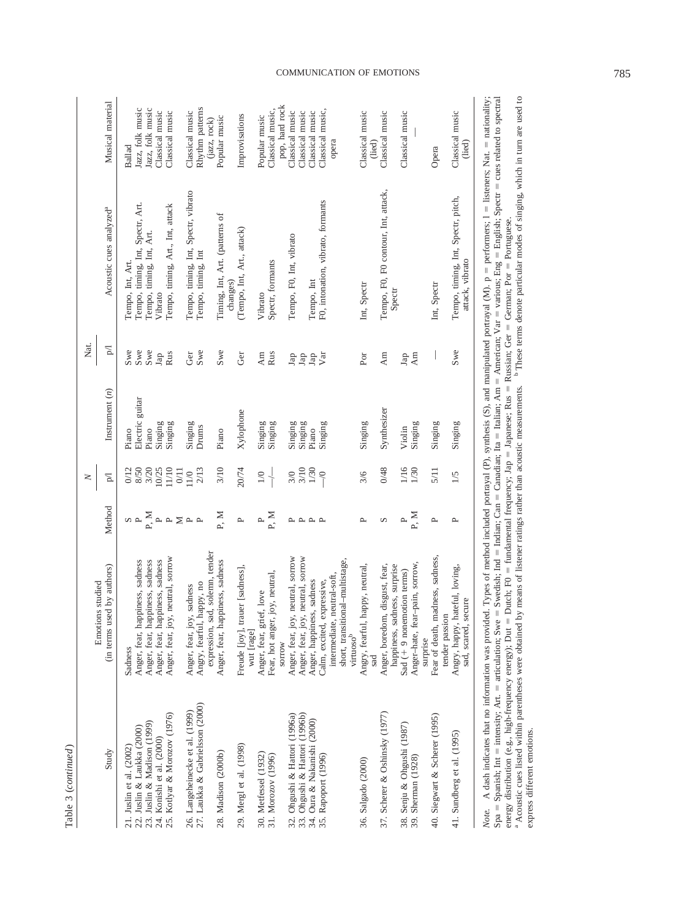Table 3 (*continued*)

| Study | Emotions studied (in terms used by authors) | Method | *N* p/l | Instrument (*n*) | Nat. p/l | Acoustic cues analyzed[a] | Musical material |
|---|---|---|---|---|---|---|---|
| 21. Juslin et al. (2002) | Sadness | S | 0/12 | Piano | Swe | Tempo, Int, Art. | Ballad |
| 22. Juslin & Laukka (2000) | Anger, fear, happiness, sadness | P | 8/50 | Electric guitar | Swe | Tempo, timing, Int, Spectr, Art. | Jazz, folk music |
| 23. Juslin & Madison (1999) | Anger, fear, happiness, sadness | P, M | 3/20 | Piano | Swe | Tempo, timing, Int, Art. | Jazz, folk music |
| 24. Konishi et al. (2000) | Anger, fear, happiness, sadness | P | 10/25 | Singing | Jap | Vibrato | Classical music |
| 25. Kotlyar & Morozov (1976) | Anger, fear, joy, neutral, sorrow | P M | 11/10 0/11 | Singing | Rus | Tempo, timing, Art., Int, attack | Classical music |
| 26. Langeheinecke et al. (1999) | Anger, fear, joy, sadness | P | 11/0 | Singing | Ger | Tempo, timing, Int, Spectr, vibrato | Classical music |
| 27. Laukka & Gabrielsson (2000) | Angry, fearful, happy, no expression, sad, solemn, tender | P | 2/13 | Drums | Swe | Tempo, timing, Int | Rhythm patterns (jazz, rock) |
| 28. Madison (2000b) | Anger, fear, happiness, sadness | P, M | 3/10 | Piano | Swe | Timing, Int, Art. (patterns of changes) | Popular music |
| 29. Mergl et al. (1998) | Freude [joy], trauer [sadness], wut [rage] | P | 20/74 | Xylophone | Ger | (Tempo, Int, Art., attack) | Improvisations |
| 30. Metfessel (1932) | Anger, fear, grief, love | P | 1/0 | Singing | Am | Vibrato | Popular music |
| 31. Morozov (1996) | Fear, hot anger, joy, neutral, sorrow | P, M | —/— | Singing | Rus | Spectr, formants | Classical music, pop, hard rock |
| 32. Ohgushi & Hattori (1996a) | Anger, fear, joy, neutral, sorrow | P | 3/0 | Singing | Jap | Tempo, F0, Int, vibrato | Classical music |
| 33. Ohgushi & Hattori (1996b) | Anger, fear, joy, neutral, sorrow | P | 3/10 | Singing | Jap | | Classical music |
| 34. Oura & Nakanishi (2000) | Anger, happiness, sadness | P | 1/30 | Piano | Jap | Tempo, Int | Classical music |
| 35. Rapoport (1996) | Calm, excited, expressive, intermediate, neutral-soft, short, transitional–multistage, virtuoso[b] | P | —/0 | Singing | Var | F0, intonation, vibrato, formants | Classical music, opera |
| 36. Salgado (2000) | Angry, fearful, happy, neutral, sad | P | 3/6 | Singing | Por | Int, Spectr | Classical music (lied) |
| 37. Scherer & Oshinsky (1977) | Anger, boredom, disgust, fear, happiness, sadness, surprise | S | 0/48 | Synthesizer | Am | Tempo, F0, F0 contour, Int, attack, Spectr | Classical music |
| 38. Senju & Ohgushi (1987) | Sad (+ 9 nonemotion terms) | P | 1/16 | Violin | Jap | | Classical music |
| 39. Sherman (1928) | Anger–hate, fear–pain, sorrow, surprise | P, M | 1/30 | Singing | Am | | — |
| 40. Siegwart & Scherer (1995) | Fear of death, madness, sadness, tender passion | P | 5/11 | Singing | — | Int, Spectr | Opera |
| 41. Sundberg et al. (1995) | Angry, happy, hateful, loving, sad, scared, secure | P | 1/5 | Singing | Swe | Tempo, timing, Int, Spectr, pitch, attack, vibrato | Classical music (lied) |

*Note.* A dash indicates that no information was provided. Types of method included portrayal (P), synthesis (S), and manipulated portrayal (M). p = performers; l = listeners; Nat. = nationality; Spa = Spanish; Int = intensity; Art. = articulation; Swe = Swedish; Ind = Indian; Can = Canadian; Ita = Italian; Am = American; Var = various; Eng = English; Spectr = cues related to spectral energy distribution (e.g., high-frequency energy); Dut = Dutch; F0 = fundamental frequency; Jap = Japanese; Rus = Russian; Ger = German; Por = Portuguese.
[a] Acoustic cues listed within parentheses were obtained by means of listener ratings rather than acoustic measurements. [b] These terms denote particular modes of singing, which in turn are used to express different emotions.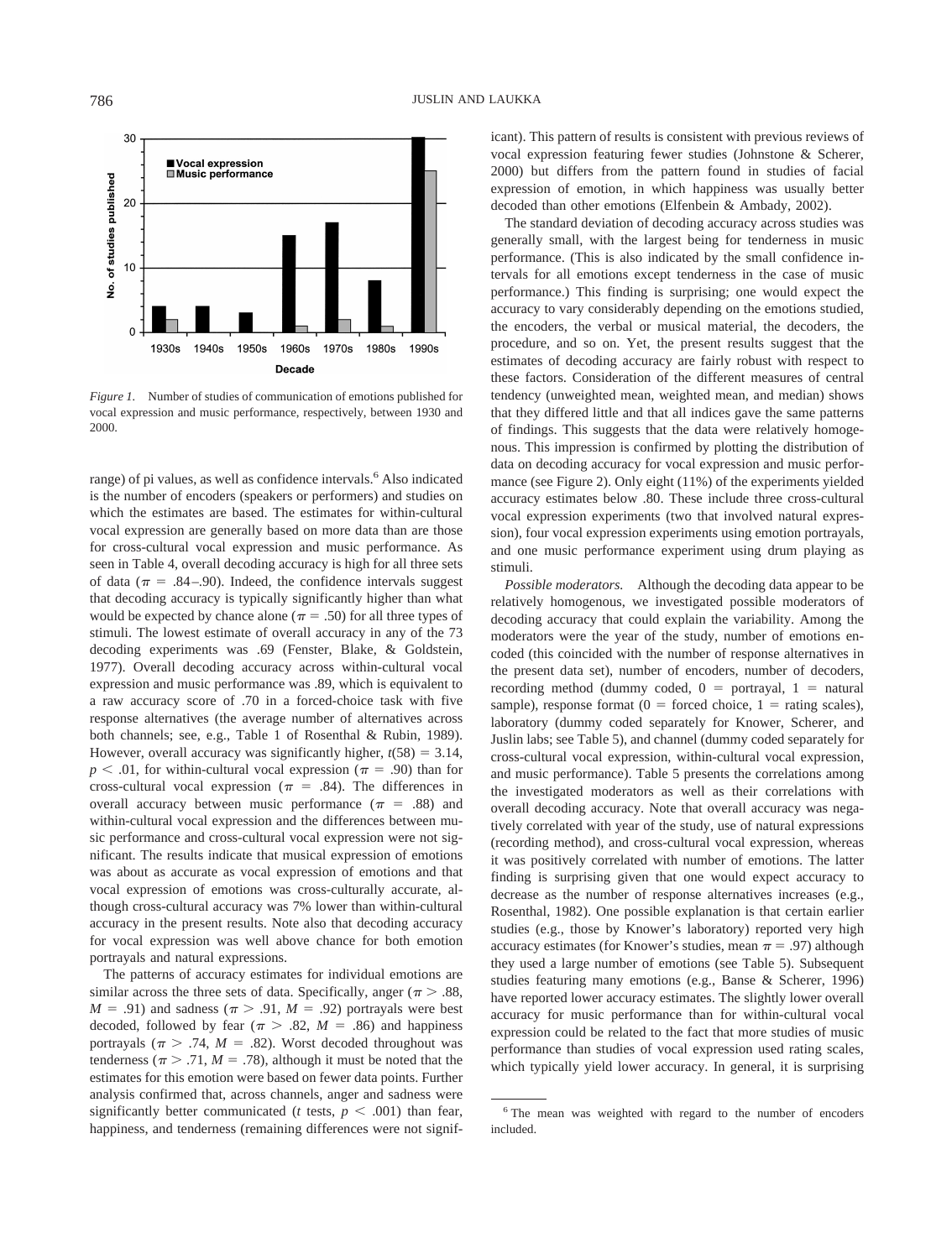*Figure 1.* Number of studies of communication of emotions published for vocal expression and music performance, respectively, between 1930 and 2000.

range) of pi values, as well as confidence intervals.[6] Also indicated is the number of encoders (speakers or performers) and studies on which the estimates are based. The estimates for within-cultural vocal expression are generally based on more data than are those for cross-cultural vocal expression and music performance. As seen in Table 4, overall decoding accuracy is high for all three sets of data ($\pi$ = .84–.90). Indeed, the confidence intervals suggest that decoding accuracy is typically significantly higher than what would be expected by chance alone ($\pi$ = .50) for all three types of stimuli. The lowest estimate of overall accuracy in any of the 73 decoding experiments was .69 (Fenster, Blake, & Goldstein, 1977). Overall decoding accuracy across within-cultural vocal expression and music performance was .89, which is equivalent to a raw accuracy score of .70 in a forced-choice task with five response alternatives (the average number of alternatives across both channels; see, e.g., Table 1 of Rosenthal & Rubin, 1989). However, overall accuracy was significantly higher, $t(58) = 3.14$, $p < .01$, for within-cultural vocal expression ($\pi$ = .90) than for cross-cultural vocal expression ($\pi$ = .84). The differences in overall accuracy between music performance ($\pi$ = .88) and within-cultural vocal expression and the differences between music performance and cross-cultural vocal expression were not significant. The results indicate that musical expression of emotions was about as accurate as vocal expression of emotions and that vocal expression of emotions was cross-culturally accurate, although cross-cultural accuracy was 7% lower than within-cultural accuracy in the present results. Note also that decoding accuracy for vocal expression was well above chance for both emotion portrayals and natural expressions.

The patterns of accuracy estimates for individual emotions are similar across the three sets of data. Specifically, anger ($\pi > .88$, $M$ = .91) and sadness ($\pi > .91$, $M$ = .92) portrayals were best decoded, followed by fear ($\pi > .82$, $M$ = .86) and happiness portrayals ($\pi > .74$, $M$ = .82). Worst decoded throughout was tenderness ($\pi > .71$, $M$ = .78), although it must be noted that the estimates for this emotion were based on fewer data points. Further analysis confirmed that, across channels, anger and sadness were significantly better communicated ($t$ tests, $p < .001$) than fear, happiness, and tenderness (remaining differences were not significant). This pattern of results is consistent with previous reviews of vocal expression featuring fewer studies (Johnstone & Scherer, 2000) but differs from the pattern found in studies of facial expression of emotion, in which happiness was usually better decoded than other emotions (Elfenbein & Ambady, 2002).

The standard deviation of decoding accuracy across studies was generally small, with the largest being for tenderness in music performance. (This is also indicated by the small confidence intervals for all emotions except tenderness in the case of music performance.) This finding is surprising; one would expect the accuracy to vary considerably depending on the emotions studied, the encoders, the verbal or musical material, the decoders, the procedure, and so on. Yet, the present results suggest that the estimates of decoding accuracy are fairly robust with respect to these factors. Consideration of the different measures of central tendency (unweighted mean, weighted mean, and median) shows that they differed little and that all indices gave the same patterns of findings. This suggests that the data were relatively homogenous. This impression is confirmed by plotting the distribution of data on decoding accuracy for vocal expression and music performance (see Figure 2). Only eight (11%) of the experiments yielded accuracy estimates below .80. These include three cross-cultural vocal expression experiments (two that involved natural expression), four vocal expression experiments using emotion portrayals, and one music performance experiment using drum playing as stimuli.

*Possible moderators.* Although the decoding data appear to be relatively homogenous, we investigated possible moderators of decoding accuracy that could explain the variability. Among the moderators were the year of the study, number of emotions encoded (this coincided with the number of response alternatives in the present data set), number of encoders, number of decoders, recording method (dummy coded, 0 = portrayal, 1 = natural sample), response format (0 = forced choice, 1 = rating scales), laboratory (dummy coded separately for Knower, Scherer, and Juslin labs; see Table 5), and channel (dummy coded separately for cross-cultural vocal expression, within-cultural vocal expression, and music performance). Table 5 presents the correlations among the investigated moderators as well as their correlations with overall decoding accuracy. Note that overall accuracy was negatively correlated with year of the study, use of natural expressions (recording method), and cross-cultural vocal expression, whereas it was positively correlated with number of emotions. The latter finding is surprising given that one would expect accuracy to decrease as the number of response alternatives increases (e.g., Rosenthal, 1982). One possible explanation is that certain earlier studies (e.g., those by Knower's laboratory) reported very high accuracy estimates (for Knower's studies, mean $\pi$ = .97) although they used a large number of emotions (see Table 5). Subsequent studies featuring many emotions (e.g., Banse & Scherer, 1996) have reported lower accuracy estimates. The slightly lower overall accuracy for music performance than for within-cultural vocal expression could be related to the fact that more studies of music performance than studies of vocal expression used rating scales, which typically yield lower accuracy. In general, it is surprising

[6] The mean was weighted with regard to the number of encoders included.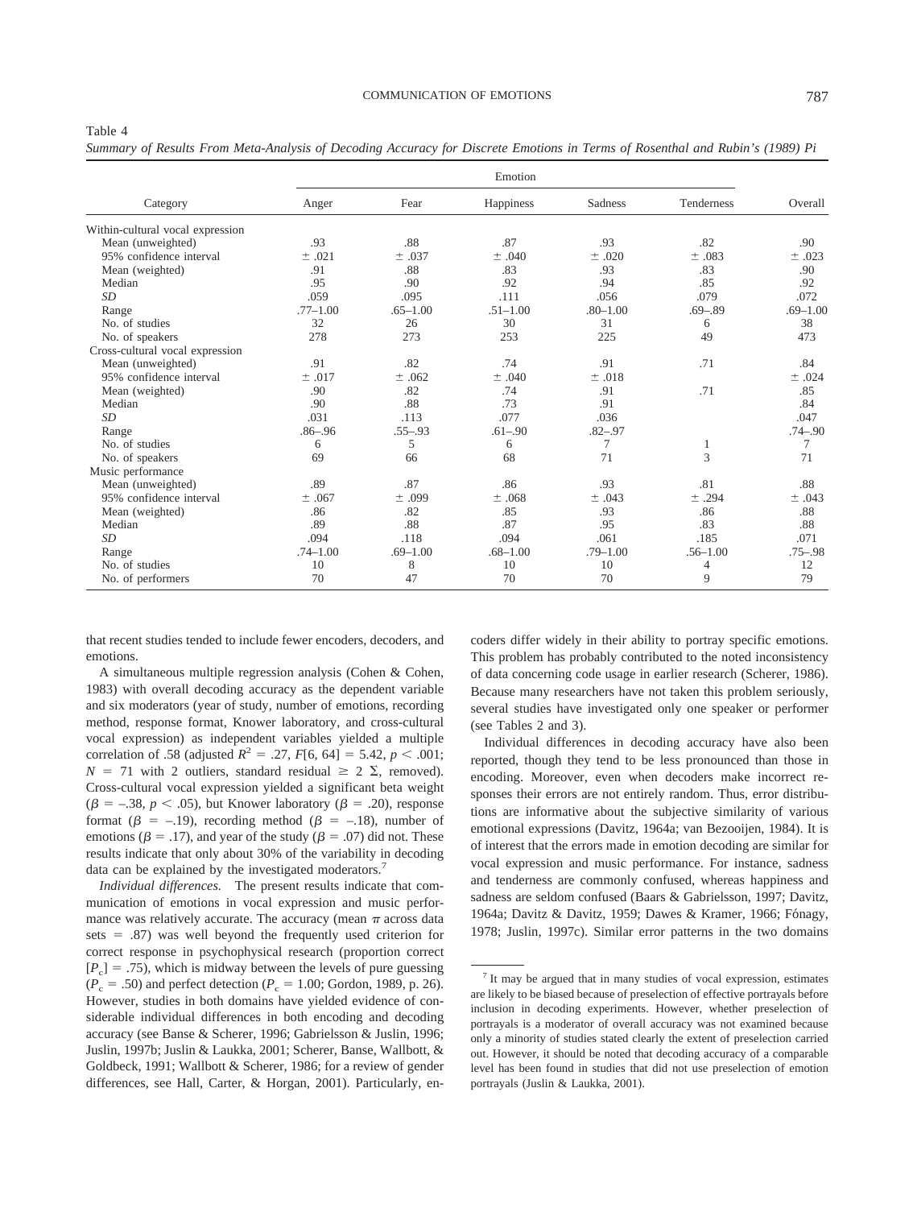Table 4
*Summary of Results From Meta-Analysis of Decoding Accuracy for Discrete Emotions in Terms of Rosenthal and Rubin's (1989) Pi*

| Category | Emotion | | | | | Overall |
|---|---|---|---|---|---|---|
| | Anger | Fear | Happiness | Sadness | Tenderness | |
| Within-cultural vocal expression | | | | | | |
| Mean (unweighted) | .93 | .88 | .87 | .93 | .82 | .90 |
| 95% confidence interval | ± .021 | ± .037 | ± .040 | ± .020 | ± .083 | ± .023 |
| Mean (weighted) | .91 | .88 | .83 | .93 | .83 | .90 |
| Median | .95 | .90 | .92 | .94 | .85 | .92 |
| *SD* | .059 | .095 | .111 | .056 | .079 | .072 |
| Range | .77–1.00 | .65–1.00 | .51–1.00 | .80–1.00 | .69–.89 | .69–1.00 |
| No. of studies | 32 | 26 | 30 | 31 | 6 | 38 |
| No. of speakers | 278 | 273 | 253 | 225 | 49 | 473 |
| Cross-cultural vocal expression | | | | | | |
| Mean (unweighted) | .91 | .82 | .74 | .91 | .71 | .84 |
| 95% confidence interval | ± .017 | ± .062 | ± .040 | ± .018 | | ± .024 |
| Mean (weighted) | .90 | .82 | .74 | .91 | .71 | .85 |
| Median | .90 | .88 | .73 | .91 | | .84 |
| *SD* | .031 | .113 | .077 | .036 | | .047 |
| Range | .86–.96 | .55–.93 | .61–.90 | .82–.97 | | .74–.90 |
| No. of studies | 6 | 5 | 6 | 7 | 1 | 7 |
| No. of speakers | 69 | 66 | 68 | 71 | 3 | 71 |
| Music performance | | | | | | |
| Mean (unweighted) | .89 | .87 | .86 | .93 | .81 | .88 |
| 95% confidence interval | ± .067 | ± .099 | ± .068 | ± .043 | ± .294 | ± .043 |
| Mean (weighted) | .86 | .82 | .85 | .93 | .86 | .88 |
| Median | .89 | .88 | .87 | .95 | .83 | .88 |
| *SD* | .094 | .118 | .094 | .061 | .185 | .071 |
| Range | .74–1.00 | .69–1.00 | .68–1.00 | .79–1.00 | .56–1.00 | .75–.98 |
| No. of studies | 10 | 8 | 10 | 10 | 4 | 12 |
| No. of performers | 70 | 47 | 70 | 70 | 9 | 79 |

that recent studies tended to include fewer encoders, decoders, and emotions.

A simultaneous multiple regression analysis (Cohen & Cohen, 1983) with overall decoding accuracy as the dependent variable and six moderators (year of study, number of emotions, recording method, response format, Knower laboratory, and cross-cultural vocal expression) as independent variables yielded a multiple correlation of .58 (adjusted $R^2 = .27$, $F[6, 64] = 5.42$, $p < .001$; $N = 71$ with 2 outliers, standard residual $\geq 2\ \Sigma$, removed). Cross-cultural vocal expression yielded a significant beta weight ($\beta = -.38$, $p < .05$), but Knower laboratory ($\beta = .20$), response format ($\beta = -.19$), recording method ($\beta = -.18$), number of emotions ($\beta = .17$), and year of the study ($\beta = .07$) did not. These results indicate that only about 30% of the variability in decoding data can be explained by the investigated moderators.[7]

*Individual differences.* The present results indicate that communication of emotions in vocal expression and music performance was relatively accurate. The accuracy (mean $\pi$ across data sets = .87) was well beyond the frequently used criterion for correct response in psychophysical research (proportion correct $[P_c] = .75$), which is midway between the levels of pure guessing ($P_c = .50$) and perfect detection ($P_c = 1.00$; Gordon, 1989, p. 26). However, studies in both domains have yielded evidence of considerable individual differences in both encoding and decoding accuracy (see Banse & Scherer, 1996; Gabrielsson & Juslin, 1996; Juslin, 1997b; Juslin & Laukka, 2001; Scherer, Banse, Wallbott, & Goldbeck, 1991; Wallbott & Scherer, 1986; for a review of gender differences, see Hall, Carter, & Horgan, 2001). Particularly, encoders differ widely in their ability to portray specific emotions. This problem has probably contributed to the noted inconsistency of data concerning code usage in earlier research (Scherer, 1986). Because many researchers have not taken this problem seriously, several studies have investigated only one speaker or performer (see Tables 2 and 3).

Individual differences in decoding accuracy have also been reported, though they tend to be less pronounced than those in encoding. Moreover, even when decoders make incorrect responses their errors are not entirely random. Thus, error distributions are informative about the subjective similarity of various emotional expressions (Davitz, 1964a; van Bezooijen, 1984). It is of interest that the errors made in emotion decoding are similar for vocal expression and music performance. For instance, sadness and tenderness are commonly confused, whereas happiness and sadness are seldom confused (Baars & Gabrielsson, 1997; Davitz, 1964a; Davitz & Davitz, 1959; Dawes & Kramer, 1966; Fónagy, 1978; Juslin, 1997c). Similar error patterns in the two domains

[7] It may be argued that in many studies of vocal expression, estimates are likely to be biased because of preselection of effective portrayals before inclusion in decoding experiments. However, whether preselection of portrayals is a moderator of overall accuracy was not examined because only a minority of studies stated clearly the extent of preselection carried out. However, it should be noted that decoding accuracy of a comparable level has been found in studies that did not use preselection of emotion portrayals (Juslin & Laukka, 2001).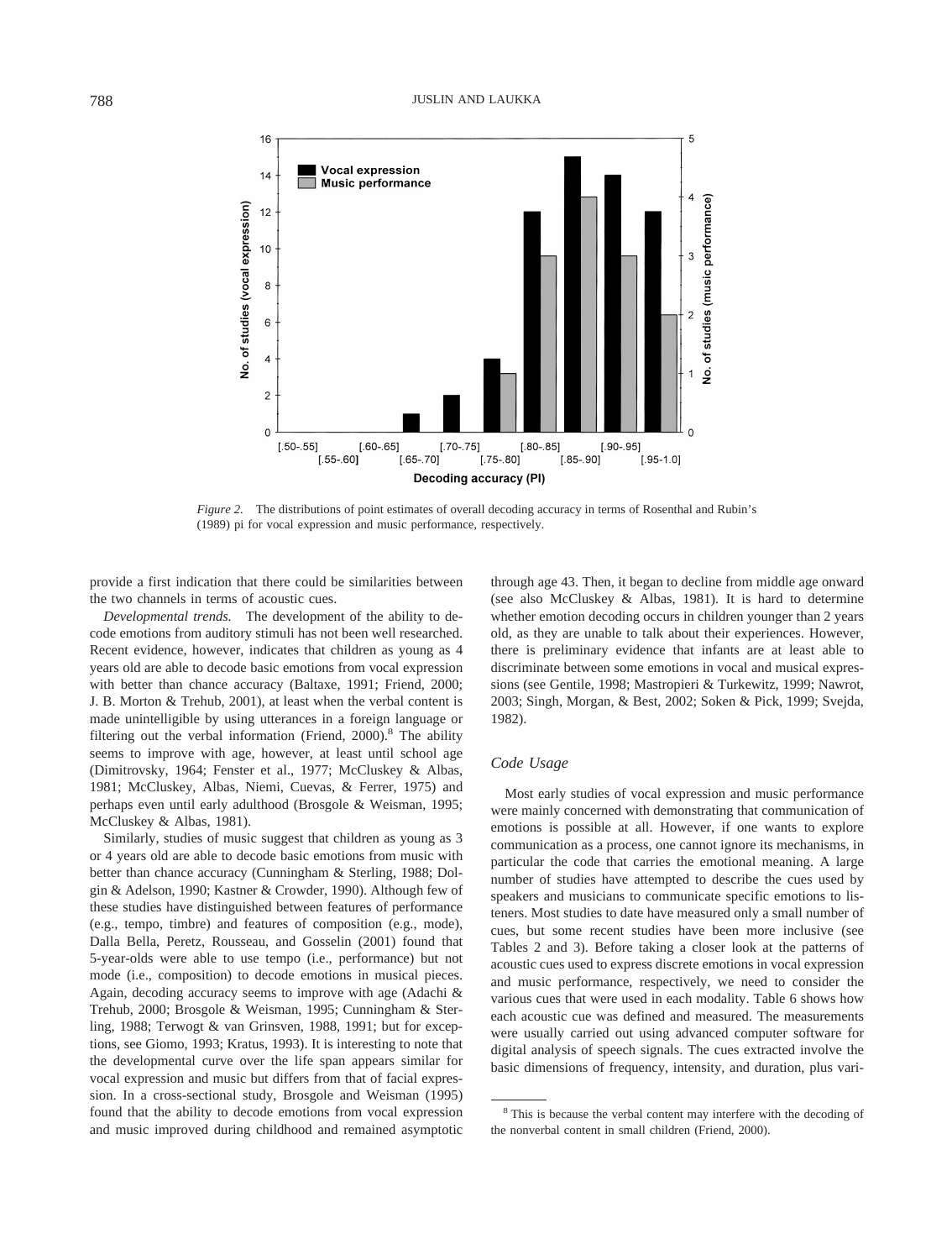*Figure 2.* The distributions of point estimates of overall decoding accuracy in terms of Rosenthal and Rubin's (1989) pi for vocal expression and music performance, respectively.

provide a first indication that there could be similarities between the two channels in terms of acoustic cues.

*Developmental trends.* The development of the ability to decode emotions from auditory stimuli has not been well researched. Recent evidence, however, indicates that children as young as 4 years old are able to decode basic emotions from vocal expression with better than chance accuracy (Baltaxe, 1991; Friend, 2000; J. B. Morton & Trehub, 2001), at least when the verbal content is made unintelligible by using utterances in a foreign language or filtering out the verbal information (Friend, 2000).[8] The ability seems to improve with age, however, at least until school age (Dimitrovsky, 1964; Fenster et al., 1977; McCluskey & Albas, 1981; McCluskey, Albas, Niemi, Cuevas, & Ferrer, 1975) and perhaps even until early adulthood (Brosgole & Weisman, 1995; McCluskey & Albas, 1981).

Similarly, studies of music suggest that children as young as 3 or 4 years old are able to decode basic emotions from music with better than chance accuracy (Cunningham & Sterling, 1988; Dolgin & Adelson, 1990; Kastner & Crowder, 1990). Although few of these studies have distinguished between features of performance (e.g., tempo, timbre) and features of composition (e.g., mode), Dalla Bella, Peretz, Rousseau, and Gosselin (2001) found that 5-year-olds were able to use tempo (i.e., performance) but not mode (i.e., composition) to decode emotions in musical pieces. Again, decoding accuracy seems to improve with age (Adachi & Trehub, 2000; Brosgole & Weisman, 1995; Cunningham & Sterling, 1988; Terwogt & van Grinsven, 1988, 1991; but for exceptions, see Giomo, 1993; Kratus, 1993). It is interesting to note that the developmental curve over the life span appears similar for vocal expression and music but differs from that of facial expression. In a cross-sectional study, Brosgole and Weisman (1995) found that the ability to decode emotions from vocal expression and music improved during childhood and remained asymptotic through age 43. Then, it began to decline from middle age onward (see also McCluskey & Albas, 1981). It is hard to determine whether emotion decoding occurs in children younger than 2 years old, as they are unable to talk about their experiences. However, there is preliminary evidence that infants are at least able to discriminate between some emotions in vocal and musical expressions (see Gentile, 1998; Mastropieri & Turkewitz, 1999; Nawrot, 2003; Singh, Morgan, & Best, 2002; Soken & Pick, 1999; Svejda, 1982).

### Code Usage

Most early studies of vocal expression and music performance were mainly concerned with demonstrating that communication of emotions is possible at all. However, if one wants to explore communication as a process, one cannot ignore its mechanisms, in particular the code that carries the emotional meaning. A large number of studies have attempted to describe the cues used by speakers and musicians to communicate specific emotions to listeners. Most studies to date have measured only a small number of cues, but some recent studies have been more inclusive (see Tables 2 and 3). Before taking a closer look at the patterns of acoustic cues used to express discrete emotions in vocal expression and music performance, respectively, we need to consider the various cues that were used in each modality. Table 6 shows how each acoustic cue was defined and measured. The measurements were usually carried out using advanced computer software for digital analysis of speech signals. The cues extracted involve the basic dimensions of frequency, intensity, and duration, plus vari-

[8] This is because the verbal content may interfere with the decoding of the nonverbal content in small children (Friend, 2000).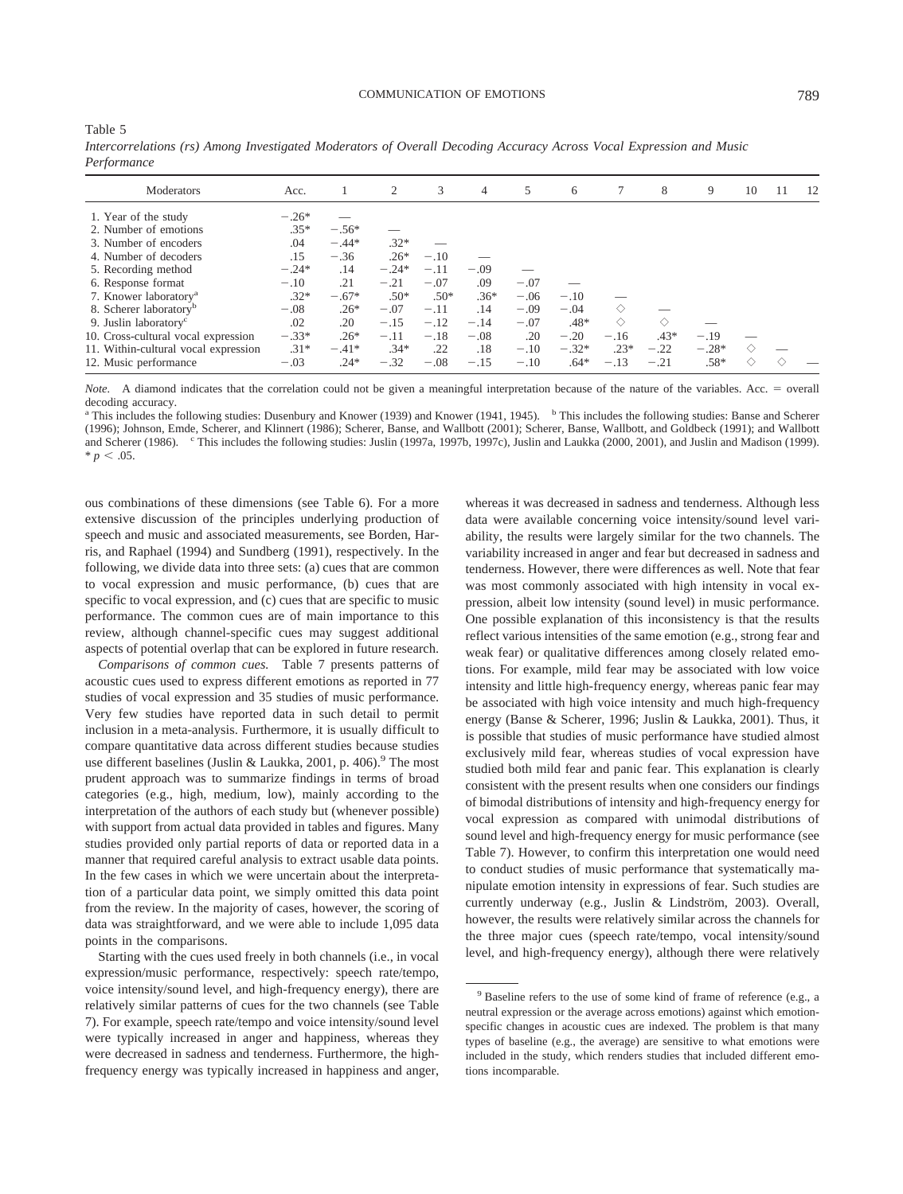Table 5

*Intercorrelations (rs) Among Investigated Moderators of Overall Decoding Accuracy Across Vocal Expression and Music Performance*

| Moderators | Acc. | 1 | 2 | 3 | 4 | 5 | 6 | 7 | 8 | 9 | 10 | 11 | 12 |
|---|---|---|---|---|---|---|---|---|---|---|---|---|---|
| 1. Year of the study | −.26* | — | | | | | | | | | | | |
| 2. Number of emotions | .35* | −.56* | — | | | | | | | | | | |
| 3. Number of encoders | .04 | −.44* | .32* | — | | | | | | | | | |
| 4. Number of decoders | .15 | −.36 | .26* | −.10 | — | | | | | | | | |
| 5. Recording method | −.24* | .14 | −.24* | −.11 | −.09 | — | | | | | | | |
| 6. Response format | −.10 | .21 | −.21 | −.07 | .09 | −.07 | — | | | | | | |
| 7. Knower laboratory[a] | .32* | −.67* | .50* | .50* | .36* | −.06 | −.10 | — | | | | | |
| 8. Scherer laboratory[b] | −.08 | .26* | −.07 | −.11 | .14 | −.09 | −.04 | ◇ | — | | | | |
| 9. Juslin laboratory[c] | .02 | .20 | −.15 | −.12 | −.14 | −.07 | .48* | ◇ | ◇ | — | | | |
| 10. Cross-cultural vocal expression | −.33* | .26* | −.11 | −.18 | −.08 | .20 | −.20 | −.16 | .43* | −.19 | — | | |
| 11. Within-cultural vocal expression | .31* | −.41* | .34* | .22 | .18 | −.10 | −.32* | .23* | −.22 | −.28* | ◇ | — | |
| 12. Music performance | −.03 | .24* | −.32 | −.08 | −.15 | −.10 | .64* | −.13 | −.21 | .58* | ◇ | ◇ | — |

*Note.* A diamond indicates that the correlation could not be given a meaningful interpretation because of the nature of the variables. Acc. = overall decoding accuracy.

[a] This includes the following studies: Dusenbury and Knower (1939) and Knower (1941, 1945). [b] This includes the following studies: Banse and Scherer (1996); Johnson, Emde, Scherer, and Klinnert (1986); Scherer, Banse, and Wallbott (2001); Scherer, Banse, Wallbott, and Goldbeck (1991); and Wallbott and Scherer (1986). [c] This includes the following studies: Juslin (1997a, 1997b, 1997c), Juslin and Laukka (2000, 2001), and Juslin and Madison (1999).
* $p < .05$.

ous combinations of these dimensions (see Table 6). For a more extensive discussion of the principles underlying production of speech and music and associated measurements, see Borden, Harris, and Raphael (1994) and Sundberg (1991), respectively. In the following, we divide data into three sets: (a) cues that are common to vocal expression and music performance, (b) cues that are specific to vocal expression, and (c) cues that are specific to music performance. The common cues are of main importance to this review, although channel-specific cues may suggest additional aspects of potential overlap that can be explored in future research.

*Comparisons of common cues.* Table 7 presents patterns of acoustic cues used to express different emotions as reported in 77 studies of vocal expression and 35 studies of music performance. Very few studies have reported data in such detail to permit inclusion in a meta-analysis. Furthermore, it is usually difficult to compare quantitative data across different studies because studies use different baselines (Juslin & Laukka, 2001, p. 406).[9] The most prudent approach was to summarize findings in terms of broad categories (e.g., high, medium, low), mainly according to the interpretation of the authors of each study but (whenever possible) with support from actual data provided in tables and figures. Many studies provided only partial reports of data or reported data in a manner that required careful analysis to extract usable data points. In the few cases in which we were uncertain about the interpretation of a particular data point, we simply omitted this data point from the review. In the majority of cases, however, the scoring of data was straightforward, and we were able to include 1,095 data points in the comparisons.

Starting with the cues used freely in both channels (i.e., in vocal expression/music performance, respectively: speech rate/tempo, voice intensity/sound level, and high-frequency energy), there are relatively similar patterns of cues for the two channels (see Table 7). For example, speech rate/tempo and voice intensity/sound level were typically increased in anger and happiness, whereas they were decreased in sadness and tenderness. Furthermore, the high-frequency energy was typically increased in happiness and anger, whereas it was decreased in sadness and tenderness. Although less data were available concerning voice intensity/sound level variability, the results were largely similar for the two channels. The variability increased in anger and fear but decreased in sadness and tenderness. However, there were differences as well. Note that fear was most commonly associated with high intensity in vocal expression, albeit low intensity (sound level) in music performance. One possible explanation of this inconsistency is that the results reflect various intensities of the same emotion (e.g., strong fear and weak fear) or qualitative differences among closely related emotions. For example, mild fear may be associated with low voice intensity and little high-frequency energy, whereas panic fear may be associated with high voice intensity and much high-frequency energy (Banse & Scherer, 1996; Juslin & Laukka, 2001). Thus, it is possible that studies of music performance have studied almost exclusively mild fear, whereas studies of vocal expression have studied both mild fear and panic fear. This explanation is clearly consistent with the present results when one considers our findings of bimodal distributions of intensity and high-frequency energy for vocal expression as compared with unimodal distributions of sound level and high-frequency energy for music performance (see Table 7). However, to confirm this interpretation one would need to conduct studies of music performance that systematically manipulate emotion intensity in expressions of fear. Such studies are currently underway (e.g., Juslin & Lindström, 2003). Overall, however, the results were relatively similar across the channels for the three major cues (speech rate/tempo, vocal intensity/sound level, and high-frequency energy), although there were relatively

[9] Baseline refers to the use of some kind of frame of reference (e.g., a neutral expression or the average across emotions) against which emotion-specific changes in acoustic cues are indexed. The problem is that many types of baseline (e.g., the average) are sensitive to what emotions were included in the study, which renders studies that included different emotions incomparable.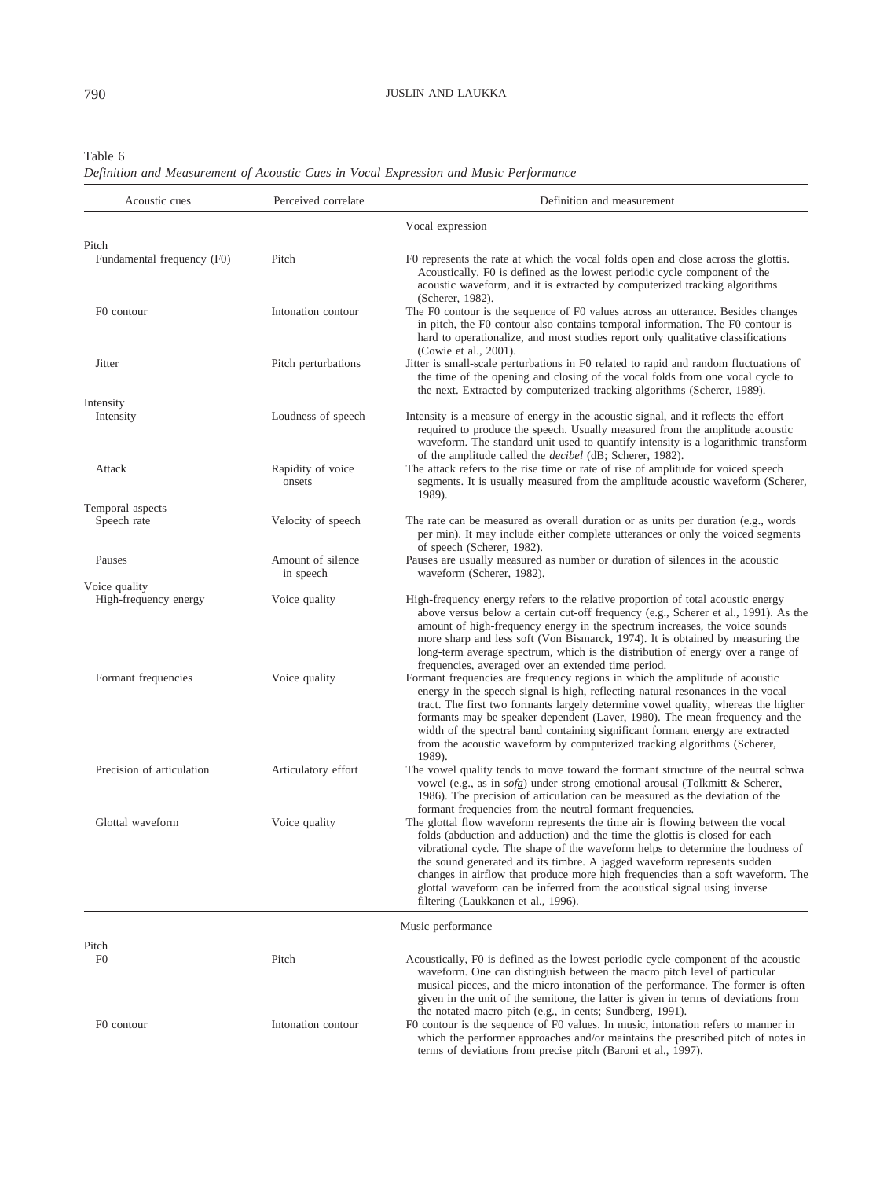Table 6
*Definition and Measurement of Acoustic Cues in Vocal Expression and Music Performance*

| Acoustic cues | Perceived correlate | Definition and measurement |
|---|---|---|
| | | Vocal expression |
| Pitch | | |
| Fundamental frequency (F0) | Pitch | F0 represents the rate at which the vocal folds open and close across the glottis. Acoustically, F0 is defined as the lowest periodic cycle component of the acoustic waveform, and it is extracted by computerized tracking algorithms (Scherer, 1982). |
| F0 contour | Intonation contour | The F0 contour is the sequence of F0 values across an utterance. Besides changes in pitch, the F0 contour also contains temporal information. The F0 contour is hard to operationalize, and most studies report only qualitative classifications (Cowie et al., 2001). |
| Jitter | Pitch perturbations | Jitter is small-scale perturbations in F0 related to rapid and random fluctuations of the time of the opening and closing of the vocal folds from one vocal cycle to the next. Extracted by computerized tracking algorithms (Scherer, 1989). |
| Intensity | | |
| Intensity | Loudness of speech | Intensity is a measure of energy in the acoustic signal, and it reflects the effort required to produce the speech. Usually measured from the amplitude acoustic waveform. The standard unit used to quantify intensity is a logarithmic transform of the amplitude called the *decibel* (dB; Scherer, 1982). |
| Attack | Rapidity of voice onsets | The attack refers to the rise time or rate of rise of amplitude for voiced speech segments. It is usually measured from the amplitude acoustic waveform (Scherer, 1989). |
| Temporal aspects | | |
| Speech rate | Velocity of speech | The rate can be measured as overall duration or as units per duration (e.g., words per min). It may include either complete utterances or only the voiced segments of speech (Scherer, 1982). |
| Pauses | Amount of silence in speech | Pauses are usually measured as number or duration of silences in the acoustic waveform (Scherer, 1982). |
| Voice quality | | |
| High-frequency energy | Voice quality | High-frequency energy refers to the relative proportion of total acoustic energy above versus below a certain cut-off frequency (e.g., Scherer et al., 1991). As the amount of high-frequency energy in the spectrum increases, the voice sounds more sharp and less soft (Von Bismarck, 1974). It is obtained by measuring the long-term average spectrum, which is the distribution of energy over a range of frequencies, averaged over an extended time period. |
| Formant frequencies | Voice quality | Formant frequencies are frequency regions in which the amplitude of acoustic energy in the speech signal is high, reflecting natural resonances in the vocal tract. The first two formants largely determine vowel quality, whereas the higher formants may be speaker dependent (Laver, 1980). The mean frequency and the width of the spectral band containing significant formant energy are extracted from the acoustic waveform by computerized tracking algorithms (Scherer, 1989). |
| Precision of articulation | Articulatory effort | The vowel quality tends to move toward the formant structure of the neutral schwa vowel (e.g., as in *sofa*) under strong emotional arousal (Tolkmitt & Scherer, 1986). The precision of articulation can be measured as the deviation of the formant frequencies from the neutral formant frequencies. |
| Glottal waveform | Voice quality | The glottal flow waveform represents the time air is flowing between the vocal folds (abduction and adduction) and the time the glottis is closed for each vibrational cycle. The shape of the waveform helps to determine the loudness of the sound generated and its timbre. A jagged waveform represents sudden changes in airflow that produce more high frequencies than a soft waveform. The glottal waveform can be inferred from the acoustical signal using inverse filtering (Laukkanen et al., 1996). |
| | | Music performance |
| Pitch | | |
| F0 | Pitch | Acoustically, F0 is defined as the lowest periodic cycle component of the acoustic waveform. One can distinguish between the macro pitch level of particular musical pieces, and the micro intonation of the performance. The former is often given in the unit of the semitone, the latter is given in terms of deviations from the notated macro pitch (e.g., in cents; Sundberg, 1991). |
| F0 contour | Intonation contour | F0 contour is the sequence of F0 values. In music, intonation refers to manner in which the performer approaches and/or maintains the prescribed pitch of notes in terms of deviations from precise pitch (Baroni et al., 1997). |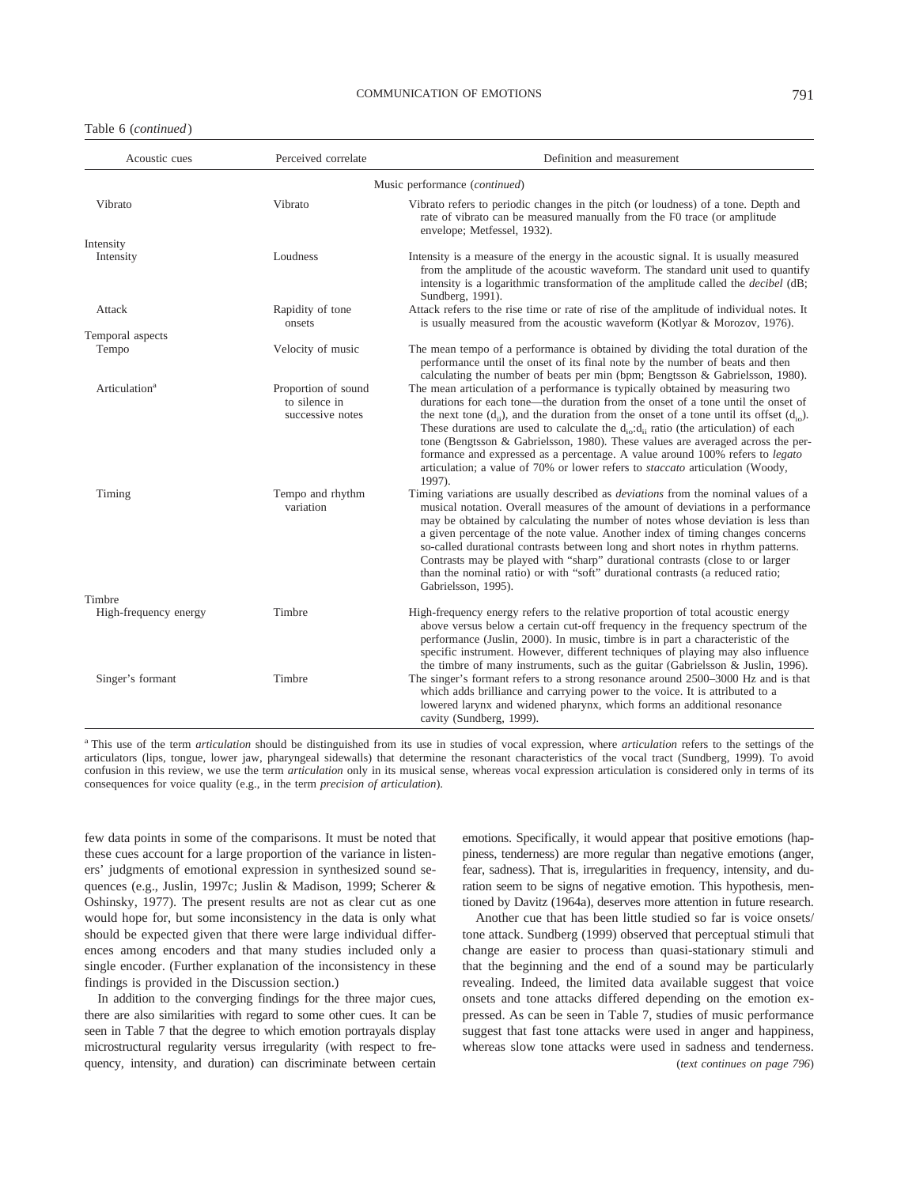Table 6 (*continued*)

| Acoustic cues | Perceived correlate | Definition and measurement |
|---|---|---|
| | Music performance (*continued*) | |
| Vibrato | Vibrato | Vibrato refers to periodic changes in the pitch (or loudness) of a tone. Depth and rate of vibrato can be measured manually from the F0 trace (or amplitude envelope; Metfessel, 1932). |
| Intensity | | |
| Intensity | Loudness | Intensity is a measure of the energy in the acoustic signal. It is usually measured from the amplitude of the acoustic waveform. The standard unit used to quantify intensity is a logarithmic transformation of the amplitude called the *decibel* (dB; Sundberg, 1991). |
| Attack | Rapidity of tone onsets | Attack refers to the rise time or rate of rise of the amplitude of individual notes. It is usually measured from the acoustic waveform (Kotlyar & Morozov, 1976). |
| Temporal aspects | | |
| Tempo | Velocity of music | The mean tempo of a performance is obtained by dividing the total duration of the performance until the onset of its final note by the number of beats and then calculating the number of beats per min (bpm; Bengtsson & Gabrielsson, 1980). |
| Articulation[a] | Proportion of sound to silence in successive notes | The mean articulation of a performance is typically obtained by measuring two durations for each tone—the duration from the onset of a tone until the onset of the next tone ($d_{ii}$), and the duration from the onset of a tone until its offset ($d_{io}$). These durations are used to calculate the $d_{io}$:$d_{ii}$ ratio (the articulation) of each tone (Bengtsson & Gabrielsson, 1980). These values are averaged across the performance and expressed as a percentage. A value around 100% refers to *legato* articulation; a value of 70% or lower refers to *staccato* articulation (Woody, 1997). |
| Timing | Tempo and rhythm variation | Timing variations are usually described as *deviations* from the nominal values of a musical notation. Overall measures of the amount of deviations in a performance may be obtained by calculating the number of notes whose deviation is less than a given percentage of the note value. Another index of timing changes concerns so-called durational contrasts between long and short notes in rhythm patterns. Contrasts may be played with "sharp" durational contrasts (close to or larger than the nominal ratio) or with "soft" durational contrasts (a reduced ratio; Gabrielsson, 1995). |
| Timbre | | |
| High-frequency energy | Timbre | High-frequency energy refers to the relative proportion of total acoustic energy above versus below a certain cut-off frequency in the frequency spectrum of the performance (Juslin, 2000). In music, timbre is in part a characteristic of the specific instrument. However, different techniques of playing may also influence the timbre of many instruments, such as the guitar (Gabrielsson & Juslin, 1996). |
| Singer's formant | Timbre | The singer's formant refers to a strong resonance around 2500–3000 Hz and is that which adds brilliance and carrying power to the voice. It is attributed to a lowered larynx and widened pharynx, which forms an additional resonance cavity (Sundberg, 1999). |

[a] This use of the term *articulation* should be distinguished from its use in studies of vocal expression, where *articulation* refers to the settings of the articulators (lips, tongue, lower jaw, pharyngeal sidewalls) that determine the resonant characteristics of the vocal tract (Sundberg, 1999). To avoid confusion in this review, we use the term *articulation* only in its musical sense, whereas vocal expression articulation is considered only in terms of its consequences for voice quality (e.g., in the term *precision of articulation*).

few data points in some of the comparisons. It must be noted that these cues account for a large proportion of the variance in listeners' judgments of emotional expression in synthesized sound sequences (e.g., Juslin, 1997c; Juslin & Madison, 1999; Scherer & Oshinsky, 1977). The present results are not as clear cut as one would hope for, but some inconsistency in the data is only what should be expected given that there were large individual differences among encoders and that many studies included only a single encoder. (Further explanation of the inconsistency in these findings is provided in the Discussion section.)

In addition to the converging findings for the three major cues, there are also similarities with regard to some other cues. It can be seen in Table 7 that the degree to which emotion portrayals display microstructural regularity versus irregularity (with respect to frequency, intensity, and duration) can discriminate between certain emotions. Specifically, it would appear that positive emotions (happiness, tenderness) are more regular than negative emotions (anger, fear, sadness). That is, irregularities in frequency, intensity, and duration seem to be signs of negative emotion. This hypothesis, mentioned by Davitz (1964a), deserves more attention in future research.

Another cue that has been little studied so far is voice onsets/tone attack. Sundberg (1999) observed that perceptual stimuli that change are easier to process than quasi-stationary stimuli and that the beginning and the end of a sound may be particularly revealing. Indeed, the limited data available suggest that voice onsets and tone attacks differed depending on the emotion expressed. As can be seen in Table 7, studies of music performance suggest that fast tone attacks were used in anger and happiness, whereas slow tone attacks were used in sadness and tenderness.

(*text continues on page 796*)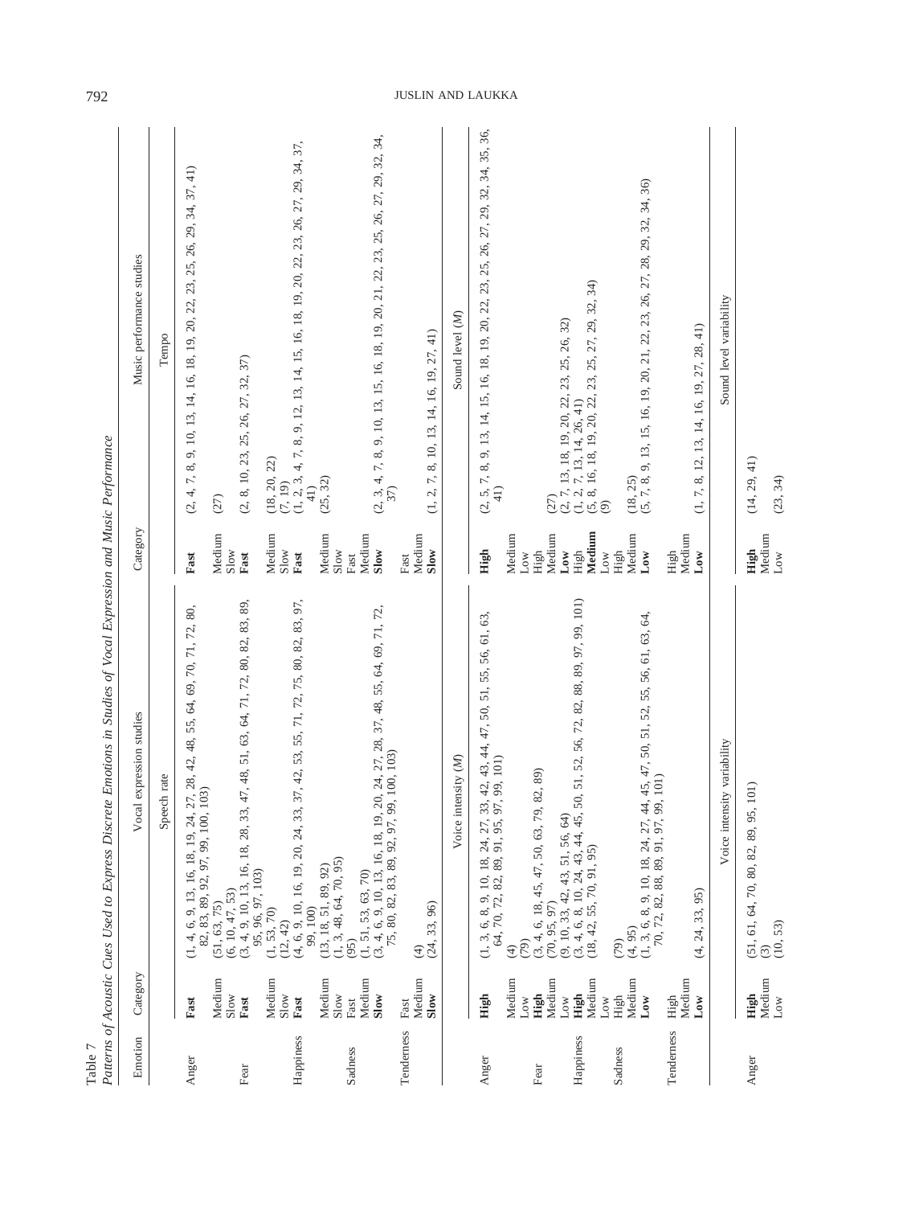Table 7
*Patterns of Acoustic Cues Used to Express Discrete Emotions in Studies of Vocal Expression and Music Performance*

| Emotion | Category | Vocal expression studies | Category | Music performance studies |
|---|---|---|---|---|
| | | Speech rate | | Tempo |
| Anger | **Fast** | (1, 4, 6, 9, 13, 16, 18, 19, 24, 27, 28, 42, 48, 55, 64, 69, 70, 71, 72, 80, 82, 83, 89, 92, 97, 99, 100, 103) | **Fast** | (2, 4, 7, 8, 9, 10, 13, 14, 16, 18, 19, 20, 22, 23, 25, 26, 29, 34, 37, 41) |
| | Medium | (51, 63, 75) | Medium | (27) |
| | Slow | (6, 10, 47, 53) | Slow | |
| Fear | **Fast** | (3, 4, 9, 10, 13, 16, 18, 28, 33, 47, 48, 51, 63, 64, 71, 72, 80, 82, 83, 89, 95, 96, 97, 103) | **Fast** | (2, 8, 10, 23, 25, 26, 27, 32, 37) |
| | Medium | (1, 53, 70) | Medium | (18, 20, 22) |
| | Slow | (12, 42) | Slow | (7, 19) |
| Happiness | **Fast** | (4, 6, 9, 10, 16, 19, 20, 24, 33, 37, 42, 53, 55, 71, 72, 75, 80, 82, 83, 97, 99, 100) | **Fast** | (1, 2, 3, 4, 7, 8, 9, 12, 13, 14, 15, 16, 18, 19, 20, 22, 23, 26, 27, 29, 34, 37, 41) |
| | Medium | (13, 18, 51, 89, 92) | Medium | (25, 32) |
| | Slow | (1, 3, 48, 64, 70, 95) | Slow | |
| Sadness | Fast | (95) | Fast | |
| | Medium | (1, 51, 53, 63, 70) | Medium | |
| | **Slow** | (3, 4, 6, 9, 10, 13, 16, 18, 19, 20, 24, 27, 28, 37, 48, 55, 64, 69, 71, 72, 75, 80, 82, 83, 89, 92, 97, 99, 100, 103) | **Slow** | (2, 3, 4, 7, 8, 9, 10, 13, 15, 16, 18, 19, 20, 21, 22, 23, 25, 26, 27, 29, 32, 34, 37) |
| Tenderness | Fast | (4) | Fast | |
| | Medium | | Medium | |
| | **Slow** | (24, 33, 96) | **Slow** | (1, 2, 7, 8, 10, 13, 14, 16, 19, 27, 41) |
| | | Voice intensity (*M*) | | Sound level (*M*) |
| Anger | **High** | (1, 3, 6, 8, 9, 10, 18, 24, 27, 33, 42, 43, 44, 47, 50, 51, 55, 56, 61, 63, 64, 70, 72, 82, 89, 91, 95, 97, 99, 101) | **High** | (2, 5, 7, 8, 9, 13, 14, 15, 16, 18, 19, 20, 22, 23, 25, 26, 27, 29, 32, 34, 35, 36, 41) |
| | Medium | (4) | Medium | |
| | Low | (79) | Low | |
| Fear | **High** | (3, 4, 6, 18, 45, 47, 50, 63, 79, 82, 89) | High | (27) |
| | Medium | (70, 95, 97) | Medium | |
| | Low | (9, 10, 33, 42, 43, 51, 56, 64) | **Low** | (2, 7, 13, 18, 19, 20, 22, 23, 25, 26, 32) |
| Happiness | **High** | (3, 4, 6, 8, 10, 24, 43, 44, 45, 50, 51, 52, 56, 72, 82, 88, 89, 97, 99, 101) | High | (1, 2, 7, 13, 14, 26, 41) |
| | Medium | (18, 42, 55, 70, 91, 95) | **Medium** | (5, 8, 16, 18, 19, 20, 22, 23, 25, 27, 29, 32, 34) |
| | Low | | Low | (9) |
| Sadness | High | (79) | High | |
| | Medium | (4, 95) | Medium | (18, 25) |
| | **Low** | (1, 3, 6, 8, 9, 10, 18, 24, 27, 44, 45, 47, 50, 51, 52, 55, 56, 61, 63, 64, 70, 72, 82, 88, 89, 91, 97, 99, 101) | **Low** | (5, 7, 8, 9, 13, 15, 16, 19, 20, 21, 22, 23, 26, 27, 28, 29, 32, 34, 36) |
| Tenderness | High | | High | |
| | Medium | | Medium | |
| | **Low** | (4, 24, 33, 95) | **Low** | (1, 7, 8, 12, 13, 14, 16, 19, 27, 28, 41) |
| | | Voice intensity variability | | Sound level variability |
| Anger | **High** | (51, 61, 64, 70, 80, 82, 89, 95, 101) | **High** | (14, 29, 41) |
| | Medium | (3) | Medium | |
| | Low | (10, 53) | Low | (23, 34) |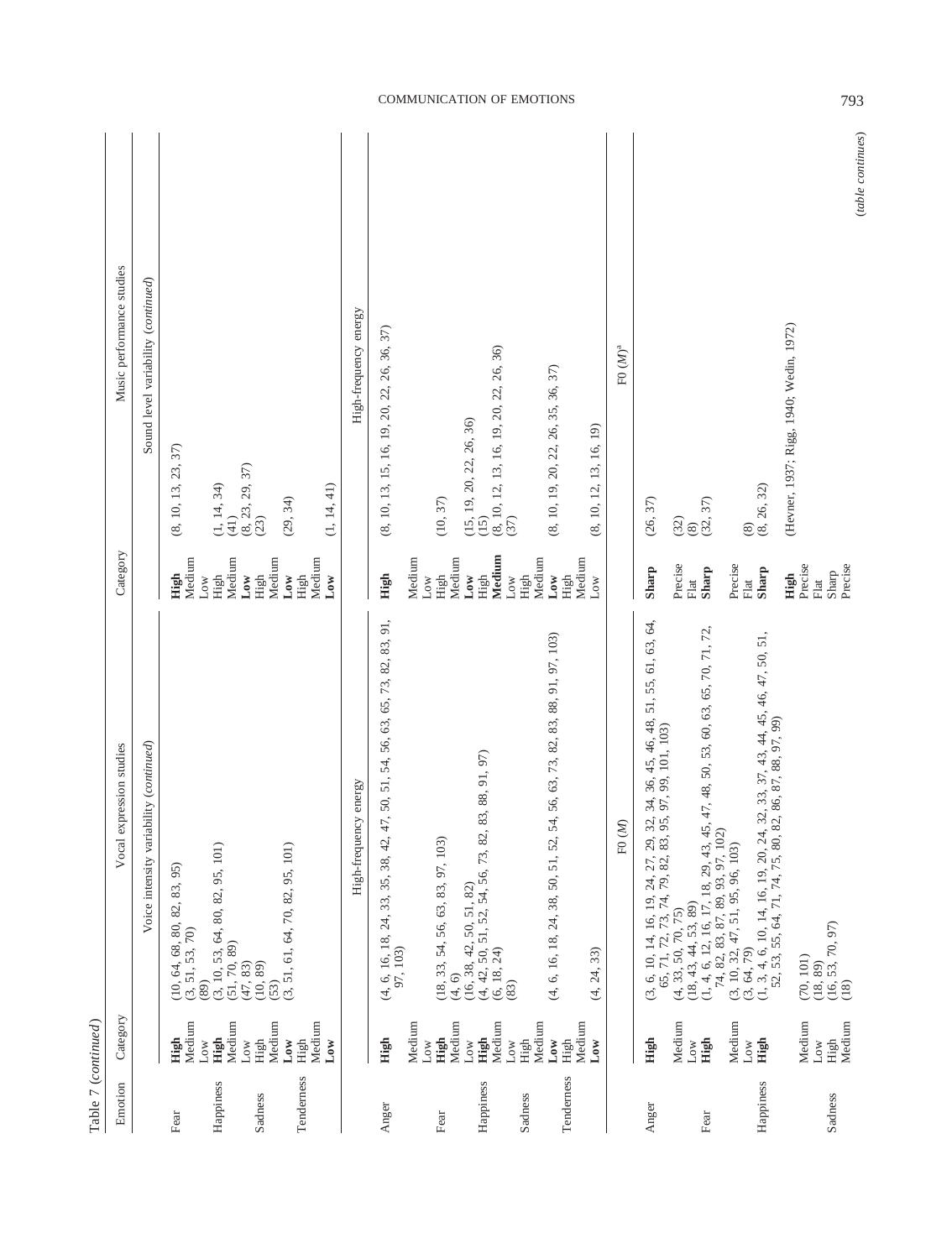Table 7 (*continued*)

| Emotion | Category | Vocal expression studies | Category | Music performance studies |
|---|---|---|---|---|
| | | *Voice intensity variability (continued)* | | *Sound level variability (continued)* |
| Fear | **High** | (10, 64, 68, 80, 82, 83, 95) | **High** | (8, 10, 13, 23, 37) |
| | Medium | (3, 51, 53, 70) | Medium | |
| | Low | (89) | Low | |
| Happiness | **High** | (3, 10, 53, 64, 80, 82, 95, 101) | High | (1, 14, 34) |
| | Medium | (51, 70, 89) | Medium | (41) |
| | Low | (47, 83) | **Low** | (8, 23, 29, 37) |
| Sadness | High | (10, 89) | High | (23) |
| | Medium | (53) | Medium | |
| | **Low** | (3, 51, 61, 64, 70, 82, 95, 101) | **Low** | (29, 34) |
| Tenderness | High | | High | |
| | Medium | | Medium | |
| | **Low** | | **Low** | (1, 14, 41) |
| | | *High-frequency energy* | | *High-frequency energy* |
| Anger | **High** | (4, 6, 16, 18, 24, 33, 35, 38, 42, 47, 50, 51, 54, 56, 63, 65, 73, 82, 83, 91, 97, 103) | **High** | (8, 10, 13, 15, 16, 19, 20, 22, 26, 36, 37) |
| | Medium | | Medium | |
| | Low | | Low | |
| Fear | **High** | (18, 33, 54, 56, 63, 83, 97, 103) | High | (10, 37) |
| | Medium | (4, 6) | Medium | |
| | Low | (16, 38, 42, 50, 51, 82) | **Low** | (15, 19, 20, 22, 26, 36) |
| Happiness | **High** | (4, 42, 50, 51, 52, 54, 56, 73, 82, 83, 88, 91, 97) | High | (15) |
| | Medium | (6, 18, 24) | **Medium** | (8, 10, 12, 13, 16, 19, 20, 22, 26, 36) |
| | Low | (83) | Low | (37) |
| Sadness | High | | High | |
| | Medium | | Medium | |
| | **Low** | (4, 6, 16, 18, 24, 38, 50, 51, 52, 54, 56, 63, 73, 82, 83, 88, 91, 97, 103) | **Low** | (8, 10, 19, 20, 22, 26, 35, 36, 37) |
| Tenderness | High | | High | |
| | Medium | | Medium | |
| | **Low** | (4, 24, 33) | Low | (8, 10, 12, 13, 16, 19) |
| | | *F0 (M)* | | *F0 (M)*[a] |
| Anger | **High** | (3, 6, 10, 14, 16, 19, 24, 27, 29, 32, 34, 36, 45, 46, 48, 51, 55, 61, 63, 64, 65, 71, 72, 73, 74, 79, 82, 83, 95, 97, 99, 101, 103) | **Sharp** | (26, 37) |
| | Medium | (4, 33, 50, 70, 75) | Precise | (32) |
| | Low | (18, 43, 44, 53, 89) | Flat | (8) |
| Fear | **High** | (1, 4, 6, 12, 16, 17, 18, 29, 43, 45, 47, 48, 50, 53, 60, 63, 65, 70, 71, 72, 74, 82, 83, 87, 89, 93, 97, 102) | **Sharp** | (32, 37) |
| | Medium | (3, 10, 32, 47, 51, 95, 96, 103) | Precise | |
| | Low | (3, 64, 79) | Flat | (8) |
| Happiness | **High** | (1, 3, 4, 6, 10, 14, 16, 19, 20, 24, 32, 33, 37, 43, 44, 45, 46, 47, 50, 51, 52, 53, 55, 64, 71, 74, 75, 80, 82, 86, 87, 88, 97, 99) | **Sharp** | (8, 26, 32) |
| | | | **High** | (Hevner, 1937; Rigg, 1940; Wedin, 1972) |
| | Medium | (70, 101) | Precise | |
| | Low | (18, 89) | Flat | |
| Sadness | High | (16, 53, 70, 97) | Sharp | |
| | Medium | (18) | Precise | |

(*table continues*)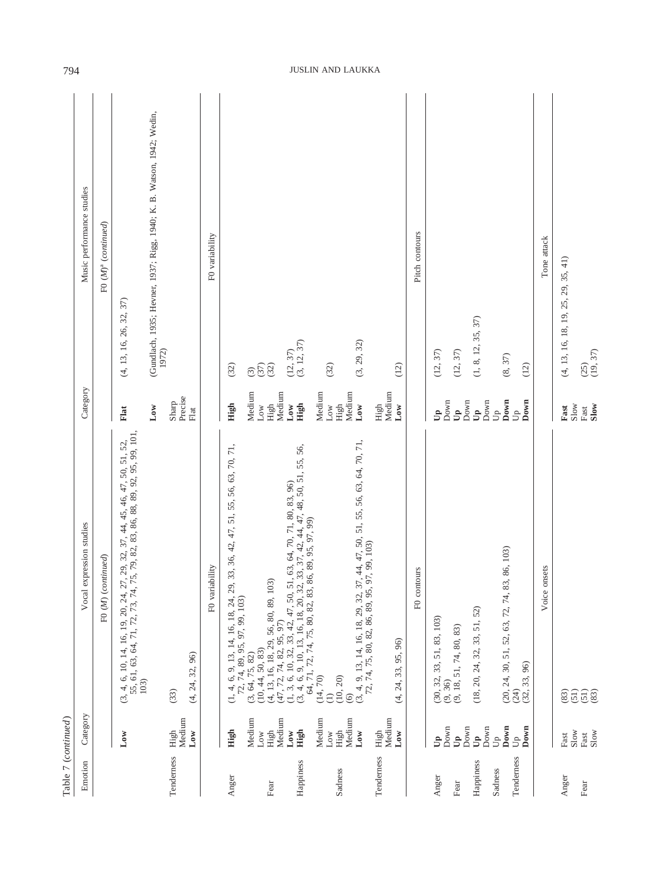Table 7 (continued)

| Emotion | Category | Vocal expression studies | Category | Music performance studies |
|---|---|---|---|---|
| | | F0 (*M*) (*continued*) | | F0 (*M*)[a] (*continued*) |
| | **Low** | (3, 4, 6, 10, 14, 16, 19, 20, 24, 27, 29, 32, 37, 44, 45, 46, 47, 50, 51, 52, 55, 61, 63, 64, 71, 72, 73, 74, 75, 79, 82, 83, 86, 88, 89, 92, 95, 99, 101, 103) | **Flat** | (4, 13, 16, 26, 32, 37) |
| | | | **Low** | (Gundlach, 1935; Hevner, 1937; Rigg, 1940; K. B. Watson, 1942; Wedin, 1972) |
| Tenderness | High | (33) | Sharp | |
| | Medium | | Precise | |
| | **Low** | (4, 24, 32, 96) | Flat | |
| | | F0 variability | | F0 variability |
| Anger | **High** | (1, 4, 6, 9, 13, 14, 16, 18, 24, 29, 33, 36, 42, 47, 51, 55, 56, 63, 70, 71, 72, 74, 89, 95, 97, 99, 103) | **High** | (32) |
| | Medium | (3, 64, 75, 82) | Medium | (3) |
| | Low | (10, 44, 50, 83) | Low | (37) |
| Fear | High | (4, 13, 16, 18, 29, 56, 80, 89, 103) | High | (32) |
| | Medium | (47, 72, 74, 82, 95, 97) | Medium | (12, 37) |
| | **Low** | (1, 3, 6, 10, 32, 33, 42, 47, 50, 51, 63, 64, 70, 71, 80, 83, 96) | **Low** | |
| Happiness | **High** | (3, 4, 6, 9, 10, 13, 16, 18, 20, 32, 33, 37, 42, 44, 47, 48, 50, 51, 55, 56, 64, 71, 72, 74, 75, 80, 82, 83, 86, 89, 95, 97, 99) | **High** | (3, 12, 37) |
| | Medium | (14, 70) | Medium | (32) |
| | Low | (1) | Low | |
| Sadness | High | (10, 20) | High | |
| | Medium | (6) | Medium | |
| | **Low** | (3, 4, 9, 13, 14, 16, 18, 29, 32, 37, 44, 47, 50, 51, 55, 56, 63, 64, 70, 71, 72, 74, 75, 80, 82, 86, 89, 95, 97, 99, 103) | **Low** | (3, 29, 32) |
| Tenderness | High | | High | |
| | Medium | | Medium | |
| | **Low** | (4, 24, 33, 95, 96) | **Low** | (12) |
| | | F0 contours | | Pitch contours |
| Anger | **Up** | (30, 32, 33, 51, 83, 103) | **Up** | (12, 37) |
| | Down | (9, 36) | Down | |
| Fear | **Up** | (9, 18, 51, 74, 80, 83) | **Up** | (12, 37) |
| | Down | | Down | |
| Happiness | **Up** | (18, 20, 24, 32, 33, 51, 52) | **Up** | (1, 8, 12, 35, 37) |
| | Down | | Down | |
| Sadness | Up | | Up | |
| | **Down** | (20, 24, 30, 51, 52, 63, 72, 74, 83, 86, 103) | **Down** | (8, 37) |
| Tenderness | Up | (24) | Up | |
| | **Down** | (32, 33, 96) | **Down** | (12) |
| | | Voice onsets | | Tone attack |
| Anger | Fast | (83) | **Fast** | (4, 13, 16, 18, 19, 25, 29, 35, 41) |
| | Slow | (51) | Slow | |
| Fear | Fast | (51) | Fast | (25) |
| | Slow | (83) | **Slow** | (19, 37) |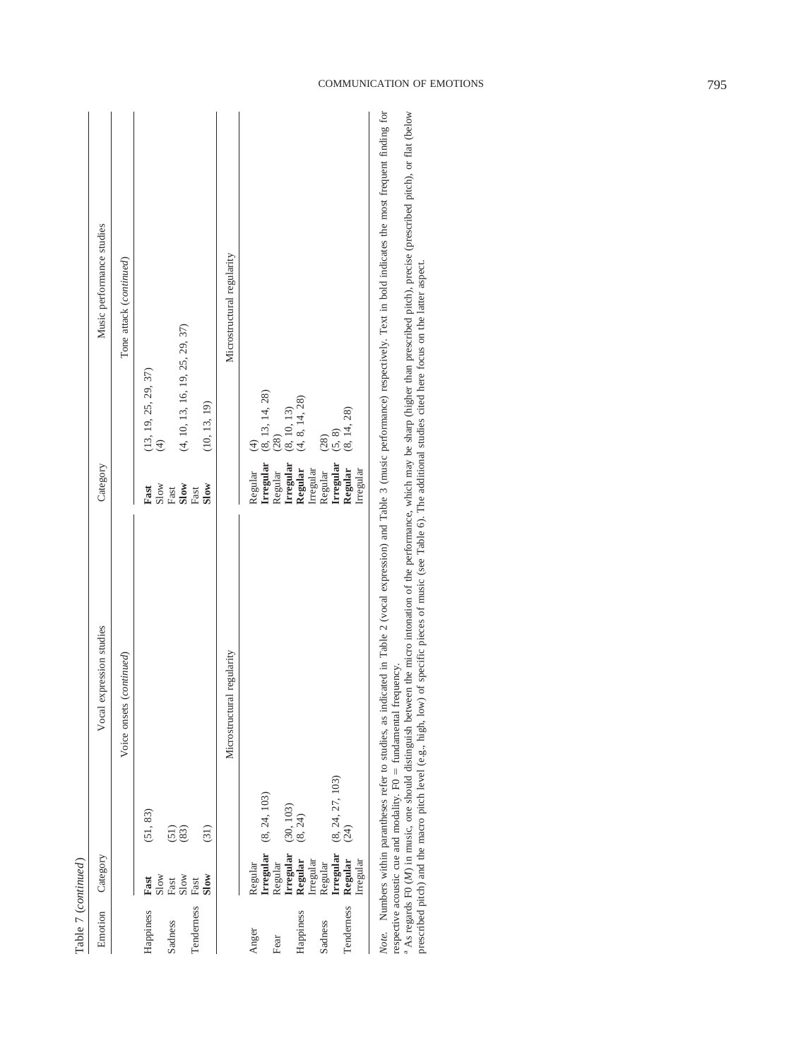Table 7 (*continued*)

| Emotion | Category | Vocal expression studies | Category | Music performance studies |
|---|---|---|---|---|
| | | *Voice onsets (continued)* | | *Tone attack (continued)* |
| Happiness | **Fast** | (51, 83) | **Fast** | (13, 19, 25, 29, 37) |
| | Slow | | Slow | (4) |
| Sadness | Fast | (51) | Fast | |
| | Slow | (83) | **Slow** | (4, 10, 13, 16, 19, 25, 29, 37) |
| Tenderness | Fast | | Fast | |
| | **Slow** | (31) | **Slow** | (10, 13, 19) |
| | | *Microstructural regularity* | | *Microstructural regularity* |
| Anger | Regular | | Regular | (4) |
| | **Irregular** | (8, 24, 103) | **Irregular** | (8, 13, 14, 28) |
| Fear | Regular | | Regular | (28) |
| | **Irregular** | (30, 103) | **Irregular** | (8, 10, 13) |
| Happiness | **Regular** | (8, 24) | **Regular** | (4, 8, 14, 28) |
| | Irregular | | Irregular | |
| Sadness | Regular | | Regular | (28) |
| | **Irregular** | (8, 24, 27, 103) | **Irregular** | (5, 8) |
| Tenderness | **Regular** | (24) | **Regular** | (8, 14, 28) |
| | Irregular | | Irregular | |

*Note.* Numbers within parantheses refer to studies, as indicated in Table 2 (vocal expression) and Table 3 (music performance) respectively. Text in bold indicates the most frequent finding for respective acoustic cue and modality. F0 = fundamental frequency.

[a] As regards F0 (*M*) in music, one should distinguish between the micro intonation of the performance, which may be sharp (higher than prescribed pitch), precise (prescribed pitch), or flat (below prescribed pitch) and the macro pitch level (e.g., high, low) of specific pieces of music (see Table 6). The additional studies cited here focus on the latter aspect.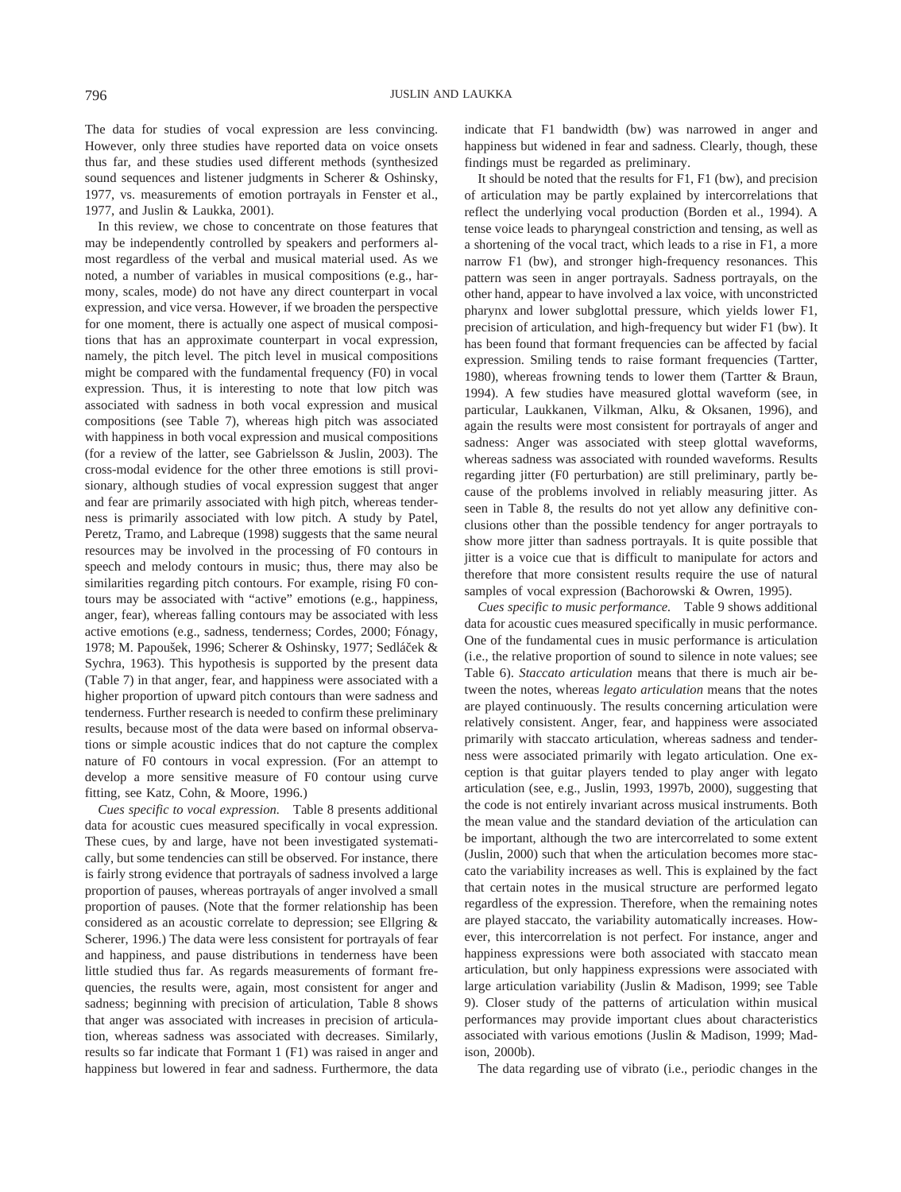The data for studies of vocal expression are less convincing. However, only three studies have reported data on voice onsets thus far, and these studies used different methods (synthesized sound sequences and listener judgments in Scherer & Oshinsky, 1977, vs. measurements of emotion portrayals in Fenster et al., 1977, and Juslin & Laukka, 2001).

In this review, we chose to concentrate on those features that may be independently controlled by speakers and performers almost regardless of the verbal and musical material used. As we noted, a number of variables in musical compositions (e.g., harmony, scales, mode) do not have any direct counterpart in vocal expression, and vice versa. However, if we broaden the perspective for one moment, there is actually one aspect of musical compositions that has an approximate counterpart in vocal expression, namely, the pitch level. The pitch level in musical compositions might be compared with the fundamental frequency (F0) in vocal expression. Thus, it is interesting to note that low pitch was associated with sadness in both vocal expression and musical compositions (see Table 7), whereas high pitch was associated with happiness in both vocal expression and musical compositions (for a review of the latter, see Gabrielsson & Juslin, 2003). The cross-modal evidence for the other three emotions is still provisionary, although studies of vocal expression suggest that anger and fear are primarily associated with high pitch, whereas tenderness is primarily associated with low pitch. A study by Patel, Peretz, Tramo, and Labreque (1998) suggests that the same neural resources may be involved in the processing of F0 contours in speech and melody contours in music; thus, there may also be similarities regarding pitch contours. For example, rising F0 contours may be associated with "active" emotions (e.g., happiness, anger, fear), whereas falling contours may be associated with less active emotions (e.g., sadness, tenderness; Cordes, 2000; Fónagy, 1978; M. Papoušek, 1996; Scherer & Oshinsky, 1977; Sedláček & Sychra, 1963). This hypothesis is supported by the present data (Table 7) in that anger, fear, and happiness were associated with a higher proportion of upward pitch contours than were sadness and tenderness. Further research is needed to confirm these preliminary results, because most of the data were based on informal observations or simple acoustic indices that do not capture the complex nature of F0 contours in vocal expression. (For an attempt to develop a more sensitive measure of F0 contour using curve fitting, see Katz, Cohn, & Moore, 1996.)

*Cues specific to vocal expression.* Table 8 presents additional data for acoustic cues measured specifically in vocal expression. These cues, by and large, have not been investigated systematically, but some tendencies can still be observed. For instance, there is fairly strong evidence that portrayals of sadness involved a large proportion of pauses, whereas portrayals of anger involved a small proportion of pauses. (Note that the former relationship has been considered as an acoustic correlate to depression; see Ellgring & Scherer, 1996.) The data were less consistent for portrayals of fear and happiness, and pause distributions in tenderness have been little studied thus far. As regards measurements of formant frequencies, the results were, again, most consistent for anger and sadness; beginning with precision of articulation, Table 8 shows that anger was associated with increases in precision of articulation, whereas sadness was associated with decreases. Similarly, results so far indicate that Formant 1 (F1) was raised in anger and happiness but lowered in fear and sadness. Furthermore, the data indicate that F1 bandwidth (bw) was narrowed in anger and happiness but widened in fear and sadness. Clearly, though, these findings must be regarded as preliminary.

It should be noted that the results for F1, F1 (bw), and precision of articulation may be partly explained by intercorrelations that reflect the underlying vocal production (Borden et al., 1994). A tense voice leads to pharyngeal constriction and tensing, as well as a shortening of the vocal tract, which leads to a rise in F1, a more narrow F1 (bw), and stronger high-frequency resonances. This pattern was seen in anger portrayals. Sadness portrayals, on the other hand, appear to have involved a lax voice, with unconstricted pharynx and lower subglottal pressure, which yields lower F1, precision of articulation, and high-frequency but wider F1 (bw). It has been found that formant frequencies can be affected by facial expression. Smiling tends to raise formant frequencies (Tartter, 1980), whereas frowning tends to lower them (Tartter & Braun, 1994). A few studies have measured glottal waveform (see, in particular, Laukkanen, Vilkman, Alku, & Oksanen, 1996), and again the results were most consistent for portrayals of anger and sadness: Anger was associated with steep glottal waveforms, whereas sadness was associated with rounded waveforms. Results regarding jitter (F0 perturbation) are still preliminary, partly because of the problems involved in reliably measuring jitter. As seen in Table 8, the results do not yet allow any definitive conclusions other than the possible tendency for anger portrayals to show more jitter than sadness portrayals. It is quite possible that jitter is a voice cue that is difficult to manipulate for actors and therefore that more consistent results require the use of natural samples of vocal expression (Bachorowski & Owren, 1995).

*Cues specific to music performance.* Table 9 shows additional data for acoustic cues measured specifically in music performance. One of the fundamental cues in music performance is articulation (i.e., the relative proportion of sound to silence in note values; see Table 6). *Staccato articulation* means that there is much air between the notes, whereas *legato articulation* means that the notes are played continuously. The results concerning articulation were relatively consistent. Anger, fear, and happiness were associated primarily with staccato articulation, whereas sadness and tenderness were associated primarily with legato articulation. One exception is that guitar players tended to play anger with legato articulation (see, e.g., Juslin, 1993, 1997b, 2000), suggesting that the code is not entirely invariant across musical instruments. Both the mean value and the standard deviation of the articulation can be important, although the two are intercorrelated to some extent (Juslin, 2000) such that when the articulation becomes more staccato the variability increases as well. This is explained by the fact that certain notes in the musical structure are performed legato regardless of the expression. Therefore, when the remaining notes are played staccato, the variability automatically increases. However, this intercorrelation is not perfect. For instance, anger and happiness expressions were both associated with staccato mean articulation, but only happiness expressions were associated with large articulation variability (Juslin & Madison, 1999; see Table 9). Closer study of the patterns of articulation within musical performances may provide important clues about characteristics associated with various emotions (Juslin & Madison, 1999; Madison, 2000b).

The data regarding use of vibrato (i.e., periodic changes in the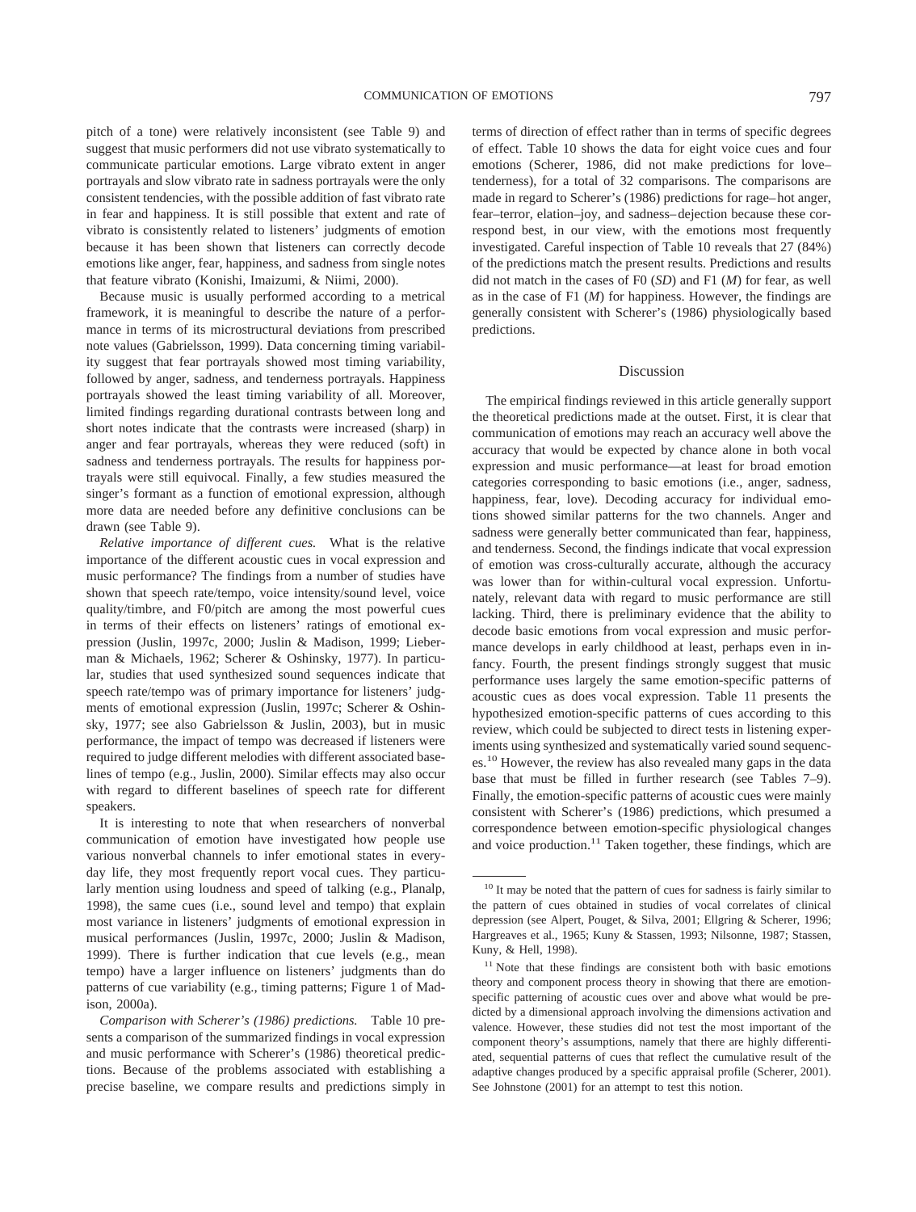pitch of a tone) were relatively inconsistent (see Table 9) and suggest that music performers did not use vibrato systematically to communicate particular emotions. Large vibrato extent in anger portrayals and slow vibrato rate in sadness portrayals were the only consistent tendencies, with the possible addition of fast vibrato rate in fear and happiness. It is still possible that extent and rate of vibrato is consistently related to listeners' judgments of emotion because it has been shown that listeners can correctly decode emotions like anger, fear, happiness, and sadness from single notes that feature vibrato (Konishi, Imaizumi, & Niimi, 2000).

Because music is usually performed according to a metrical framework, it is meaningful to describe the nature of a performance in terms of its microstructural deviations from prescribed note values (Gabrielsson, 1999). Data concerning timing variability suggest that fear portrayals showed most timing variability, followed by anger, sadness, and tenderness portrayals. Happiness portrayals showed the least timing variability of all. Moreover, limited findings regarding durational contrasts between long and short notes indicate that the contrasts were increased (sharp) in anger and fear portrayals, whereas they were reduced (soft) in sadness and tenderness portrayals. The results for happiness portrayals were still equivocal. Finally, a few studies measured the singer's formant as a function of emotional expression, although more data are needed before any definitive conclusions can be drawn (see Table 9).

*Relative importance of different cues.* What is the relative importance of the different acoustic cues in vocal expression and music performance? The findings from a number of studies have shown that speech rate/tempo, voice intensity/sound level, voice quality/timbre, and F0/pitch are among the most powerful cues in terms of their effects on listeners' ratings of emotional expression (Juslin, 1997c, 2000; Juslin & Madison, 1999; Lieberman & Michaels, 1962; Scherer & Oshinsky, 1977). In particular, studies that used synthesized sound sequences indicate that speech rate/tempo was of primary importance for listeners' judgments of emotional expression (Juslin, 1997c; Scherer & Oshinsky, 1977; see also Gabrielsson & Juslin, 2003), but in music performance, the impact of tempo was decreased if listeners were required to judge different melodies with different associated baselines of tempo (e.g., Juslin, 2000). Similar effects may also occur with regard to different baselines of speech rate for different speakers.

It is interesting to note that when researchers of nonverbal communication of emotion have investigated how people use various nonverbal channels to infer emotional states in everyday life, they most frequently report vocal cues. They particularly mention using loudness and speed of talking (e.g., Planalp, 1998), the same cues (i.e., sound level and tempo) that explain most variance in listeners' judgments of emotional expression in musical performances (Juslin, 1997c, 2000; Juslin & Madison, 1999). There is further indication that cue levels (e.g., mean tempo) have a larger influence on listeners' judgments than do patterns of cue variability (e.g., timing patterns; Figure 1 of Madison, 2000a).

*Comparison with Scherer's (1986) predictions.* Table 10 presents a comparison of the summarized findings in vocal expression and music performance with Scherer's (1986) theoretical predictions. Because of the problems associated with establishing a precise baseline, we compare results and predictions simply in terms of direction of effect rather than in terms of specific degrees of effect. Table 10 shows the data for eight voice cues and four emotions (Scherer, 1986, did not make predictions for love–tenderness), for a total of 32 comparisons. The comparisons are made in regard to Scherer's (1986) predictions for rage–hot anger, fear–terror, elation–joy, and sadness–dejection because these correspond best, in our view, with the emotions most frequently investigated. Careful inspection of Table 10 reveals that 27 (84%) of the predictions match the present results. Predictions and results did not match in the cases of F0 (*SD*) and F1 (*M*) for fear, as well as in the case of F1 (*M*) for happiness. However, the findings are generally consistent with Scherer's (1986) physiologically based predictions.

## Discussion

The empirical findings reviewed in this article generally support the theoretical predictions made at the outset. First, it is clear that communication of emotions may reach an accuracy well above the accuracy that would be expected by chance alone in both vocal expression and music performance—at least for broad emotion categories corresponding to basic emotions (i.e., anger, sadness, happiness, fear, love). Decoding accuracy for individual emotions showed similar patterns for the two channels. Anger and sadness were generally better communicated than fear, happiness, and tenderness. Second, the findings indicate that vocal expression of emotion was cross-culturally accurate, although the accuracy was lower than for within-cultural vocal expression. Unfortunately, relevant data with regard to music performance are still lacking. Third, there is preliminary evidence that the ability to decode basic emotions from vocal expression and music performance develops in early childhood at least, perhaps even in infancy. Fourth, the present findings strongly suggest that music performance uses largely the same emotion-specific patterns of acoustic cues as does vocal expression. Table 11 presents the hypothesized emotion-specific patterns of cues according to this review, which could be subjected to direct tests in listening experiments using synthesized and systematically varied sound sequences.[10] However, the review has also revealed many gaps in the data base that must be filled in further research (see Tables 7–9). Finally, the emotion-specific patterns of acoustic cues were mainly consistent with Scherer's (1986) predictions, which presumed a correspondence between emotion-specific physiological changes and voice production.[11] Taken together, these findings, which are

---

[10] It may be noted that the pattern of cues for sadness is fairly similar to the pattern of cues obtained in studies of vocal correlates of clinical depression (see Alpert, Pouget, & Silva, 2001; Ellgring & Scherer, 1996; Hargreaves et al., 1965; Kuny & Stassen, 1993; Nilsonne, 1987; Stassen, Kuny, & Hell, 1998).

[11] Note that these findings are consistent both with basic emotions theory and component process theory in showing that there are emotion-specific patterning of acoustic cues over and above what would be predicted by a dimensional approach involving the dimensions activation and valence. However, these studies did not test the most important of the component theory's assumptions, namely that there are highly differentiated, sequential patterns of cues that reflect the cumulative result of the adaptive changes produced by a specific appraisal profile (Scherer, 2001). See Johnstone (2001) for an attempt to test this notion.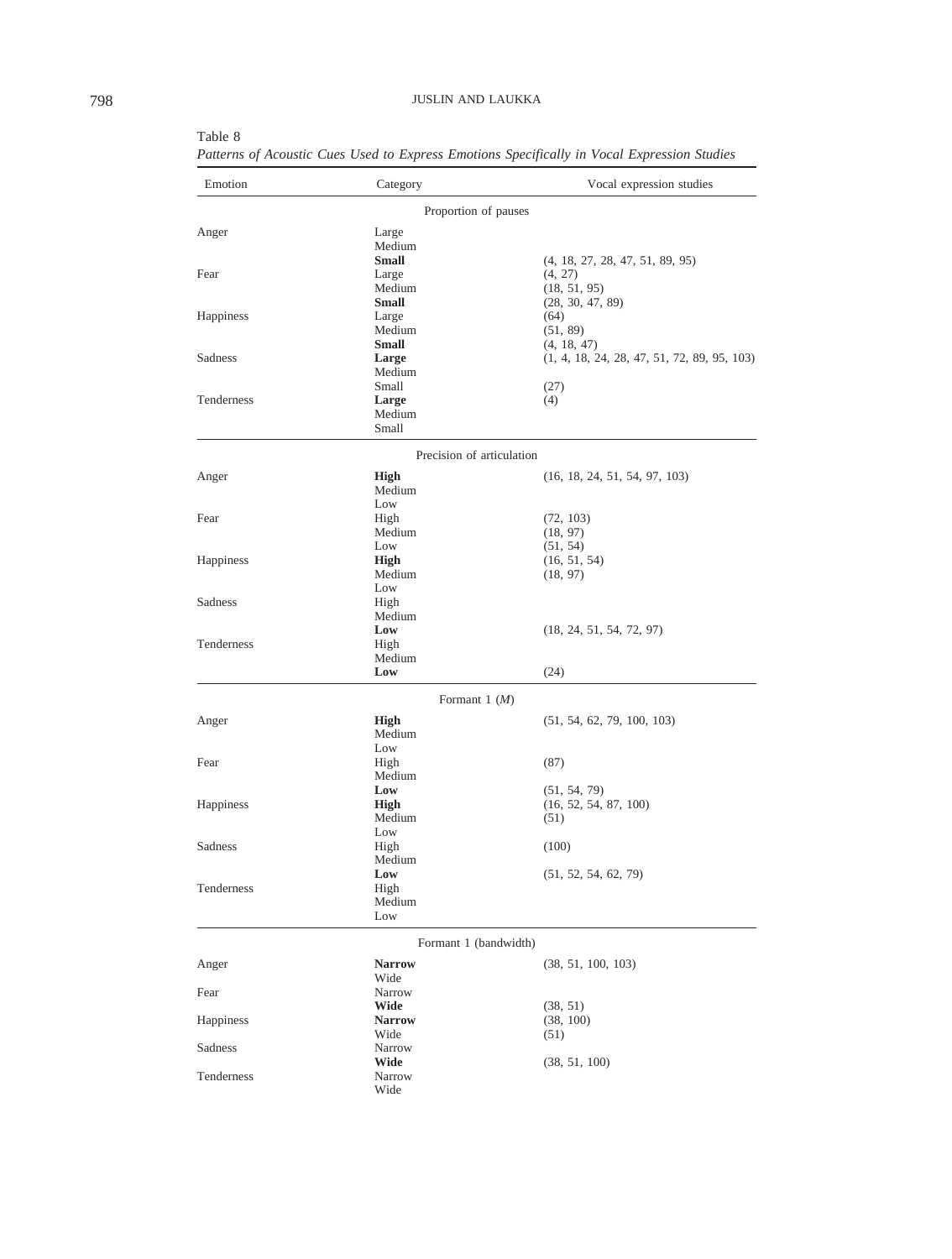Table 8
*Patterns of Acoustic Cues Used to Express Emotions Specifically in Vocal Expression Studies*

| Emotion | Category | Vocal expression studies |
|---|---|---|
| | Proportion of pauses | |
| Anger | Large | |
| | Medium | |
| | **Small** | (4, 18, 27, 28, 47, 51, 89, 95) |
| Fear | Large | (4, 27) |
| | Medium | (18, 51, 95) |
| | **Small** | (28, 30, 47, 89) |
| Happiness | Large | (64) |
| | Medium | (51, 89) |
| | **Small** | (4, 18, 47) |
| Sadness | **Large** | (1, 4, 18, 24, 28, 47, 51, 72, 89, 95, 103) |
| | Medium | |
| | Small | (27) |
| Tenderness | **Large** | (4) |
| | Medium | |
| | Small | |
| | Precision of articulation | |
| Anger | **High** | (16, 18, 24, 51, 54, 97, 103) |
| | Medium | |
| | Low | |
| Fear | High | (72, 103) |
| | Medium | (18, 97) |
| | Low | (51, 54) |
| Happiness | **High** | (16, 51, 54) |
| | Medium | (18, 97) |
| | Low | |
| Sadness | High | |
| | Medium | |
| | **Low** | (18, 24, 51, 54, 72, 97) |
| Tenderness | High | |
| | Medium | |
| | **Low** | (24) |
| | Formant 1 (*M*) | |
| Anger | **High** | (51, 54, 62, 79, 100, 103) |
| | Medium | |
| | Low | |
| Fear | High | (87) |
| | Medium | |
| | **Low** | (51, 54, 79) |
| Happiness | **High** | (16, 52, 54, 87, 100) |
| | Medium | (51) |
| | Low | |
| Sadness | High | (100) |
| | Medium | |
| | **Low** | (51, 52, 54, 62, 79) |
| Tenderness | High | |
| | Medium | |
| | Low | |
| | Formant 1 (bandwidth) | |
| Anger | **Narrow** | (38, 51, 100, 103) |
| | Wide | |
| Fear | Narrow | |
| | **Wide** | (38, 51) |
| Happiness | **Narrow** | (38, 100) |
| | Wide | (51) |
| Sadness | Narrow | |
| | **Wide** | (38, 51, 100) |
| Tenderness | Narrow | |
| | Wide | |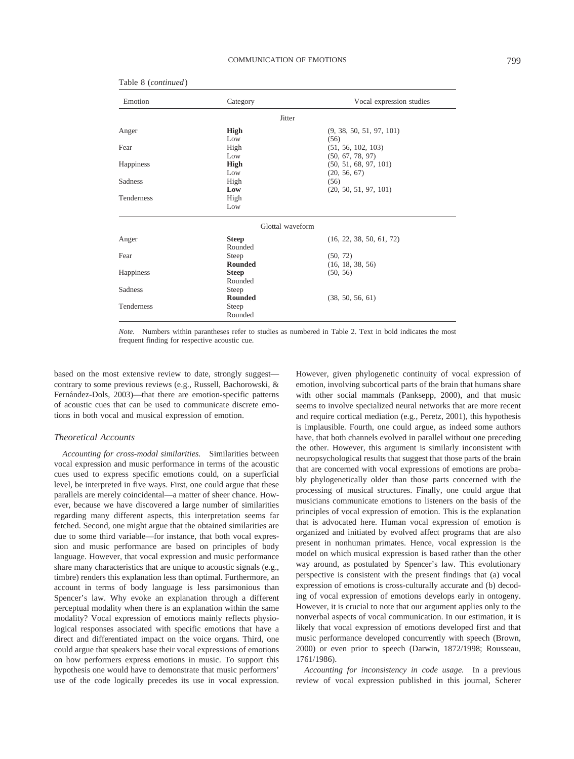Table 8 (*continued*)

| Emotion | Category | Vocal expression studies |
|---|---|---|
| | Jitter | |
| Anger | **High** | (9, 38, 50, 51, 97, 101) |
| | Low | (56) |
| Fear | High | (51, 56, 102, 103) |
| | Low | (50, 67, 78, 97) |
| Happiness | **High** | (50, 51, 68, 97, 101) |
| | Low | (20, 56, 67) |
| Sadness | High | (56) |
| | **Low** | (20, 50, 51, 97, 101) |
| Tenderness | High | |
| | Low | |
| | Glottal waveform | |
| Anger | **Steep** | (16, 22, 38, 50, 61, 72) |
| | Rounded | |
| Fear | Steep | (50, 72) |
| | **Rounded** | (16, 18, 38, 56) |
| Happiness | **Steep** | (50, 56) |
| | Rounded | |
| Sadness | Steep | |
| | **Rounded** | (38, 50, 56, 61) |
| Tenderness | Steep | |
| | Rounded | |

*Note.* Numbers within parantheses refer to studies as numbered in Table 2. Text in bold indicates the most frequent finding for respective acoustic cue.

based on the most extensive review to date, strongly suggest—contrary to some previous reviews (e.g., Russell, Bachorowski, & Fernández-Dols, 2003)—that there are emotion-specific patterns of acoustic cues that can be used to communicate discrete emotions in both vocal and musical expression of emotion.

### Theoretical Accounts

*Accounting for cross-modal similarities.* Similarities between vocal expression and music performance in terms of the acoustic cues used to express specific emotions could, on a superficial level, be interpreted in five ways. First, one could argue that these parallels are merely coincidental—a matter of sheer chance. However, because we have discovered a large number of similarities regarding many different aspects, this interpretation seems far fetched. Second, one might argue that the obtained similarities are due to some third variable—for instance, that both vocal expression and music performance are based on principles of body language. However, that vocal expression and music performance share many characteristics that are unique to acoustic signals (e.g., timbre) renders this explanation less than optimal. Furthermore, an account in terms of body language is less parsimonious than Spencer's law. Why evoke an explanation through a different perceptual modality when there is an explanation within the same modality? Vocal expression of emotions mainly reflects physiological responses associated with specific emotions that have a direct and differentiated impact on the voice organs. Third, one could argue that speakers base their vocal expressions of emotions on how performers express emotions in music. To support this hypothesis one would have to demonstrate that music performers' use of the code logically precedes its use in vocal expression. However, given phylogenetic continuity of vocal expression of emotion, involving subcortical parts of the brain that humans share with other social mammals (Panksepp, 2000), and that music seems to involve specialized neural networks that are more recent and require cortical mediation (e.g., Peretz, 2001), this hypothesis is implausible. Fourth, one could argue, as indeed some authors have, that both channels evolved in parallel without one preceding the other. However, this argument is similarly inconsistent with neuropsychological results that suggest that those parts of the brain that are concerned with vocal expressions of emotions are probably phylogenetically older than those parts concerned with the processing of musical structures. Finally, one could argue that musicians communicate emotions to listeners on the basis of the principles of vocal expression of emotion. This is the explanation that is advocated here. Human vocal expression of emotion is organized and initiated by evolved affect programs that are also present in nonhuman primates. Hence, vocal expression is the model on which musical expression is based rather than the other way around, as postulated by Spencer's law. This evolutionary perspective is consistent with the present findings that (a) vocal expression of emotions is cross-culturally accurate and (b) decoding of vocal expression of emotions develops early in ontogeny. However, it is crucial to note that our argument applies only to the nonverbal aspects of vocal communication. In our estimation, it is likely that vocal expression of emotions developed first and that music performance developed concurrently with speech (Brown, 2000) or even prior to speech (Darwin, 1872/1998; Rousseau, 1761/1986).

*Accounting for inconsistency in code usage.* In a previous review of vocal expression published in this journal, Scherer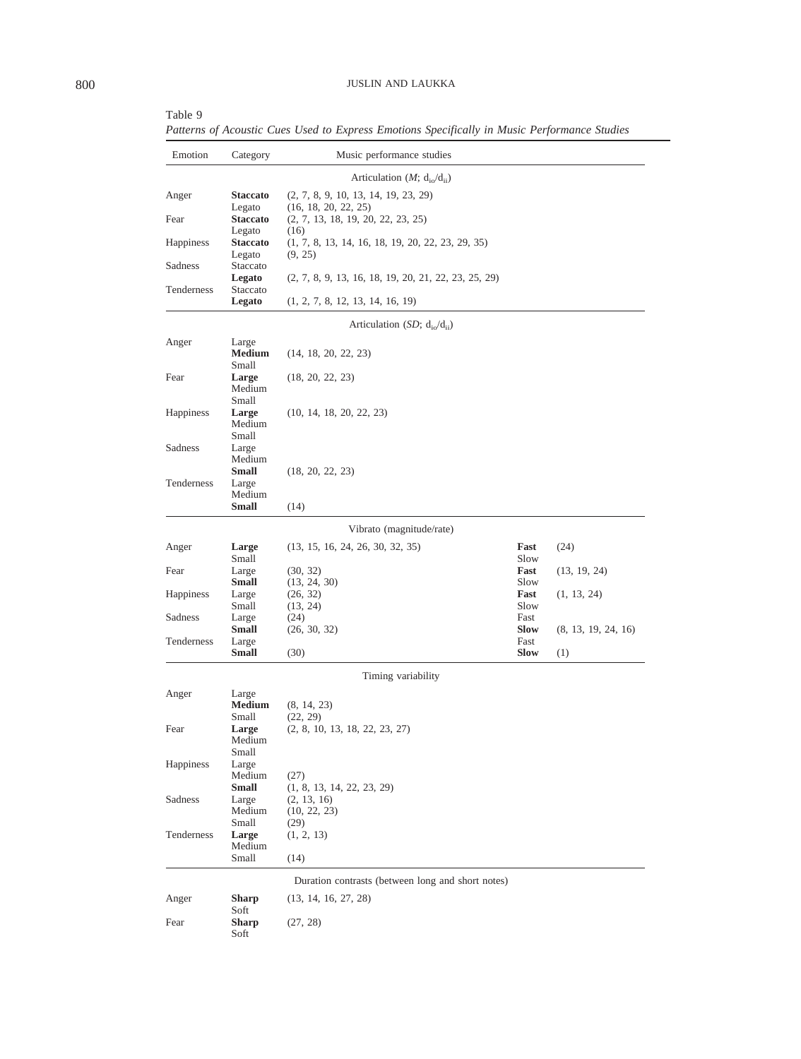Table 9
*Patterns of Acoustic Cues Used to Express Emotions Specifically in Music Performance Studies*

| Emotion | Category | Music performance studies | | |
|---|---|---|---|---|
| | | Articulation ($M$; $d_{io}/d_{ii}$) | | |
| Anger | **Staccato** | (2, 7, 8, 9, 10, 13, 14, 19, 23, 29) | | |
| | Legato | (16, 18, 20, 22, 25) | | |
| Fear | **Staccato** | (2, 7, 13, 18, 19, 20, 22, 23, 25) | | |
| | Legato | (16) | | |
| Happiness | **Staccato** | (1, 7, 8, 13, 14, 16, 18, 19, 20, 22, 23, 29, 35) | | |
| | Legato | (9, 25) | | |
| Sadness | Staccato | | | |
| | **Legato** | (2, 7, 8, 9, 13, 16, 18, 19, 20, 21, 22, 23, 25, 29) | | |
| Tenderness | Staccato | | | |
| | **Legato** | (1, 2, 7, 8, 12, 13, 14, 16, 19) | | |
| | | Articulation ($SD$; $d_{io}/d_{ii}$) | | |
| Anger | Large | | | |
| | **Medium** | (14, 18, 20, 22, 23) | | |
| | Small | | | |
| Fear | **Large** | (18, 20, 22, 23) | | |
| | Medium | | | |
| | Small | | | |
| Happiness | **Large** | (10, 14, 18, 20, 22, 23) | | |
| | Medium | | | |
| | Small | | | |
| Sadness | Large | | | |
| | Medium | | | |
| | **Small** | (18, 20, 22, 23) | | |
| Tenderness | Large | | | |
| | Medium | | | |
| | **Small** | (14) | | |
| | | Vibrato (magnitude/rate) | | |
| Anger | **Large** | (13, 15, 16, 24, 26, 30, 32, 35) | **Fast** | (24) |
| | Small | | Slow | |
| Fear | Large | (30, 32) | **Fast** | (13, 19, 24) |
| | **Small** | (13, 24, 30) | Slow | |
| Happiness | Large | (26, 32) | **Fast** | (1, 13, 24) |
| | Small | (13, 24) | Slow | |
| Sadness | Large | (24) | Fast | |
| | **Small** | (26, 30, 32) | **Slow** | (8, 13, 19, 24, 16) |
| Tenderness | Large | | Fast | |
| | **Small** | (30) | **Slow** | (1) |
| | | Timing variability | | |
| Anger | Large | | | |
| | **Medium** | (8, 14, 23) | | |
| | Small | (22, 29) | | |
| Fear | **Large** | (2, 8, 10, 13, 18, 22, 23, 27) | | |
| | Medium | | | |
| | Small | | | |
| Happiness | Large | | | |
| | Medium | (27) | | |
| | **Small** | (1, 8, 13, 14, 22, 23, 29) | | |
| Sadness | Large | (2, 13, 16) | | |
| | Medium | (10, 22, 23) | | |
| | Small | (29) | | |
| Tenderness | **Large** | (1, 2, 13) | | |
| | Medium | | | |
| | Small | (14) | | |
| | | Duration contrasts (between long and short notes) | | |
| Anger | **Sharp** | (13, 14, 16, 27, 28) | | |
| | Soft | | | |
| Fear | **Sharp** | (27, 28) | | |
| | Soft | | | |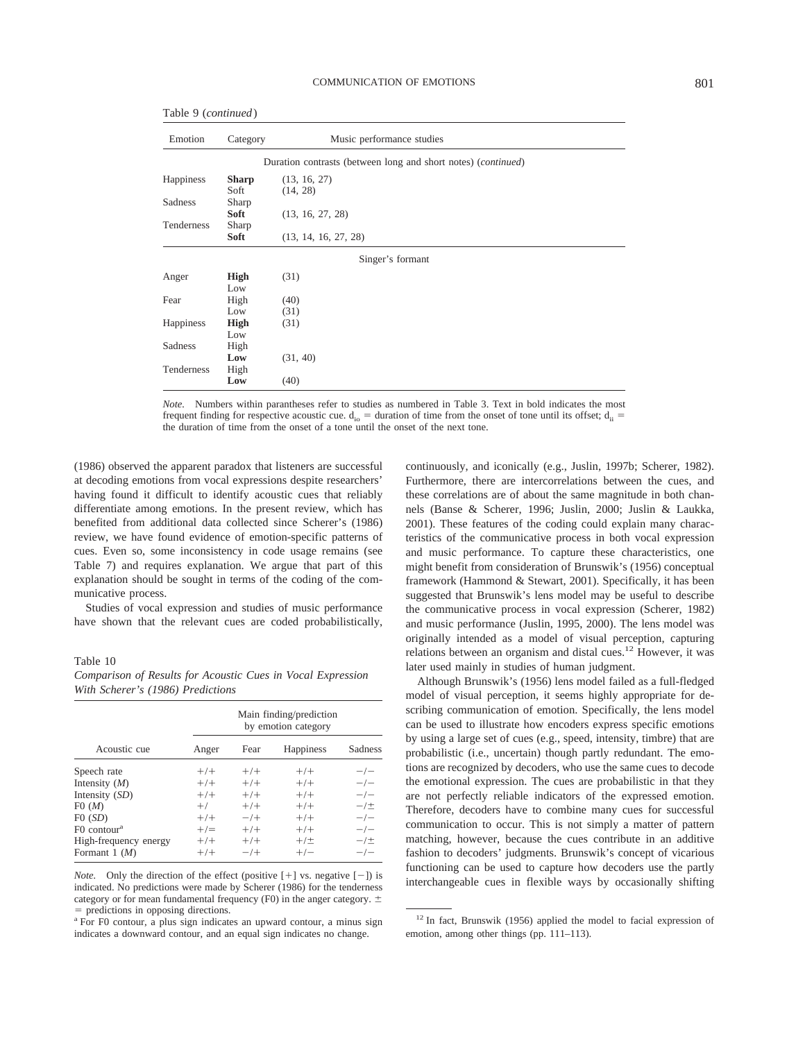Table 9 (*continued*)

| Emotion | Category | Music performance studies |
|---|---|---|
| | | Duration contrasts (between long and short notes) (*continued*) |
| Happiness | **Sharp** | (13, 16, 27) |
| | Soft | (14, 28) |
| Sadness | Sharp | |
| | **Soft** | (13, 16, 27, 28) |
| Tenderness | Sharp | |
| | **Soft** | (13, 14, 16, 27, 28) |
| | | Singer's formant |
| Anger | **High** | (31) |
| | Low | |
| Fear | High | (40) |
| | Low | (31) |
| Happiness | **High** | (31) |
| | Low | |
| Sadness | High | |
| | **Low** | (31, 40) |
| Tenderness | High | |
| | **Low** | (40) |

*Note.* Numbers within parantheses refer to studies as numbered in Table 3. Text in bold indicates the most frequent finding for respective acoustic cue. $d_{io}$ = duration of time from the onset of tone until its offset; $d_{ii}$ = the duration of time from the onset of a tone until the onset of the next tone.

(1986) observed the apparent paradox that listeners are successful at decoding emotions from vocal expressions despite researchers' having found it difficult to identify acoustic cues that reliably differentiate among emotions. In the present review, which has benefited from additional data collected since Scherer's (1986) review, we have found evidence of emotion-specific patterns of cues. Even so, some inconsistency in code usage remains (see Table 7) and requires explanation. We argue that part of this explanation should be sought in terms of the coding of the communicative process.

Studies of vocal expression and studies of music performance have shown that the relevant cues are coded probabilistically,

Table 10
*Comparison of Results for Acoustic Cues in Vocal Expression With Scherer's (1986) Predictions*

| Acoustic cue | Main finding/prediction by emotion category | | | |
|---|---|---|---|---|
| | Anger | Fear | Happiness | Sadness |
| Speech rate | +/+ | +/+ | +/+ | −/− |
| Intensity (*M*) | +/+ | +/+ | +/+ | −/− |
| Intensity (*SD*) | +/+ | +/+ | +/+ | −/− |
| F0 (*M*) | +/ | +/+ | +/+ | −/± |
| F0 (*SD*) | +/+ | −/+ | +/+ | −/− |
| F0 contour[a] | +/= | +/+ | +/+ | −/− |
| High-frequency energy | +/+ | +/+ | +/± | −/± |
| Formant 1 (*M*) | +/+ | −/+ | +/− | −/− |

*Note.* Only the direction of the effect (positive [+] vs. negative [−]) is indicated. No predictions were made by Scherer (1986) for the tenderness category or for mean fundamental frequency (F0) in the anger category. ± = predictions in opposing directions.
[a] For F0 contour, a plus sign indicates an upward contour, a minus sign indicates a downward contour, and an equal sign indicates no change.

continuously, and iconically (e.g., Juslin, 1997b; Scherer, 1982). Furthermore, there are intercorrelations between the cues, and these correlations are of about the same magnitude in both channels (Banse & Scherer, 1996; Juslin, 2000; Juslin & Laukka, 2001). These features of the coding could explain many characteristics of the communicative process in both vocal expression and music performance. To capture these characteristics, one might benefit from consideration of Brunswik's (1956) conceptual framework (Hammond & Stewart, 2001). Specifically, it has been suggested that Brunswik's lens model may be useful to describe the communicative process in vocal expression (Scherer, 1982) and music performance (Juslin, 1995, 2000). The lens model was originally intended as a model of visual perception, capturing relations between an organism and distal cues.[12] However, it was later used mainly in studies of human judgment.

Although Brunswik's (1956) lens model failed as a full-fledged model of visual perception, it seems highly appropriate for describing communication of emotion. Specifically, the lens model can be used to illustrate how encoders express specific emotions by using a large set of cues (e.g., speed, intensity, timbre) that are probabilistic (i.e., uncertain) though partly redundant. The emotions are recognized by decoders, who use the same cues to decode the emotional expression. The cues are probabilistic in that they are not perfectly reliable indicators of the expressed emotion. Therefore, decoders have to combine many cues for successful communication to occur. This is not simply a matter of pattern matching, however, because the cues contribute in an additive fashion to decoders' judgments. Brunswik's concept of vicarious functioning can be used to capture how decoders use the partly interchangeable cues in flexible ways by occasionally shifting

[12] In fact, Brunswik (1956) applied the model to facial expression of emotion, among other things (pp. 111–113).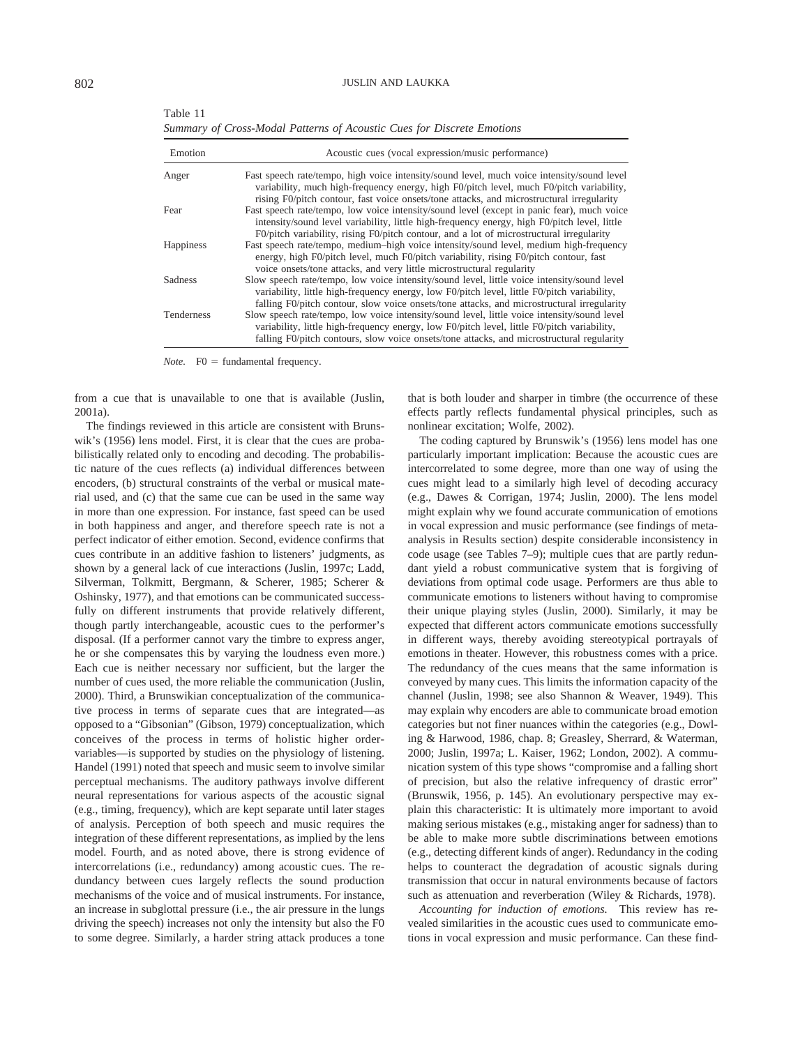Table 11
*Summary of Cross-Modal Patterns of Acoustic Cues for Discrete Emotions*

| Emotion | Acoustic cues (vocal expression/music performance) |
|---|---|
| Anger | Fast speech rate/tempo, high voice intensity/sound level, much voice intensity/sound level variability, much high-frequency energy, high F0/pitch level, much F0/pitch variability, rising F0/pitch contour, fast voice onsets/tone attacks, and microstructural irregularity |
| Fear | Fast speech rate/tempo, low voice intensity/sound level (except in panic fear), much voice intensity/sound level variability, little high-frequency energy, high F0/pitch level, little F0/pitch variability, rising F0/pitch contour, and a lot of microstructural irregularity |
| Happiness | Fast speech rate/tempo, medium–high voice intensity/sound level, medium high-frequency energy, high F0/pitch level, much F0/pitch variability, rising F0/pitch contour, fast voice onsets/tone attacks, and very little microstructural regularity |
| Sadness | Slow speech rate/tempo, low voice intensity/sound level, little voice intensity/sound level variability, little high-frequency energy, low F0/pitch level, little F0/pitch variability, falling F0/pitch contour, slow voice onsets/tone attacks, and microstructural irregularity |
| Tenderness | Slow speech rate/tempo, low voice intensity/sound level, little voice intensity/sound level variability, little high-frequency energy, low F0/pitch level, little F0/pitch variability, falling F0/pitch contours, slow voice onsets/tone attacks, and microstructural regularity |

*Note.* F0 = fundamental frequency.

from a cue that is unavailable to one that is available (Juslin, 2001a).

The findings reviewed in this article are consistent with Brunswik's (1956) lens model. First, it is clear that the cues are probabilistically related only to encoding and decoding. The probabilistic nature of the cues reflects (a) individual differences between encoders, (b) structural constraints of the verbal or musical material used, and (c) that the same cue can be used in the same way in more than one expression. For instance, fast speed can be used in both happiness and anger, and therefore speech rate is not a perfect indicator of either emotion. Second, evidence confirms that cues contribute in an additive fashion to listeners' judgments, as shown by a general lack of cue interactions (Juslin, 1997c; Ladd, Silverman, Tolkmitt, Bergmann, & Scherer, 1985; Scherer & Oshinsky, 1977), and that emotions can be communicated successfully on different instruments that provide relatively different, though partly interchangeable, acoustic cues to the performer's disposal. (If a performer cannot vary the timbre to express anger, he or she compensates this by varying the loudness even more.) Each cue is neither necessary nor sufficient, but the larger the number of cues used, the more reliable the communication (Juslin, 2000). Third, a Brunswikian conceptualization of the communicative process in terms of separate cues that are integrated—as opposed to a "Gibsonian" (Gibson, 1979) conceptualization, which conceives of the process in terms of holistic higher order-variables—is supported by studies on the physiology of listening. Handel (1991) noted that speech and music seem to involve similar perceptual mechanisms. The auditory pathways involve different neural representations for various aspects of the acoustic signal (e.g., timing, frequency), which are kept separate until later stages of analysis. Perception of both speech and music requires the integration of these different representations, as implied by the lens model. Fourth, and as noted above, there is strong evidence of intercorrelations (i.e., redundancy) among acoustic cues. The redundancy between cues largely reflects the sound production mechanisms of the voice and of musical instruments. For instance, an increase in subglottal pressure (i.e., the air pressure in the lungs driving the speech) increases not only the intensity but also the F0 to some degree. Similarly, a harder string attack produces a tone that is both louder and sharper in timbre (the occurrence of these effects partly reflects fundamental physical principles, such as nonlinear excitation; Wolfe, 2002).

The coding captured by Brunswik's (1956) lens model has one particularly important implication: Because the acoustic cues are intercorrelated to some degree, more than one way of using the cues might lead to a similarly high level of decoding accuracy (e.g., Dawes & Corrigan, 1974; Juslin, 2000). The lens model might explain why we found accurate communication of emotions in vocal expression and music performance (see findings of meta-analysis in Results section) despite considerable inconsistency in code usage (see Tables 7–9); multiple cues that are partly redundant yield a robust communicative system that is forgiving of deviations from optimal code usage. Performers are thus able to communicate emotions to listeners without having to compromise their unique playing styles (Juslin, 2000). Similarly, it may be expected that different actors communicate emotions successfully in different ways, thereby avoiding stereotypical portrayals of emotions in theater. However, this robustness comes with a price. The redundancy of the cues means that the same information is conveyed by many cues. This limits the information capacity of the channel (Juslin, 1998; see also Shannon & Weaver, 1949). This may explain why encoders are able to communicate broad emotion categories but not finer nuances within the categories (e.g., Dowling & Harwood, 1986, chap. 8; Greasley, Sherrard, & Waterman, 2000; Juslin, 1997a; L. Kaiser, 1962; London, 2002). A communication system of this type shows "compromise and a falling short of precision, but also the relative infrequency of drastic error" (Brunswik, 1956, p. 145). An evolutionary perspective may explain this characteristic: It is ultimately more important to avoid making serious mistakes (e.g., mistaking anger for sadness) than to be able to make more subtle discriminations between emotions (e.g., detecting different kinds of anger). Redundancy in the coding helps to counteract the degradation of acoustic signals during transmission that occur in natural environments because of factors such as attenuation and reverberation (Wiley & Richards, 1978).

*Accounting for induction of emotions.* This review has revealed similarities in the acoustic cues used to communicate emotions in vocal expression and music performance. Can these find-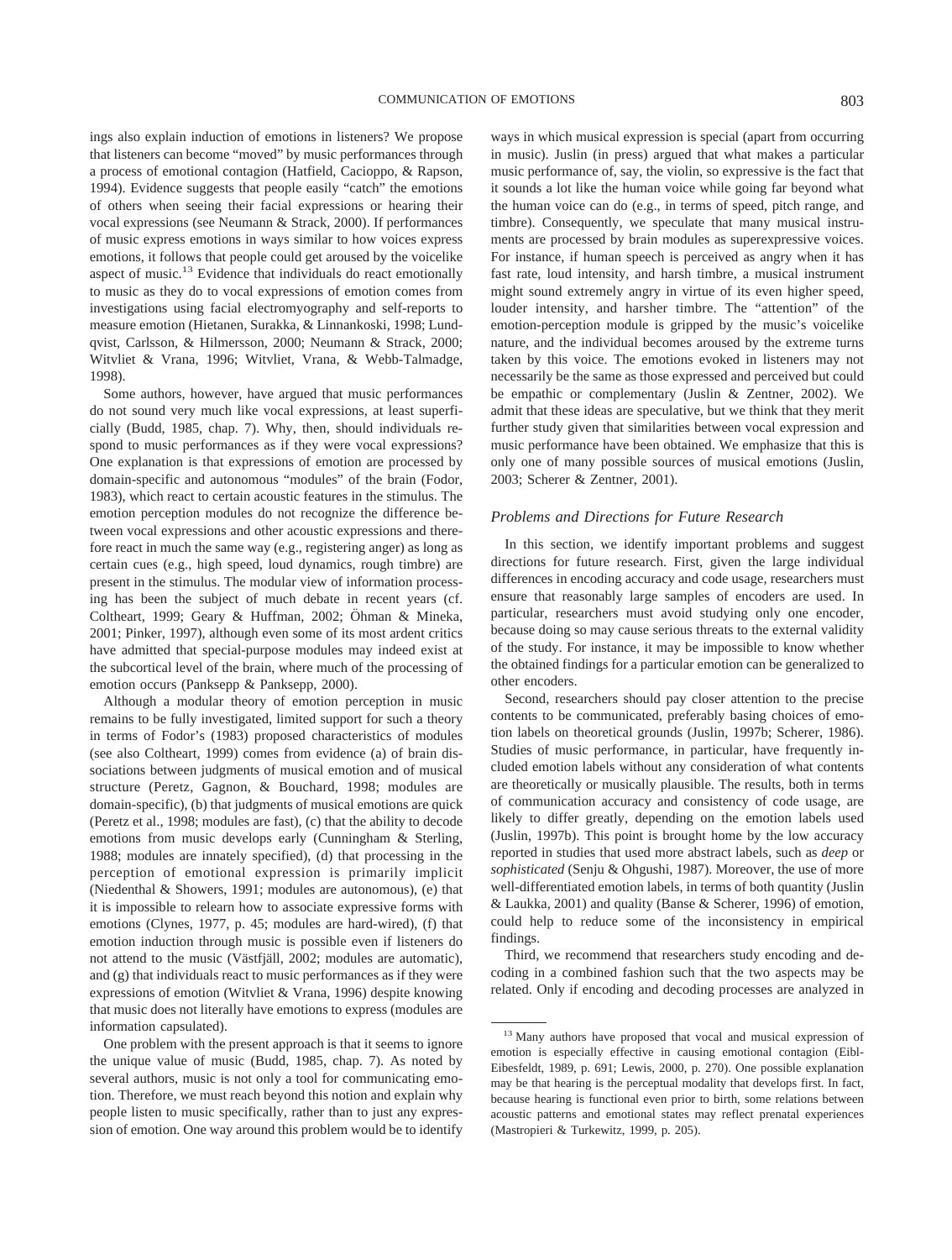ings also explain induction of emotions in listeners? We propose that listeners can become "moved" by music performances through a process of emotional contagion (Hatfield, Cacioppo, & Rapson, 1994). Evidence suggests that people easily "catch" the emotions of others when seeing their facial expressions or hearing their vocal expressions (see Neumann & Strack, 2000). If performances of music express emotions in ways similar to how voices express emotions, it follows that people could get aroused by the voicelike aspect of music.[13] Evidence that individuals do react emotionally to music as they do to vocal expressions of emotion comes from investigations using facial electromyography and self-reports to measure emotion (Hietanen, Surakka, & Linnankoski, 1998; Lundqvist, Carlsson, & Hilmersson, 2000; Neumann & Strack, 2000; Witvliet & Vrana, 1996; Witvliet, Vrana, & Webb-Talmadge, 1998).

Some authors, however, have argued that music performances do not sound very much like vocal expressions, at least superficially (Budd, 1985, chap. 7). Why, then, should individuals respond to music performances as if they were vocal expressions? One explanation is that expressions of emotion are processed by domain-specific and autonomous "modules" of the brain (Fodor, 1983), which react to certain acoustic features in the stimulus. The emotion perception modules do not recognize the difference between vocal expressions and other acoustic expressions and therefore react in much the same way (e.g., registering anger) as long as certain cues (e.g., high speed, loud dynamics, rough timbre) are present in the stimulus. The modular view of information processing has been the subject of much debate in recent years (cf. Coltheart, 1999; Geary & Huffman, 2002; Öhman & Mineka, 2001; Pinker, 1997), although even some of its most ardent critics have admitted that special-purpose modules may indeed exist at the subcortical level of the brain, where much of the processing of emotion occurs (Panksepp & Panksepp, 2000).

Although a modular theory of emotion perception in music remains to be fully investigated, limited support for such a theory in terms of Fodor's (1983) proposed characteristics of modules (see also Coltheart, 1999) comes from evidence (a) of brain dissociations between judgments of musical emotion and of musical structure (Peretz, Gagnon, & Bouchard, 1998; modules are domain-specific), (b) that judgments of musical emotions are quick (Peretz et al., 1998; modules are fast), (c) that the ability to decode emotions from music develops early (Cunningham & Sterling, 1988; modules are innately specified), (d) that processing in the perception of emotional expression is primarily implicit (Niedenthal & Showers, 1991; modules are autonomous), (e) that it is impossible to relearn how to associate expressive forms with emotions (Clynes, 1977, p. 45; modules are hard-wired), (f) that emotion induction through music is possible even if listeners do not attend to the music (Västfjäll, 2002; modules are automatic), and (g) that individuals react to music performances as if they were expressions of emotion (Witvliet & Vrana, 1996) despite knowing that music does not literally have emotions to express (modules are information capsulated).

One problem with the present approach is that it seems to ignore the unique value of music (Budd, 1985, chap. 7). As noted by several authors, music is not only a tool for communicating emotion. Therefore, we must reach beyond this notion and explain why people listen to music specifically, rather than to just any expression of emotion. One way around this problem would be to identify ways in which musical expression is special (apart from occurring in music). Juslin (in press) argued that what makes a particular music performance of, say, the violin, so expressive is the fact that it sounds a lot like the human voice while going far beyond what the human voice can do (e.g., in terms of speed, pitch range, and timbre). Consequently, we speculate that many musical instruments are processed by brain modules as superexpressive voices. For instance, if human speech is perceived as angry when it has fast rate, loud intensity, and harsh timbre, a musical instrument might sound extremely angry in virtue of its even higher speed, louder intensity, and harsher timbre. The "attention" of the emotion-perception module is gripped by the music's voicelike nature, and the individual becomes aroused by the extreme turns taken by this voice. The emotions evoked in listeners may not necessarily be the same as those expressed and perceived but could be empathic or complementary (Juslin & Zentner, 2002). We admit that these ideas are speculative, but we think that they merit further study given that similarities between vocal expression and music performance have been obtained. We emphasize that this is only one of many possible sources of musical emotions (Juslin, 2003; Scherer & Zentner, 2001).

### *Problems and Directions for Future Research*

In this section, we identify important problems and suggest directions for future research. First, given the large individual differences in encoding accuracy and code usage, researchers must ensure that reasonably large samples of encoders are used. In particular, researchers must avoid studying only one encoder, because doing so may cause serious threats to the external validity of the study. For instance, it may be impossible to know whether the obtained findings for a particular emotion can be generalized to other encoders.

Second, researchers should pay closer attention to the precise contents to be communicated, preferably basing choices of emotion labels on theoretical grounds (Juslin, 1997b; Scherer, 1986). Studies of music performance, in particular, have frequently included emotion labels without any consideration of what contents are theoretically or musically plausible. The results, both in terms of communication accuracy and consistency of code usage, are likely to differ greatly, depending on the emotion labels used (Juslin, 1997b). This point is brought home by the low accuracy reported in studies that used more abstract labels, such as *deep* or *sophisticated* (Senju & Ohgushi, 1987). Moreover, the use of more well-differentiated emotion labels, in terms of both quantity (Juslin & Laukka, 2001) and quality (Banse & Scherer, 1996) of emotion, could help to reduce some of the inconsistency in empirical findings.

Third, we recommend that researchers study encoding and decoding in a combined fashion such that the two aspects may be related. Only if encoding and decoding processes are analyzed in

---

[13] Many authors have proposed that vocal and musical expression of emotion is especially effective in causing emotional contagion (Eibl-Eibesfeldt, 1989, p. 691; Lewis, 2000, p. 270). One possible explanation may be that hearing is the perceptual modality that develops first. In fact, because hearing is functional even prior to birth, some relations between acoustic patterns and emotional states may reflect prenatal experiences (Mastropieri & Turkewitz, 1999, p. 205).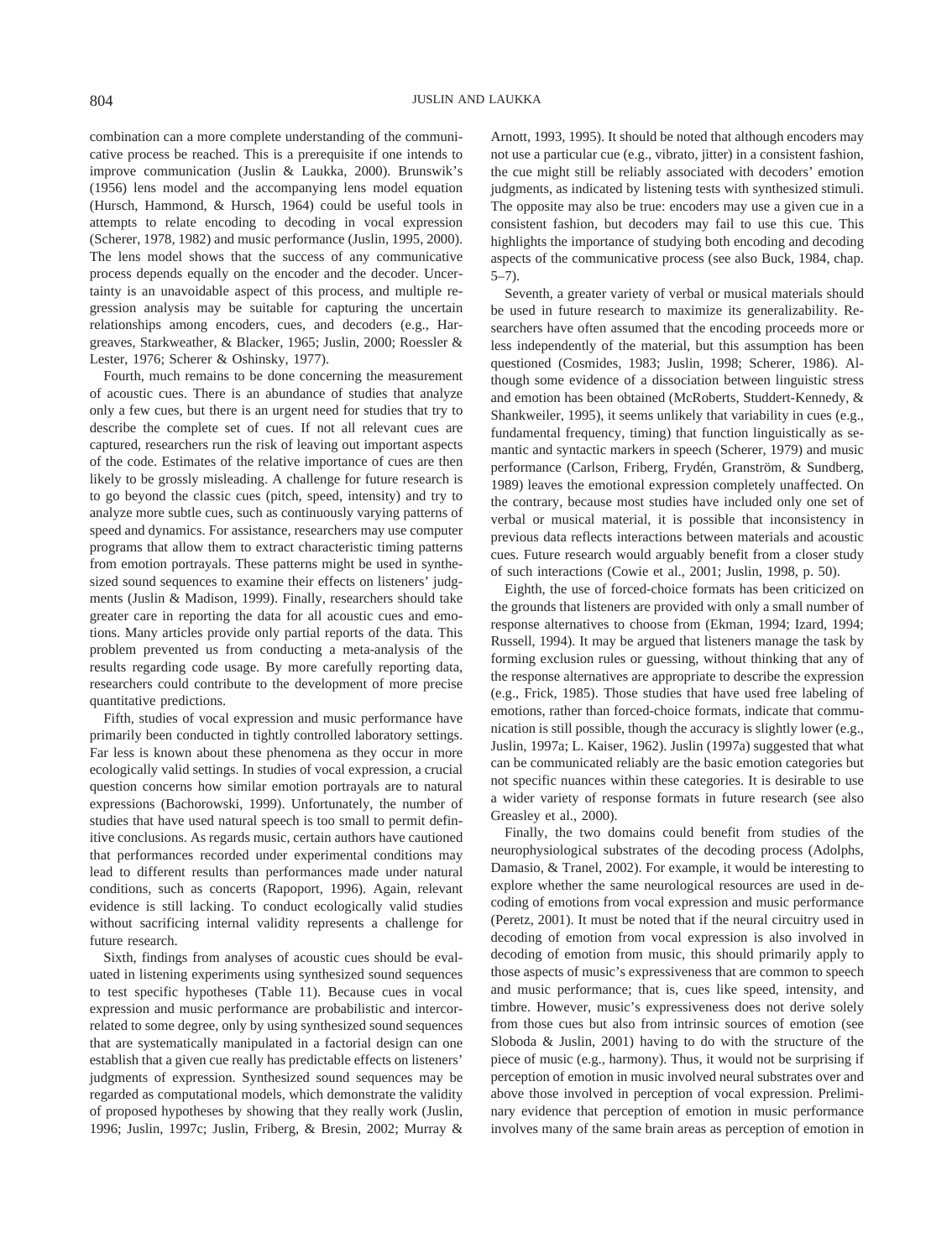combination can a more complete understanding of the communicative process be reached. This is a prerequisite if one intends to improve communication (Juslin & Laukka, 2000). Brunswik's (1956) lens model and the accompanying lens model equation (Hursch, Hammond, & Hursch, 1964) could be useful tools in attempts to relate encoding to decoding in vocal expression (Scherer, 1978, 1982) and music performance (Juslin, 1995, 2000). The lens model shows that the success of any communicative process depends equally on the encoder and the decoder. Uncertainty is an unavoidable aspect of this process, and multiple regression analysis may be suitable for capturing the uncertain relationships among encoders, cues, and decoders (e.g., Hargreaves, Starkweather, & Blacker, 1965; Juslin, 2000; Roessler & Lester, 1976; Scherer & Oshinsky, 1977).

Fourth, much remains to be done concerning the measurement of acoustic cues. There is an abundance of studies that analyze only a few cues, but there is an urgent need for studies that try to describe the complete set of cues. If not all relevant cues are captured, researchers run the risk of leaving out important aspects of the code. Estimates of the relative importance of cues are then likely to be grossly misleading. A challenge for future research is to go beyond the classic cues (pitch, speed, intensity) and try to analyze more subtle cues, such as continuously varying patterns of speed and dynamics. For assistance, researchers may use computer programs that allow them to extract characteristic timing patterns from emotion portrayals. These patterns might be used in synthesized sound sequences to examine their effects on listeners' judgments (Juslin & Madison, 1999). Finally, researchers should take greater care in reporting the data for all acoustic cues and emotions. Many articles provide only partial reports of the data. This problem prevented us from conducting a meta-analysis of the results regarding code usage. By more carefully reporting data, researchers could contribute to the development of more precise quantitative predictions.

Fifth, studies of vocal expression and music performance have primarily been conducted in tightly controlled laboratory settings. Far less is known about these phenomena as they occur in more ecologically valid settings. In studies of vocal expression, a crucial question concerns how similar emotion portrayals are to natural expressions (Bachorowski, 1999). Unfortunately, the number of studies that have used natural speech is too small to permit definitive conclusions. As regards music, certain authors have cautioned that performances recorded under experimental conditions may lead to different results than performances made under natural conditions, such as concerts (Rapoport, 1996). Again, relevant evidence is still lacking. To conduct ecologically valid studies without sacrificing internal validity represents a challenge for future research.

Sixth, findings from analyses of acoustic cues should be evaluated in listening experiments using synthesized sound sequences to test specific hypotheses (Table 11). Because cues in vocal expression and music performance are probabilistic and intercorrelated to some degree, only by using synthesized sound sequences that are systematically manipulated in a factorial design can one establish that a given cue really has predictable effects on listeners' judgments of expression. Synthesized sound sequences may be regarded as computational models, which demonstrate the validity of proposed hypotheses by showing that they really work (Juslin, 1996; Juslin, 1997c; Juslin, Friberg, & Bresin, 2002; Murray & Arnott, 1993, 1995). It should be noted that although encoders may not use a particular cue (e.g., vibrato, jitter) in a consistent fashion, the cue might still be reliably associated with decoders' emotion judgments, as indicated by listening tests with synthesized stimuli. The opposite may also be true: encoders may use a given cue in a consistent fashion, but decoders may fail to use this cue. This highlights the importance of studying both encoding and decoding aspects of the communicative process (see also Buck, 1984, chap. 5–7).

Seventh, a greater variety of verbal or musical materials should be used in future research to maximize its generalizability. Researchers have often assumed that the encoding proceeds more or less independently of the material, but this assumption has been questioned (Cosmides, 1983; Juslin, 1998; Scherer, 1986). Although some evidence of a dissociation between linguistic stress and emotion has been obtained (McRoberts, Studdert-Kennedy, & Shankweiler, 1995), it seems unlikely that variability in cues (e.g., fundamental frequency, timing) that function linguistically as semantic and syntactic markers in speech (Scherer, 1979) and music performance (Carlson, Friberg, Frydén, Granström, & Sundberg, 1989) leaves the emotional expression completely unaffected. On the contrary, because most studies have included only one set of verbal or musical material, it is possible that inconsistency in previous data reflects interactions between materials and acoustic cues. Future research would arguably benefit from a closer study of such interactions (Cowie et al., 2001; Juslin, 1998, p. 50).

Eighth, the use of forced-choice formats has been criticized on the grounds that listeners are provided with only a small number of response alternatives to choose from (Ekman, 1994; Izard, 1994; Russell, 1994). It may be argued that listeners manage the task by forming exclusion rules or guessing, without thinking that any of the response alternatives are appropriate to describe the expression (e.g., Frick, 1985). Those studies that have used free labeling of emotions, rather than forced-choice formats, indicate that communication is still possible, though the accuracy is slightly lower (e.g., Juslin, 1997a; L. Kaiser, 1962). Juslin (1997a) suggested that what can be communicated reliably are the basic emotion categories but not specific nuances within these categories. It is desirable to use a wider variety of response formats in future research (see also Greasley et al., 2000).

Finally, the two domains could benefit from studies of the neurophysiological substrates of the decoding process (Adolphs, Damasio, & Tranel, 2002). For example, it would be interesting to explore whether the same neurological resources are used in decoding of emotions from vocal expression and music performance (Peretz, 2001). It must be noted that if the neural circuitry used in decoding of emotion from vocal expression is also involved in decoding of emotion from music, this should primarily apply to those aspects of music's expressiveness that are common to speech and music performance; that is, cues like speed, intensity, and timbre. However, music's expressiveness does not derive solely from those cues but also from intrinsic sources of emotion (see Sloboda & Juslin, 2001) having to do with the structure of the piece of music (e.g., harmony). Thus, it would not be surprising if perception of emotion in music involved neural substrates over and above those involved in perception of vocal expression. Preliminary evidence that perception of emotion in music performance involves many of the same brain areas as perception of emotion in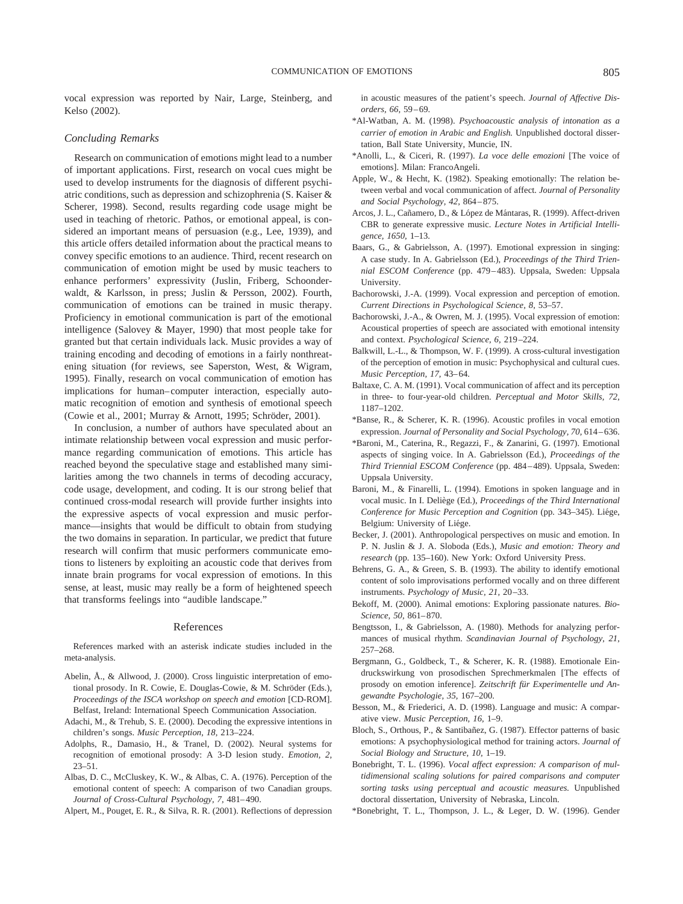vocal expression was reported by Nair, Large, Steinberg, and Kelso (2002).

### Concluding Remarks

Research on communication of emotions might lead to a number of important applications. First, research on vocal cues might be used to develop instruments for the diagnosis of different psychiatric conditions, such as depression and schizophrenia (S. Kaiser & Scherer, 1998). Second, results regarding code usage might be used in teaching of rhetoric. Pathos, or emotional appeal, is considered an important means of persuasion (e.g., Lee, 1939), and this article offers detailed information about the practical means to convey specific emotions to an audience. Third, recent research on communication of emotion might be used by music teachers to enhance performers' expressivity (Juslin, Friberg, Schoonderwaldt, & Karlsson, in press; Juslin & Persson, 2002). Fourth, communication of emotions can be trained in music therapy. Proficiency in emotional communication is part of the emotional intelligence (Salovey & Mayer, 1990) that most people take for granted but that certain individuals lack. Music provides a way of training encoding and decoding of emotions in a fairly nonthreatening situation (for reviews, see Saperston, West, & Wigram, 1995). Finally, research on vocal communication of emotion has implications for human–computer interaction, especially automatic recognition of emotion and synthesis of emotional speech (Cowie et al., 2001; Murray & Arnott, 1995; Schröder, 2001).

In conclusion, a number of authors have speculated about an intimate relationship between vocal expression and music performance regarding communication of emotions. This article has reached beyond the speculative stage and established many similarities among the two channels in terms of decoding accuracy, code usage, development, and coding. It is our strong belief that continued cross-modal research will provide further insights into the expressive aspects of vocal expression and music performance—insights that would be difficult to obtain from studying the two domains in separation. In particular, we predict that future research will confirm that music performers communicate emotions to listeners by exploiting an acoustic code that derives from innate brain programs for vocal expression of emotions. In this sense, at least, music may really be a form of heightened speech that transforms feelings into "audible landscape."

## References

References marked with an asterisk indicate studies included in the meta-analysis.

Abelin, Å., & Allwood, J. (2000). Cross linguistic interpretation of emotional prosody. In R. Cowie, E. Douglas-Cowie, & M. Schröder (Eds.), *Proceedings of the ISCA workshop on speech and emotion* [CD-ROM]. Belfast, Ireland: International Speech Communication Association.

Adachi, M., & Trehub, S. E. (2000). Decoding the expressive intentions in children's songs. *Music Perception, 18,* 213–224.

Adolphs, R., Damasio, H., & Tranel, D. (2002). Neural systems for recognition of emotional prosody: A 3-D lesion study. *Emotion, 2,* 23–51.

Albas, D. C., McCluskey, K. W., & Albas, C. A. (1976). Perception of the emotional content of speech: A comparison of two Canadian groups. *Journal of Cross-Cultural Psychology, 7,* 481–490.

Alpert, M., Pouget, E. R., & Silva, R. R. (2001). Reflections of depression in acoustic measures of the patient's speech. *Journal of Affective Disorders, 66,* 59–69.

*Al-Watban, A. M. (1998). *Psychoacoustic analysis of intonation as a carrier of emotion in Arabic and English.* Unpublished doctoral dissertation, Ball State University, Muncie, IN.

*Anolli, L., & Ciceri, R. (1997). *La voce delle emozioni* [The voice of emotions]. Milan: FrancoAngeli.

Apple, W., & Hecht, K. (1982). Speaking emotionally: The relation between verbal and vocal communication of affect. *Journal of Personality and Social Psychology, 42,* 864–875.

Arcos, J. L., Cañamero, D., & López de Mántaras, R. (1999). Affect-driven CBR to generate expressive music. *Lecture Notes in Artificial Intelligence, 1650,* 1–13.

Baars, G., & Gabrielsson, A. (1997). Emotional expression in singing: A case study. In A. Gabrielsson (Ed.), *Proceedings of the Third Triennial ESCOM Conference* (pp. 479–483). Uppsala, Sweden: Uppsala University.

Bachorowski, J.-A. (1999). Vocal expression and perception of emotion. *Current Directions in Psychological Science, 8,* 53–57.

Bachorowski, J.-A., & Owren, M. J. (1995). Vocal expression of emotion: Acoustical properties of speech are associated with emotional intensity and context. *Psychological Science, 6,* 219–224.

Balkwill, L.-L., & Thompson, W. F. (1999). A cross-cultural investigation of the perception of emotion in music: Psychophysical and cultural cues. *Music Perception, 17,* 43–64.

Baltaxe, C. A. M. (1991). Vocal communication of affect and its perception in three- to four-year-old children. *Perceptual and Motor Skills, 72,* 1187–1202.

*Banse, R., & Scherer, K. R. (1996). Acoustic profiles in vocal emotion expression. *Journal of Personality and Social Psychology, 70,* 614–636.

*Baroni, M., Caterina, R., Regazzi, F., & Zanarini, G. (1997). Emotional aspects of singing voice. In A. Gabrielsson (Ed.), *Proceedings of the Third Triennial ESCOM Conference* (pp. 484–489). Uppsala, Sweden: Uppsala University.

Baroni, M., & Finarelli, L. (1994). Emotions in spoken language and in vocal music. In I. Deliège (Ed.), *Proceedings of the Third International Conference for Music Perception and Cognition* (pp. 343–345). Liége, Belgium: University of Liége.

Becker, J. (2001). Anthropological perspectives on music and emotion. In P. N. Juslin & J. A. Sloboda (Eds.), *Music and emotion: Theory and research* (pp. 135–160). New York: Oxford University Press.

Behrens, G. A., & Green, S. B. (1993). The ability to identify emotional content of solo improvisations performed vocally and on three different instruments. *Psychology of Music, 21,* 20–33.

Bekoff, M. (2000). Animal emotions: Exploring passionate natures. *BioScience, 50,* 861–870.

Bengtsson, I., & Gabrielsson, A. (1980). Methods for analyzing performances of musical rhythm. *Scandinavian Journal of Psychology, 21,* 257–268.

Bergmann, G., Goldbeck, T., & Scherer, K. R. (1988). Emotionale Eindruckswirkung von prosodischen Sprechmerkmalen [The effects of prosody on emotion inference]. *Zeitschrift für Experimentelle und Angewandte Psychologie, 35,* 167–200.

Besson, M., & Friederici, A. D. (1998). Language and music: A comparative view. *Music Perception, 16,* 1–9.

Bloch, S., Orthous, P., & Santibañez, G. (1987). Effector patterns of basic emotions: A psychophysiological method for training actors. *Journal of Social Biology and Structure, 10,* 1–19.

Bonebright, T. L. (1996). *Vocal affect expression: A comparison of multidimensional scaling solutions for paired comparisons and computer sorting tasks using perceptual and acoustic measures.* Unpublished doctoral dissertation, University of Nebraska, Lincoln.

*Bonebright, T. L., Thompson, J. L., & Leger, D. W. (1996). Gender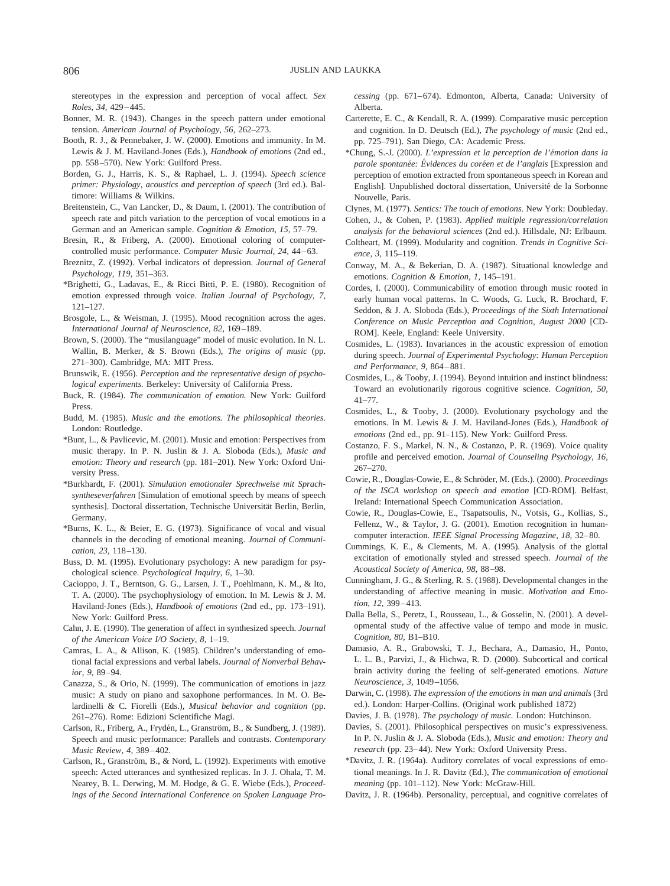stereotypes in the expression and perception of vocal affect. *Sex Roles, 34,* 429–445.

Bonner, M. R. (1943). Changes in the speech pattern under emotional tension. *American Journal of Psychology, 56,* 262–273.

Booth, R. J., & Pennebaker, J. W. (2000). Emotions and immunity. In M. Lewis & J. M. Haviland-Jones (Eds.), *Handbook of emotions* (2nd ed., pp. 558–570). New York: Guilford Press.

Borden, G. J., Harris, K. S., & Raphael, L. J. (1994). *Speech science primer: Physiology, acoustics and perception of speech* (3rd ed.). Baltimore: Williams & Wilkins.

Breitenstein, C., Van Lancker, D., & Daum, I. (2001). The contribution of speech rate and pitch variation to the perception of vocal emotions in a German and an American sample. *Cognition & Emotion, 15,* 57–79.

Bresin, R., & Friberg, A. (2000). Emotional coloring of computer-controlled music performance. *Computer Music Journal, 24,* 44–63.

Breznitz, Z. (1992). Verbal indicators of depression. *Journal of General Psychology, 119,* 351–363.

*Brighetti, G., Ladavas, E., & Ricci Bitti, P. E. (1980). Recognition of emotion expressed through voice. *Italian Journal of Psychology, 7,* 121–127.

Brosgole, L., & Weisman, J. (1995). Mood recognition across the ages. *International Journal of Neuroscience, 82,* 169–189.

Brown, S. (2000). The "musilanguage" model of music evolution. In N. L. Wallin, B. Merker, & S. Brown (Eds.), *The origins of music* (pp. 271–300). Cambridge, MA: MIT Press.

Brunswik, E. (1956). *Perception and the representative design of psychological experiments.* Berkeley: University of California Press.

Buck, R. (1984). *The communication of emotion.* New York: Guilford Press.

Budd, M. (1985). *Music and the emotions. The philosophical theories.* London: Routledge.

*Bunt, L., & Pavlicevic, M. (2001). Music and emotion: Perspectives from music therapy. In P. N. Juslin & J. A. Sloboda (Eds.), *Music and emotion: Theory and research* (pp. 181–201). New York: Oxford University Press.

*Burkhardt, F. (2001). *Simulation emotionaler Sprechweise mit Sprachsyntheseverfahren* [Simulation of emotional speech by means of speech synthesis]. Doctoral dissertation, Technische Universität Berlin, Berlin, Germany.

*Burns, K. L., & Beier, E. G. (1973). Significance of vocal and visual channels in the decoding of emotional meaning. *Journal of Communication, 23,* 118–130.

Buss, D. M. (1995). Evolutionary psychology: A new paradigm for psychological science. *Psychological Inquiry, 6,* 1–30.

Cacioppo, J. T., Berntson, G. G., Larsen, J. T., Poehlmann, K. M., & Ito, T. A. (2000). The psychophysiology of emotion. In M. Lewis & J. M. Haviland-Jones (Eds.), *Handbook of emotions* (2nd ed., pp. 173–191). New York: Guilford Press.

Cahn, J. E. (1990). The generation of affect in synthesized speech. *Journal of the American Voice I/O Society, 8,* 1–19.

Camras, L. A., & Allison, K. (1985). Children's understanding of emotional facial expressions and verbal labels. *Journal of Nonverbal Behavior, 9,* 89–94.

Canazza, S., & Orio, N. (1999). The communication of emotions in jazz music: A study on piano and saxophone performances. In M. O. Belardinelli & C. Fiorelli (Eds.), *Musical behavior and cognition* (pp. 261–276). Rome: Edizioni Scientifiche Magi.

Carlson, R., Friberg, A., Frydén, L., Granström, B., & Sundberg, J. (1989). Speech and music performance: Parallels and contrasts. *Contemporary Music Review, 4,* 389–402.

Carlson, R., Granström, B., & Nord, L. (1992). Experiments with emotive speech: Acted utterances and synthesized replicas. In J. J. Ohala, T. M. Nearey, B. L. Derwing, M. M. Hodge, & G. E. Wiebe (Eds.), *Proceedings of the Second International Conference on Spoken Language Processing* (pp. 671–674). Edmonton, Alberta, Canada: University of Alberta.

Carterette, E. C., & Kendall, R. A. (1999). Comparative music perception and cognition. In D. Deutsch (Ed.), *The psychology of music* (2nd ed., pp. 725–791). San Diego, CA: Academic Press.

*Chung, S.-J. (2000). *L'expression et la perception de l'émotion dans la parole spontanée: Évidences du coréen et de l'anglais* [Expression and perception of emotion extracted from spontaneous speech in Korean and English]. Unpublished doctoral dissertation, Université de la Sorbonne Nouvelle, Paris.

Clynes, M. (1977). *Sentics: The touch of emotions.* New York: Doubleday.

Cohen, J., & Cohen, P. (1983). *Applied multiple regression/correlation analysis for the behavioral sciences* (2nd ed.). Hillsdale, NJ: Erlbaum.

Coltheart, M. (1999). Modularity and cognition. *Trends in Cognitive Science, 3,* 115–119.

Conway, M. A., & Bekerian, D. A. (1987). Situational knowledge and emotions. *Cognition & Emotion, 1,* 145–191.

Cordes, I. (2000). Communicability of emotion through music rooted in early human vocal patterns. In C. Woods, G. Luck, R. Brochard, F. Seddon, & J. A. Sloboda (Eds.), *Proceedings of the Sixth International Conference on Music Perception and Cognition, August 2000* [CD-ROM]. Keele, England: Keele University.

Cosmides, L. (1983). Invariances in the acoustic expression of emotion during speech. *Journal of Experimental Psychology: Human Perception and Performance, 9,* 864–881.

Cosmides, L., & Tooby, J. (1994). Beyond intuition and instinct blindness: Toward an evolutionarily rigorous cognitive science. *Cognition, 50,* 41–77.

Cosmides, L., & Tooby, J. (2000). Evolutionary psychology and the emotions. In M. Lewis & J. M. Haviland-Jones (Eds.), *Handbook of emotions* (2nd ed., pp. 91–115). New York: Guilford Press.

Costanzo, F. S., Markel, N. N., & Costanzo, P. R. (1969). Voice quality profile and perceived emotion. *Journal of Counseling Psychology, 16,* 267–270.

Cowie, R., Douglas-Cowie, E., & Schröder, M. (Eds.). (2000). *Proceedings of the ISCA workshop on speech and emotion* [CD-ROM]. Belfast, Ireland: International Speech Communication Association.

Cowie, R., Douglas-Cowie, E., Tsapatsoulis, N., Votsis, G., Kollias, S., Fellenz, W., & Taylor, J. G. (2001). Emotion recognition in human-computer interaction. *IEEE Signal Processing Magazine, 18,* 32–80.

Cummings, K. E., & Clements, M. A. (1995). Analysis of the glottal excitation of emotionally styled and stressed speech. *Journal of the Acoustical Society of America, 98,* 88–98.

Cunningham, J. G., & Sterling, R. S. (1988). Developmental changes in the understanding of affective meaning in music. *Motivation and Emotion, 12,* 399–413.

Dalla Bella, S., Peretz, I., Rousseau, L., & Gosselin, N. (2001). A developmental study of the affective value of tempo and mode in music. *Cognition, 80,* B1–B10.

Damasio, A. R., Grabowski, T. J., Bechara, A., Damasio, H., Ponto, L. L. B., Parvizi, J., & Hichwa, R. D. (2000). Subcortical and cortical brain activity during the feeling of self-generated emotions. *Nature Neuroscience, 3,* 1049–1056.

Darwin, C. (1998). *The expression of the emotions in man and animals* (3rd ed.). London: Harper-Collins. (Original work published 1872)

Davies, J. B. (1978). *The psychology of music.* London: Hutchinson.

Davies, S. (2001). Philosophical perspectives on music's expressiveness. In P. N. Juslin & J. A. Sloboda (Eds.), *Music and emotion: Theory and research* (pp. 23–44). New York: Oxford University Press.

*Davitz, J. R. (1964a). Auditory correlates of vocal expressions of emotional meanings. In J. R. Davitz (Ed.), *The communication of emotional meaning* (pp. 101–112). New York: McGraw-Hill.

Davitz, J. R. (1964b). Personality, perceptual, and cognitive correlates of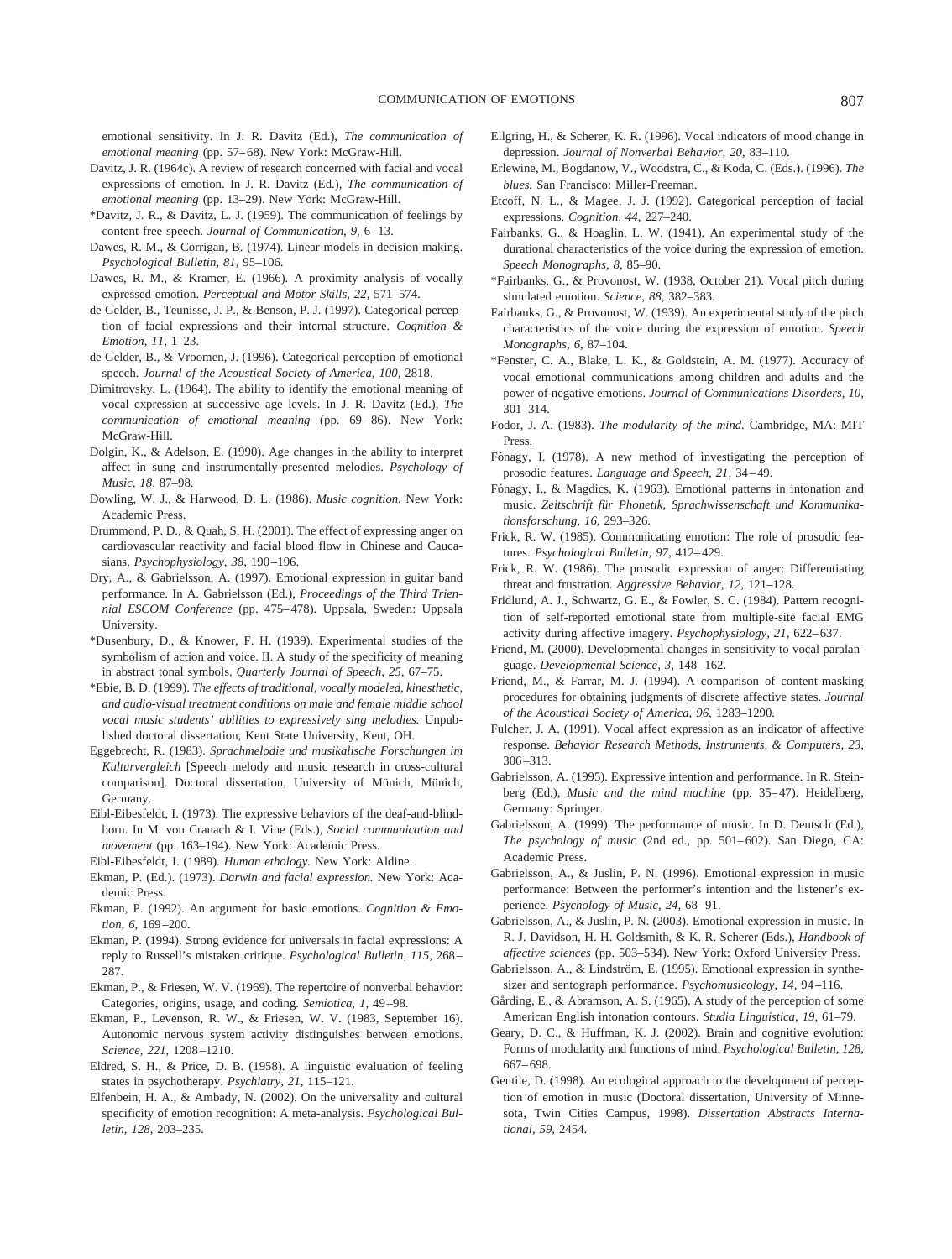emotional sensitivity. In J. R. Davitz (Ed.), *The communication of emotional meaning* (pp. 57–68). New York: McGraw-Hill.

Davitz, J. R. (1964c). A review of research concerned with facial and vocal expressions of emotion. In J. R. Davitz (Ed.), *The communication of emotional meaning* (pp. 13–29). New York: McGraw-Hill.

*Davitz, J. R., & Davitz, L. J. (1959). The communication of feelings by content-free speech. *Journal of Communication, 9,* 6–13.

Dawes, R. M., & Corrigan, B. (1974). Linear models in decision making. *Psychological Bulletin, 81,* 95–106.

Dawes, R. M., & Kramer, E. (1966). A proximity analysis of vocally expressed emotion. *Perceptual and Motor Skills, 22,* 571–574.

de Gelder, B., Teunisse, J. P., & Benson, P. J. (1997). Categorical perception of facial expressions and their internal structure. *Cognition & Emotion, 11,* 1–23.

de Gelder, B., & Vroomen, J. (1996). Categorical perception of emotional speech. *Journal of the Acoustical Society of America, 100,* 2818.

Dimitrovsky, L. (1964). The ability to identify the emotional meaning of vocal expression at successive age levels. In J. R. Davitz (Ed.), *The communication of emotional meaning* (pp. 69–86). New York: McGraw-Hill.

Dolgin, K., & Adelson, E. (1990). Age changes in the ability to interpret affect in sung and instrumentally-presented melodies. *Psychology of Music, 18,* 87–98.

Dowling, W. J., & Harwood, D. L. (1986). *Music cognition.* New York: Academic Press.

Drummond, P. D., & Quah, S. H. (2001). The effect of expressing anger on cardiovascular reactivity and facial blood flow in Chinese and Caucasians. *Psychophysiology, 38,* 190–196.

Dry, A., & Gabrielsson, A. (1997). Emotional expression in guitar band performance. In A. Gabrielsson (Ed.), *Proceedings of the Third Triennial ESCOM Conference* (pp. 475–478). Uppsala, Sweden: Uppsala University.

*Dusenbury, D., & Knower, F. H. (1939). Experimental studies of the symbolism of action and voice. II. A study of the specificity of meaning in abstract tonal symbols. *Quarterly Journal of Speech, 25,* 67–75.

*Ebie, B. D. (1999). *The effects of traditional, vocally modeled, kinesthetic, and audio-visual treatment conditions on male and female middle school vocal music students' abilities to expressively sing melodies.* Unpublished doctoral dissertation, Kent State University, Kent, OH.

Eggebrecht, R. (1983). *Sprachmelodie und musikalische Forschungen im Kulturvergleich* [Speech melody and music research in cross-cultural comparison]. Doctoral dissertation, University of Münich, Münich, Germany.

Eibl-Eibesfeldt, I. (1973). The expressive behaviors of the deaf-and-blind-born. In M. von Cranach & I. Vine (Eds.), *Social communication and movement* (pp. 163–194). New York: Academic Press.

Eibl-Eibesfeldt, I. (1989). *Human ethology.* New York: Aldine.

Ekman, P. (Ed.). (1973). *Darwin and facial expression.* New York: Academic Press.

Ekman, P. (1992). An argument for basic emotions. *Cognition & Emotion, 6,* 169–200.

Ekman, P. (1994). Strong evidence for universals in facial expressions: A reply to Russell's mistaken critique. *Psychological Bulletin, 115,* 268–287.

Ekman, P., & Friesen, W. V. (1969). The repertoire of nonverbal behavior: Categories, origins, usage, and coding. *Semiotica, 1,* 49–98.

Ekman, P., Levenson, R. W., & Friesen, W. V. (1983, September 16). Autonomic nervous system activity distinguishes between emotions. *Science, 221,* 1208–1210.

Eldred, S. H., & Price, D. B. (1958). A linguistic evaluation of feeling states in psychotherapy. *Psychiatry, 21,* 115–121.

Elfenbein, H. A., & Ambady, N. (2002). On the universality and cultural specificity of emotion recognition: A meta-analysis. *Psychological Bulletin, 128,* 203–235.

Ellgring, H., & Scherer, K. R. (1996). Vocal indicators of mood change in depression. *Journal of Nonverbal Behavior, 20,* 83–110.

Erlewine, M., Bogdanow, V., Woodstra, C., & Koda, C. (Eds.). (1996). *The blues.* San Francisco: Miller-Freeman.

Etcoff, N. L., & Magee, J. J. (1992). Categorical perception of facial expressions. *Cognition, 44,* 227–240.

Fairbanks, G., & Hoaglin, L. W. (1941). An experimental study of the durational characteristics of the voice during the expression of emotion. *Speech Monographs, 8,* 85–90.

*Fairbanks, G., & Provonost, W. (1938, October 21). Vocal pitch during simulated emotion. *Science, 88,* 382–383.

Fairbanks, G., & Provonost, W. (1939). An experimental study of the pitch characteristics of the voice during the expression of emotion. *Speech Monographs, 6,* 87–104.

*Fenster, C. A., Blake, L. K., & Goldstein, A. M. (1977). Accuracy of vocal emotional communications among children and adults and the power of negative emotions. *Journal of Communications Disorders, 10,* 301–314.

Fodor, J. A. (1983). *The modularity of the mind.* Cambridge, MA: MIT Press.

Fónagy, I. (1978). A new method of investigating the perception of prosodic features. *Language and Speech, 21,* 34–49.

Fónagy, I., & Magdics, K. (1963). Emotional patterns in intonation and music. *Zeitschrift für Phonetik, Sprachwissenschaft und Kommunikationsforschung, 16,* 293–326.

Frick, R. W. (1985). Communicating emotion: The role of prosodic features. *Psychological Bulletin, 97,* 412–429.

Frick, R. W. (1986). The prosodic expression of anger: Differentiating threat and frustration. *Aggressive Behavior, 12,* 121–128.

Fridlund, A. J., Schwartz, G. E., & Fowler, S. C. (1984). Pattern recognition of self-reported emotional state from multiple-site facial EMG activity during affective imagery. *Psychophysiology, 21,* 622–637.

Friend, M. (2000). Developmental changes in sensitivity to vocal paralanguage. *Developmental Science, 3,* 148–162.

Friend, M., & Farrar, M. J. (1994). A comparison of content-masking procedures for obtaining judgments of discrete affective states. *Journal of the Acoustical Society of America, 96,* 1283–1290.

Fulcher, J. A. (1991). Vocal affect expression as an indicator of affective response. *Behavior Research Methods, Instruments, & Computers, 23,* 306–313.

Gabrielsson, A. (1995). Expressive intention and performance. In R. Steinberg (Ed.), *Music and the mind machine* (pp. 35–47). Heidelberg, Germany: Springer.

Gabrielsson, A. (1999). The performance of music. In D. Deutsch (Ed.), *The psychology of music* (2nd ed., pp. 501–602). San Diego, CA: Academic Press.

Gabrielsson, A., & Juslin, P. N. (1996). Emotional expression in music performance: Between the performer's intention and the listener's experience. *Psychology of Music, 24,* 68–91.

Gabrielsson, A., & Juslin, P. N. (2003). Emotional expression in music. In R. J. Davidson, H. H. Goldsmith, & K. R. Scherer (Eds.), *Handbook of affective sciences* (pp. 503–534). New York: Oxford University Press.

Gabrielsson, A., & Lindström, E. (1995). Emotional expression in synthesizer and sentograph performance. *Psychomusicology, 14,* 94–116.

Gårding, E., & Abramson, A. S. (1965). A study of the perception of some American English intonation contours. *Studia Linguistica, 19,* 61–79.

Geary, D. C., & Huffman, K. J. (2002). Brain and cognitive evolution: Forms of modularity and functions of mind. *Psychological Bulletin, 128,* 667–698.

Gentile, D. (1998). An ecological approach to the development of perception of emotion in music (Doctoral dissertation, University of Minnesota, Twin Cities Campus, 1998). *Dissertation Abstracts International, 59,* 2454.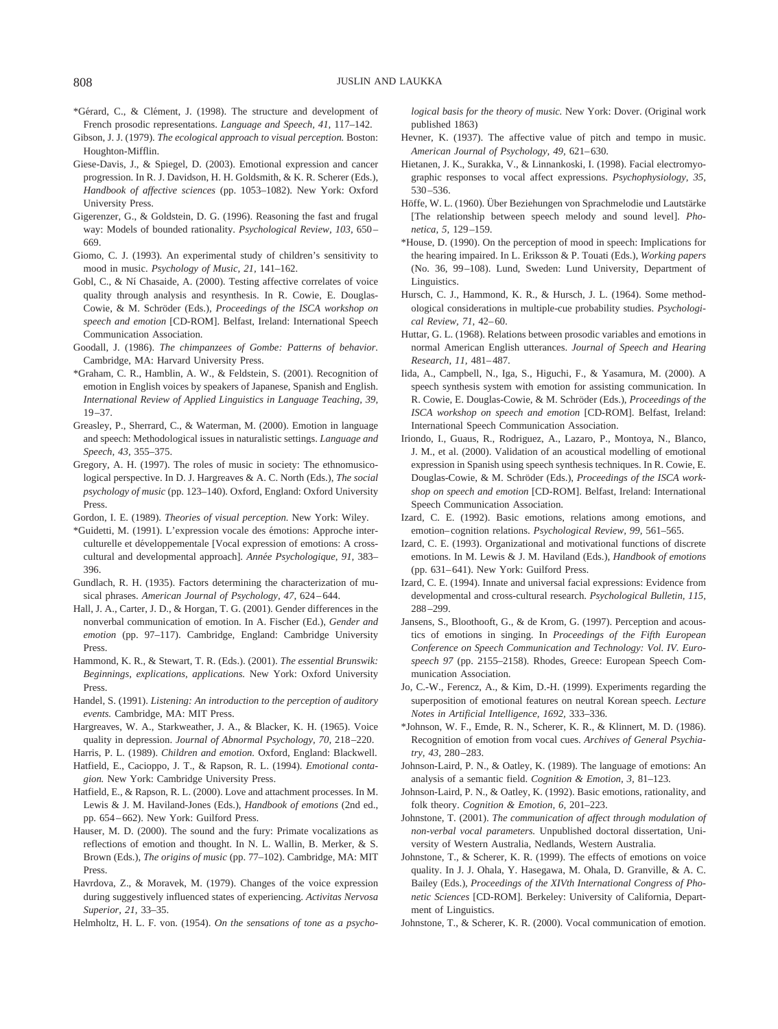*Gérard, C., & Clément, J. (1998). The structure and development of French prosodic representations. *Language and Speech, 41,* 117–142.

Gibson, J. J. (1979). *The ecological approach to visual perception.* Boston: Houghton-Mifflin.

Giese-Davis, J., & Spiegel, D. (2003). Emotional expression and cancer progression. In R. J. Davidson, H. H. Goldsmith, & K. R. Scherer (Eds.), *Handbook of affective sciences* (pp. 1053–1082). New York: Oxford University Press.

Gigerenzer, G., & Goldstein, D. G. (1996). Reasoning the fast and frugal way: Models of bounded rationality. *Psychological Review, 103,* 650–669.

Giomo, C. J. (1993). An experimental study of children's sensitivity to mood in music. *Psychology of Music, 21,* 141–162.

Gobl, C., & Ní Chasaide, A. (2000). Testing affective correlates of voice quality through analysis and resynthesis. In R. Cowie, E. Douglas-Cowie, & M. Schröder (Eds.), *Proceedings of the ISCA workshop on speech and emotion* [CD-ROM]. Belfast, Ireland: International Speech Communication Association.

Goodall, J. (1986). *The chimpanzees of Gombe: Patterns of behavior.* Cambridge, MA: Harvard University Press.

*Graham, C. R., Hamblin, A. W., & Feldstein, S. (2001). Recognition of emotion in English voices by speakers of Japanese, Spanish and English. *International Review of Applied Linguistics in Language Teaching, 39,* 19–37.

Greasley, P., Sherrard, C., & Waterman, M. (2000). Emotion in language and speech: Methodological issues in naturalistic settings. *Language and Speech, 43,* 355–375.

Gregory, A. H. (1997). The roles of music in society: The ethnomusicological perspective. In D. J. Hargreaves & A. C. North (Eds.), *The social psychology of music* (pp. 123–140). Oxford, England: Oxford University Press.

Gordon, I. E. (1989). *Theories of visual perception.* New York: Wiley.

*Guidetti, M. (1991). L'expression vocale des émotions: Approche interculturelle et développementale [Vocal expression of emotions: A cross-cultural and developmental approach]. *Année Psychologique, 91,* 383–396.

Gundlach, R. H. (1935). Factors determining the characterization of musical phrases. *American Journal of Psychology, 47,* 624–644.

Hall, J. A., Carter, J. D., & Horgan, T. G. (2001). Gender differences in the nonverbal communication of emotion. In A. Fischer (Ed.), *Gender and emotion* (pp. 97–117). Cambridge, England: Cambridge University Press.

Hammond, K. R., & Stewart, T. R. (Eds.). (2001). *The essential Brunswik: Beginnings, explications, applications.* New York: Oxford University Press.

Handel, S. (1991). *Listening: An introduction to the perception of auditory events.* Cambridge, MA: MIT Press.

Hargreaves, W. A., Starkweather, J. A., & Blacker, K. H. (1965). Voice quality in depression. *Journal of Abnormal Psychology, 70,* 218–220.

Harris, P. L. (1989). *Children and emotion.* Oxford, England: Blackwell.

Hatfield, E., Cacioppo, J. T., & Rapson, R. L. (1994). *Emotional contagion.* New York: Cambridge University Press.

Hatfield, E., & Rapson, R. L. (2000). Love and attachment processes. In M. Lewis & J. M. Haviland-Jones (Eds.), *Handbook of emotions* (2nd ed., pp. 654–662). New York: Guilford Press.

Hauser, M. D. (2000). The sound and the fury: Primate vocalizations as reflections of emotion and thought. In N. L. Wallin, B. Merker, & S. Brown (Eds.), *The origins of music* (pp. 77–102). Cambridge, MA: MIT Press.

Havrdova, Z., & Moravek, M. (1979). Changes of the voice expression during suggestively influenced states of experiencing. *Activitas Nervosa Superior, 21,* 33–35.

Helmholtz, H. L. F. von. (1954). *On the sensations of tone as a physiological basis for the theory of music.* New York: Dover. (Original work published 1863)

Hevner, K. (1937). The affective value of pitch and tempo in music. *American Journal of Psychology, 49,* 621–630.

Hietanen, J. K., Surakka, V., & Linnankoski, I. (1998). Facial electromyographic responses to vocal affect expressions. *Psychophysiology, 35,* 530–536.

Höffe, W. L. (1960). Über Beziehungen von Sprachmelodie und Lautstärke [The relationship between speech melody and sound level]. *Phonetica, 5,* 129–159.

*House, D. (1990). On the perception of mood in speech: Implications for the hearing impaired. In L. Eriksson & P. Touati (Eds.), *Working papers* (No. 36, 99–108). Lund, Sweden: Lund University, Department of Linguistics.

Hursch, C. J., Hammond, K. R., & Hursch, J. L. (1964). Some methodological considerations in multiple-cue probability studies. *Psychological Review, 71,* 42–60.

Huttar, G. L. (1968). Relations between prosodic variables and emotions in normal American English utterances. *Journal of Speech and Hearing Research, 11,* 481–487.

Iida, A., Campbell, N., Iga, S., Higuchi, F., & Yasumura, M. (2000). A speech synthesis system with emotion for assisting communication. In R. Cowie, E. Douglas-Cowie, & M. Schröder (Eds.), *Proceedings of the ISCA workshop on speech and emotion* [CD-ROM]. Belfast, Ireland: International Speech Communication Association.

Iriondo, I., Guaus, R., Rodriguez, A., Lazaro, P., Montoya, N., Blanco, J. M., et al. (2000). Validation of an acoustical modelling of emotional expression in Spanish using speech synthesis techniques. In R. Cowie, E. Douglas-Cowie, & M. Schröder (Eds.), *Proceedings of the ISCA workshop on speech and emotion* [CD-ROM]. Belfast, Ireland: International Speech Communication Association.

Izard, C. E. (1992). Basic emotions, relations among emotions, and emotion–cognition relations. *Psychological Review, 99,* 561–565.

Izard, C. E. (1993). Organizational and motivational functions of discrete emotions. In M. Lewis & J. M. Haviland (Eds.), *Handbook of emotions* (pp. 631–641). New York: Guilford Press.

Izard, C. E. (1994). Innate and universal facial expressions: Evidence from developmental and cross-cultural research. *Psychological Bulletin, 115,* 288–299.

Jansens, S., Bloothooft, G., & de Krom, G. (1997). Perception and acoustics of emotions in singing. In *Proceedings of the Fifth European Conference on Speech Communication and Technology: Vol. IV. Eurospeech 97* (pp. 2155–2158). Rhodes, Greece: European Speech Communication Association.

Jo, C.-W., Ferencz, A., & Kim, D.-H. (1999). Experiments regarding the superposition of emotional features on neutral Korean speech. *Lecture Notes in Artificial Intelligence, 1692,* 333–336.

*Johnson, W. F., Emde, R. N., Scherer, K. R., & Klinnert, M. D. (1986). Recognition of emotion from vocal cues. *Archives of General Psychiatry, 43,* 280–283.

Johnson-Laird, P. N., & Oatley, K. (1989). The language of emotions: An analysis of a semantic field. *Cognition & Emotion, 3,* 81–123.

Johnson-Laird, P. N., & Oatley, K. (1992). Basic emotions, rationality, and folk theory. *Cognition & Emotion, 6,* 201–223.

Johnstone, T. (2001). *The communication of affect through modulation of non-verbal vocal parameters.* Unpublished doctoral dissertation, University of Western Australia, Nedlands, Western Australia.

Johnstone, T., & Scherer, K. R. (1999). The effects of emotions on voice quality. In J. J. Ohala, Y. Hasegawa, M. Ohala, D. Granville, & A. C. Bailey (Eds.), *Proceedings of the XIVth International Congress of Phonetic Sciences* [CD-ROM]. Berkeley: University of California, Department of Linguistics.

Johnstone, T., & Scherer, K. R. (2000). Vocal communication of emotion.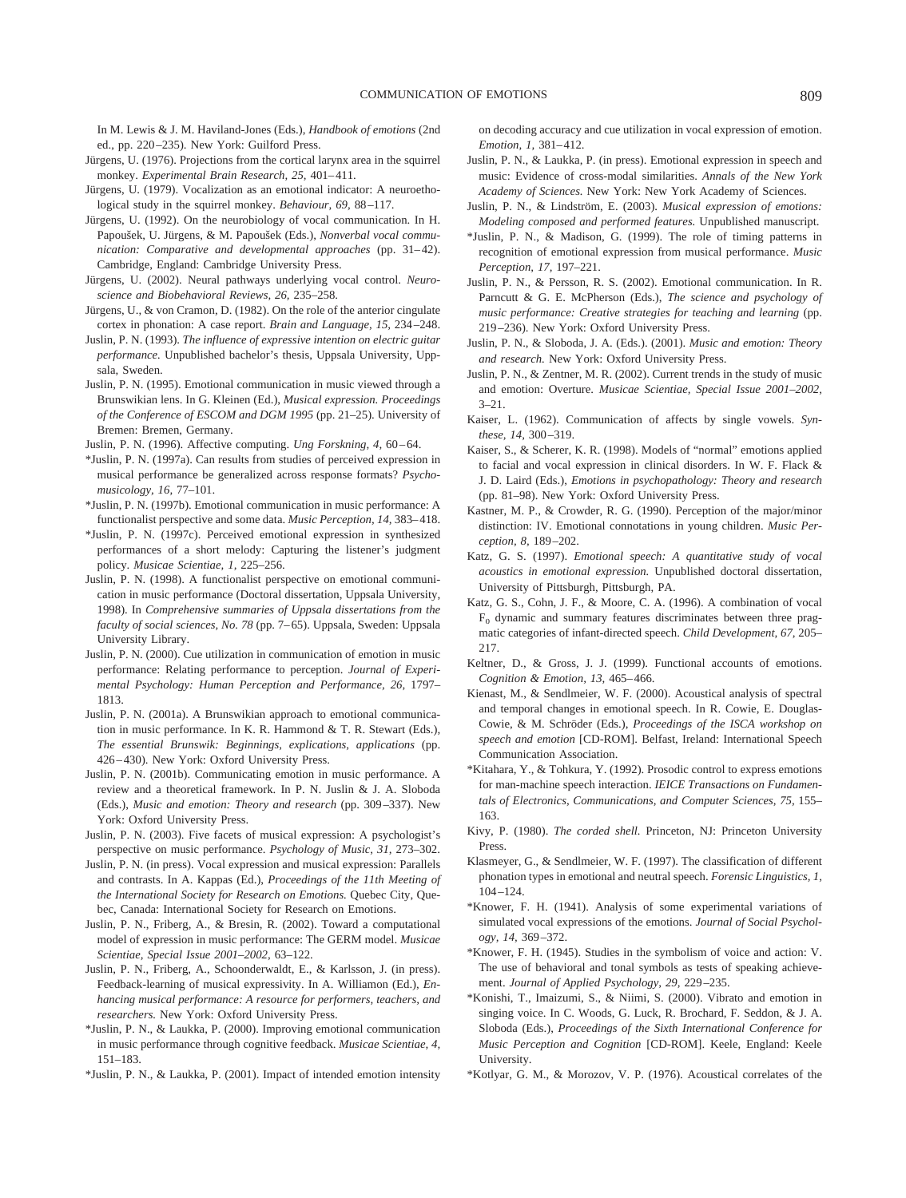In M. Lewis & J. M. Haviland-Jones (Eds.), *Handbook of emotions* (2nd ed., pp. 220–235). New York: Guilford Press.

Jürgens, U. (1976). Projections from the cortical larynx area in the squirrel monkey. *Experimental Brain Research, 25,* 401–411.

Jürgens, U. (1979). Vocalization as an emotional indicator: A neuroethological study in the squirrel monkey. *Behaviour, 69,* 88–117.

Jürgens, U. (1992). On the neurobiology of vocal communication. In H. Papoušek, U. Jürgens, & M. Papoušek (Eds.), *Nonverbal vocal communication: Comparative and developmental approaches* (pp. 31–42). Cambridge, England: Cambridge University Press.

Jürgens, U. (2002). Neural pathways underlying vocal control. *Neuroscience and Biobehavioral Reviews, 26,* 235–258.

Jürgens, U., & von Cramon, D. (1982). On the role of the anterior cingulate cortex in phonation: A case report. *Brain and Language, 15,* 234–248.

Juslin, P. N. (1993). *The influence of expressive intention on electric guitar performance.* Unpublished bachelor's thesis, Uppsala University, Uppsala, Sweden.

Juslin, P. N. (1995). Emotional communication in music viewed through a Brunswikian lens. In G. Kleinen (Ed.), *Musical expression. Proceedings of the Conference of ESCOM and DGM 1995* (pp. 21–25). University of Bremen: Bremen, Germany.

Juslin, P. N. (1996). Affective computing. *Ung Forskning, 4,* 60–64.

*Juslin, P. N. (1997a). Can results from studies of perceived expression in musical performance be generalized across response formats? *Psychomusicology, 16,* 77–101.

*Juslin, P. N. (1997b). Emotional communication in music performance: A functionalist perspective and some data. *Music Perception, 14,* 383–418.

*Juslin, P. N. (1997c). Perceived emotional expression in synthesized performances of a short melody: Capturing the listener's judgment policy. *Musicae Scientiae, 1,* 225–256.

Juslin, P. N. (1998). A functionalist perspective on emotional communication in music performance (Doctoral dissertation, Uppsala University, 1998). In *Comprehensive summaries of Uppsala dissertations from the faculty of social sciences, No. 78* (pp. 7–65). Uppsala, Sweden: Uppsala University Library.

Juslin, P. N. (2000). Cue utilization in communication of emotion in music performance: Relating performance to perception. *Journal of Experimental Psychology: Human Perception and Performance, 26,* 1797–1813.

Juslin, P. N. (2001a). A Brunswikian approach to emotional communication in music performance. In K. R. Hammond & T. R. Stewart (Eds.), *The essential Brunswik: Beginnings, explications, applications* (pp. 426–430). New York: Oxford University Press.

Juslin, P. N. (2001b). Communicating emotion in music performance. A review and a theoretical framework. In P. N. Juslin & J. A. Sloboda (Eds.), *Music and emotion: Theory and research* (pp. 309–337). New York: Oxford University Press.

Juslin, P. N. (2003). Five facets of musical expression: A psychologist's perspective on music performance. *Psychology of Music, 31,* 273–302.

Juslin, P. N. (in press). Vocal expression and musical expression: Parallels and contrasts. In A. Kappas (Ed.), *Proceedings of the 11th Meeting of the International Society for Research on Emotions.* Quebec City, Quebec, Canada: International Society for Research on Emotions.

Juslin, P. N., Friberg, A., & Bresin, R. (2002). Toward a computational model of expression in music performance: The GERM model. *Musicae Scientiae, Special Issue 2001–2002,* 63–122.

Juslin, P. N., Friberg, A., Schoonderwaldt, E., & Karlsson, J. (in press). Feedback-learning of musical expressivity. In A. Williamon (Ed.), *Enhancing musical performance: A resource for performers, teachers, and researchers.* New York: Oxford University Press.

*Juslin, P. N., & Laukka, P. (2000). Improving emotional communication in music performance through cognitive feedback. *Musicae Scientiae, 4,* 151–183.

*Juslin, P. N., & Laukka, P. (2001). Impact of intended emotion intensity on decoding accuracy and cue utilization in vocal expression of emotion. *Emotion, 1,* 381–412.

Juslin, P. N., & Laukka, P. (in press). Emotional expression in speech and music: Evidence of cross-modal similarities. *Annals of the New York Academy of Sciences.* New York: New York Academy of Sciences.

Juslin, P. N., & Lindström, E. (2003). *Musical expression of emotions: Modeling composed and performed features.* Unpublished manuscript.

*Juslin, P. N., & Madison, G. (1999). The role of timing patterns in recognition of emotional expression from musical performance. *Music Perception, 17,* 197–221.

Juslin, P. N., & Persson, R. S. (2002). Emotional communication. In R. Parncutt & G. E. McPherson (Eds.), *The science and psychology of music performance: Creative strategies for teaching and learning* (pp. 219–236). New York: Oxford University Press.

Juslin, P. N., & Sloboda, J. A. (Eds.). (2001). *Music and emotion: Theory and research.* New York: Oxford University Press.

Juslin, P. N., & Zentner, M. R. (2002). Current trends in the study of music and emotion: Overture. *Musicae Scientiae, Special Issue 2001–2002,* 3–21.

Kaiser, L. (1962). Communication of affects by single vowels. *Synthese, 14,* 300–319.

Kaiser, S., & Scherer, K. R. (1998). Models of "normal" emotions applied to facial and vocal expression in clinical disorders. In W. F. Flack & J. D. Laird (Eds.), *Emotions in psychopathology: Theory and research* (pp. 81–98). New York: Oxford University Press.

Kastner, M. P., & Crowder, R. G. (1990). Perception of the major/minor distinction: IV. Emotional connotations in young children. *Music Perception, 8,* 189–202.

Katz, G. S. (1997). *Emotional speech: A quantitative study of vocal acoustics in emotional expression.* Unpublished doctoral dissertation, University of Pittsburgh, Pittsburgh, PA.

Katz, G. S., Cohn, J. F., & Moore, C. A. (1996). A combination of vocal $F_0$ dynamic and summary features discriminates between three pragmatic categories of infant-directed speech. *Child Development, 67,* 205–217.

Keltner, D., & Gross, J. J. (1999). Functional accounts of emotions. *Cognition & Emotion, 13,* 465–466.

Kienast, M., & Sendlmeier, W. F. (2000). Acoustical analysis of spectral and temporal changes in emotional speech. In R. Cowie, E. Douglas-Cowie, & M. Schröder (Eds.), *Proceedings of the ISCA workshop on speech and emotion* [CD-ROM]. Belfast, Ireland: International Speech Communication Association.

*Kitahara, Y., & Tohkura, Y. (1992). Prosodic control to express emotions for man-machine speech interaction. *IEICE Transactions on Fundamentals of Electronics, Communications, and Computer Sciences, 75,* 155–163.

Kivy, P. (1980). *The corded shell.* Princeton, NJ: Princeton University Press.

Klasmeyer, G., & Sendlmeier, W. F. (1997). The classification of different phonation types in emotional and neutral speech. *Forensic Linguistics, 1,* 104–124.

*Knower, F. H. (1941). Analysis of some experimental variations of simulated vocal expressions of the emotions. *Journal of Social Psychology, 14,* 369–372.

*Knower, F. H. (1945). Studies in the symbolism of voice and action: V. The use of behavioral and tonal symbols as tests of speaking achievement. *Journal of Applied Psychology, 29,* 229–235.

*Konishi, T., Imaizumi, S., & Niimi, S. (2000). Vibrato and emotion in singing voice. In C. Woods, G. Luck, R. Brochard, F. Seddon, & J. A. Sloboda (Eds.), *Proceedings of the Sixth International Conference for Music Perception and Cognition* [CD-ROM]. Keele, England: Keele University.

*Kotlyar, G. M., & Morozov, V. P. (1976). Acoustical correlates of the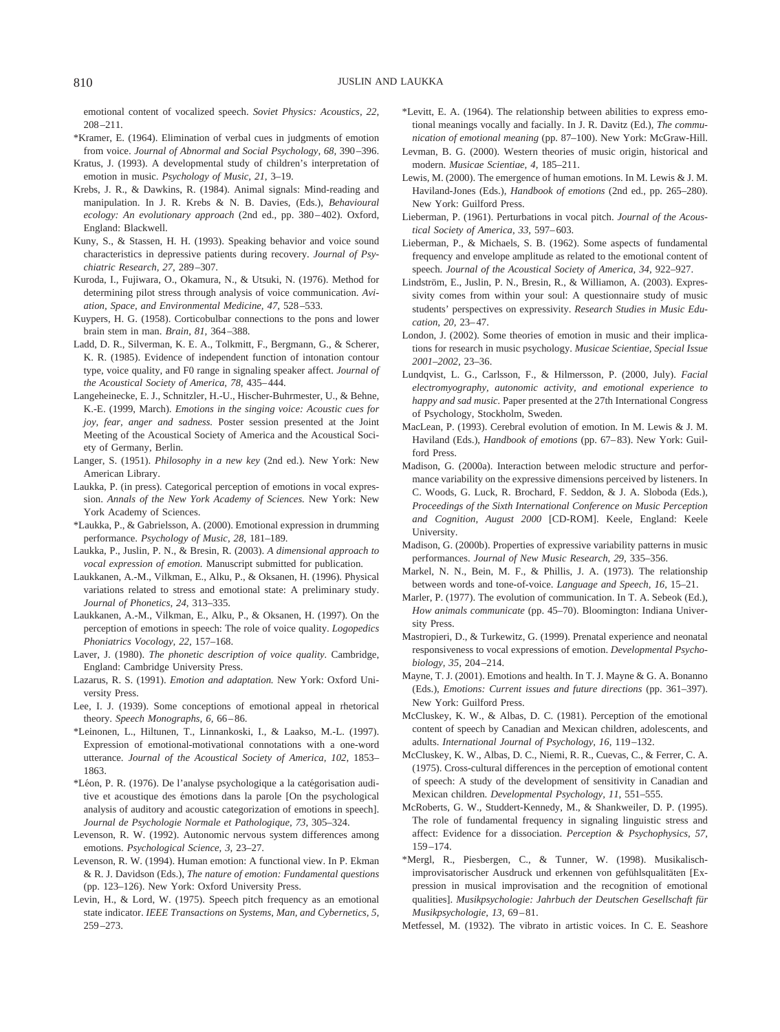emotional content of vocalized speech. *Soviet Physics: Acoustics, 22,* 208–211.

*Kramer, E. (1964). Elimination of verbal cues in judgments of emotion from voice. *Journal of Abnormal and Social Psychology, 68,* 390–396.

Kratus, J. (1993). A developmental study of children's interpretation of emotion in music. *Psychology of Music, 21,* 3–19.

Krebs, J. R., & Dawkins, R. (1984). Animal signals: Mind-reading and manipulation. In J. R. Krebs & N. B. Davies, (Eds.), *Behavioural ecology: An evolutionary approach* (2nd ed., pp. 380–402). Oxford, England: Blackwell.

Kuny, S., & Stassen, H. H. (1993). Speaking behavior and voice sound characteristics in depressive patients during recovery. *Journal of Psychiatric Research, 27,* 289–307.

Kuroda, I., Fujiwara, O., Okamura, N., & Utsuki, N. (1976). Method for determining pilot stress through analysis of voice communication. *Aviation, Space, and Environmental Medicine, 47,* 528–533.

Kuypers, H. G. (1958). Corticobulbar connections to the pons and lower brain stem in man. *Brain, 81,* 364–388.

Ladd, D. R., Silverman, K. E. A., Tolkmitt, F., Bergmann, G., & Scherer, K. R. (1985). Evidence of independent function of intonation contour type, voice quality, and F0 range in signaling speaker affect. *Journal of the Acoustical Society of America, 78,* 435–444.

Langeheinecke, E. J., Schnitzler, H.-U., Hischer-Buhrmester, U., & Behne, K.-E. (1999, March). *Emotions in the singing voice: Acoustic cues for joy, fear, anger and sadness.* Poster session presented at the Joint Meeting of the Acoustical Society of America and the Acoustical Society of Germany, Berlin.

Langer, S. (1951). *Philosophy in a new key* (2nd ed.). New York: New American Library.

Laukka, P. (in press). Categorical perception of emotions in vocal expression. *Annals of the New York Academy of Sciences.* New York: New York Academy of Sciences.

*Laukka, P., & Gabrielsson, A. (2000). Emotional expression in drumming performance. *Psychology of Music, 28,* 181–189.

Laukka, P., Juslin, P. N., & Bresin, R. (2003). *A dimensional approach to vocal expression of emotion.* Manuscript submitted for publication.

Laukkanen, A.-M., Vilkman, E., Alku, P., & Oksanen, H. (1996). Physical variations related to stress and emotional state: A preliminary study. *Journal of Phonetics, 24,* 313–335.

Laukkanen, A.-M., Vilkman, E., Alku, P., & Oksanen, H. (1997). On the perception of emotions in speech: The role of voice quality. *Logopedics Phoniatrics Vocology, 22,* 157–168.

Laver, J. (1980). *The phonetic description of voice quality.* Cambridge, England: Cambridge University Press.

Lazarus, R. S. (1991). *Emotion and adaptation.* New York: Oxford University Press.

Lee, I. J. (1939). Some conceptions of emotional appeal in rhetorical theory. *Speech Monographs, 6,* 66–86.

*Leinonen, L., Hiltunen, T., Linnankoski, I., & Laakso, M.-L. (1997). Expression of emotional-motivational connotations with a one-word utterance. *Journal of the Acoustical Society of America, 102,* 1853–1863.

*Léon, P. R. (1976). De l'analyse psychologique a la catégorisation auditive et acoustique des émotions dans la parole [On the psychological analysis of auditory and acoustic categorization of emotions in speech]. *Journal de Psychologie Normale et Pathologique, 73,* 305–324.

Levenson, R. W. (1992). Autonomic nervous system differences among emotions. *Psychological Science, 3,* 23–27.

Levenson, R. W. (1994). Human emotion: A functional view. In P. Ekman & R. J. Davidson (Eds.), *The nature of emotion: Fundamental questions* (pp. 123–126). New York: Oxford University Press.

Levin, H., & Lord, W. (1975). Speech pitch frequency as an emotional state indicator. *IEEE Transactions on Systems, Man, and Cybernetics, 5,* 259–273.

*Levitt, E. A. (1964). The relationship between abilities to express emotional meanings vocally and facially. In J. R. Davitz (Ed.), *The communication of emotional meaning* (pp. 87–100). New York: McGraw-Hill.

Levman, B. G. (2000). Western theories of music origin, historical and modern. *Musicae Scientiae, 4,* 185–211.

Lewis, M. (2000). The emergence of human emotions. In M. Lewis & J. M. Haviland-Jones (Eds.), *Handbook of emotions* (2nd ed., pp. 265–280). New York: Guilford Press.

Lieberman, P. (1961). Perturbations in vocal pitch. *Journal of the Acoustical Society of America, 33,* 597–603.

Lieberman, P., & Michaels, S. B. (1962). Some aspects of fundamental frequency and envelope amplitude as related to the emotional content of speech. *Journal of the Acoustical Society of America, 34,* 922–927.

Lindström, E., Juslin, P. N., Bresin, R., & Williamon, A. (2003). Expressivity comes from within your soul: A questionnaire study of music students' perspectives on expressivity. *Research Studies in Music Education, 20,* 23–47.

London, J. (2002). Some theories of emotion in music and their implications for research in music psychology. *Musicae Scientiae, Special Issue 2001–2002,* 23–36.

Lundqvist, L. G., Carlsson, F., & Hilmersson, P. (2000, July). *Facial electromyography, autonomic activity, and emotional experience to happy and sad music.* Paper presented at the 27th International Congress of Psychology, Stockholm, Sweden.

MacLean, P. (1993). Cerebral evolution of emotion. In M. Lewis & J. M. Haviland (Eds.), *Handbook of emotions* (pp. 67–83). New York: Guilford Press.

Madison, G. (2000a). Interaction between melodic structure and performance variability on the expressive dimensions perceived by listeners. In C. Woods, G. Luck, R. Brochard, F. Seddon, & J. A. Sloboda (Eds.), *Proceedings of the Sixth International Conference on Music Perception and Cognition, August 2000* [CD-ROM]. Keele, England: Keele University.

Madison, G. (2000b). Properties of expressive variability patterns in music performances. *Journal of New Music Research, 29,* 335–356.

Markel, N. N., Bein, M. F., & Phillis, J. A. (1973). The relationship between words and tone-of-voice. *Language and Speech, 16,* 15–21.

Marler, P. (1977). The evolution of communication. In T. A. Sebeok (Ed.), *How animals communicate* (pp. 45–70). Bloomington: Indiana University Press.

Mastropieri, D., & Turkewitz, G. (1999). Prenatal experience and neonatal responsiveness to vocal expressions of emotion. *Developmental Psychobiology, 35,* 204–214.

Mayne, T. J. (2001). Emotions and health. In T. J. Mayne & G. A. Bonanno (Eds.), *Emotions: Current issues and future directions* (pp. 361–397). New York: Guilford Press.

McCluskey, K. W., & Albas, D. C. (1981). Perception of the emotional content of speech by Canadian and Mexican children, adolescents, and adults. *International Journal of Psychology, 16,* 119–132.

McCluskey, K. W., Albas, D. C., Niemi, R. R., Cuevas, C., & Ferrer, C. A. (1975). Cross-cultural differences in the perception of emotional content of speech: A study of the development of sensitivity in Canadian and Mexican children. *Developmental Psychology, 11,* 551–555.

McRoberts, G. W., Studdert-Kennedy, M., & Shankweiler, D. P. (1995). The role of fundamental frequency in signaling linguistic stress and affect: Evidence for a dissociation. *Perception & Psychophysics, 57,* 159–174.

*Mergl, R., Piesbergen, C., & Tunner, W. (1998). Musikalisch-improvisatorischer Ausdruck und erkennen von gefühlsqualitäten [Expression in musical improvisation and the recognition of emotional qualities]. *Musikpsychologie: Jahrbuch der Deutschen Gesellschaft für Musikpsychologie, 13,* 69–81.

Metfessel, M. (1932). The vibrato in artistic voices. In C. E. Seashore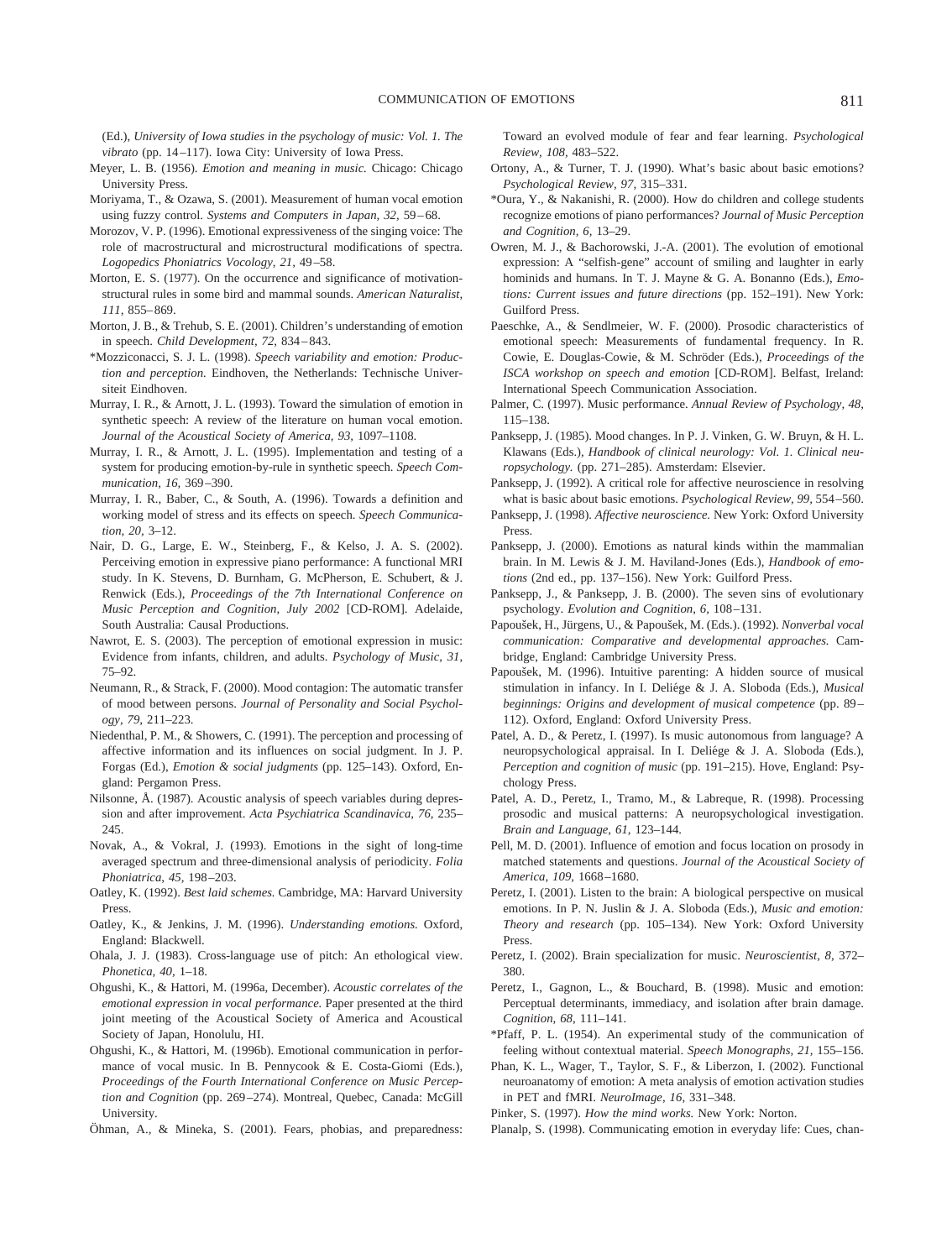(Ed.), *University of Iowa studies in the psychology of music: Vol. 1. The vibrato* (pp. 14–117). Iowa City: University of Iowa Press.

Meyer, L. B. (1956). *Emotion and meaning in music.* Chicago: Chicago University Press.

Moriyama, T., & Ozawa, S. (2001). Measurement of human vocal emotion using fuzzy control. *Systems and Computers in Japan, 32,* 59–68.

Morozov, V. P. (1996). Emotional expressiveness of the singing voice: The role of macrostructural and microstructural modifications of spectra. *Logopedics Phoniatrics Vocology, 21,* 49–58.

Morton, E. S. (1977). On the occurrence and significance of motivation-structural rules in some bird and mammal sounds. *American Naturalist, 111,* 855–869.

Morton, J. B., & Trehub, S. E. (2001). Children's understanding of emotion in speech. *Child Development, 72,* 834–843.

*Mozziconacci, S. J. L. (1998). *Speech variability and emotion: Production and perception.* Eindhoven, the Netherlands: Technische Universiteit Eindhoven.

Murray, I. R., & Arnott, J. L. (1993). Toward the simulation of emotion in synthetic speech: A review of the literature on human vocal emotion. *Journal of the Acoustical Society of America, 93,* 1097–1108.

Murray, I. R., & Arnott, J. L. (1995). Implementation and testing of a system for producing emotion-by-rule in synthetic speech. *Speech Communication, 16,* 369–390.

Murray, I. R., Baber, C., & South, A. (1996). Towards a definition and working model of stress and its effects on speech. *Speech Communication, 20,* 3–12.

Nair, D. G., Large, E. W., Steinberg, F., & Kelso, J. A. S. (2002). Perceiving emotion in expressive piano performance: A functional MRI study. In K. Stevens, D. Burnham, G. McPherson, E. Schubert, & J. Renwick (Eds.), *Proceedings of the 7th International Conference on Music Perception and Cognition, July 2002* [CD-ROM]. Adelaide, South Australia: Causal Productions.

Nawrot, E. S. (2003). The perception of emotional expression in music: Evidence from infants, children, and adults. *Psychology of Music, 31,* 75–92.

Neumann, R., & Strack, F. (2000). Mood contagion: The automatic transfer of mood between persons. *Journal of Personality and Social Psychology, 79,* 211–223.

Niedenthal, P. M., & Showers, C. (1991). The perception and processing of affective information and its influences on social judgment. In J. P. Forgas (Ed.), *Emotion & social judgments* (pp. 125–143). Oxford, England: Pergamon Press.

Nilsonne, Å. (1987). Acoustic analysis of speech variables during depression and after improvement. *Acta Psychiatrica Scandinavica, 76,* 235–245.

Novak, A., & Vokral, J. (1993). Emotions in the sight of long-time averaged spectrum and three-dimensional analysis of periodicity. *Folia Phoniatrica, 45,* 198–203.

Oatley, K. (1992). *Best laid schemes.* Cambridge, MA: Harvard University Press.

Oatley, K., & Jenkins, J. M. (1996). *Understanding emotions.* Oxford, England: Blackwell.

Ohala, J. J. (1983). Cross-language use of pitch: An ethological view. *Phonetica, 40,* 1–18.

Ohgushi, K., & Hattori, M. (1996a, December). *Acoustic correlates of the emotional expression in vocal performance.* Paper presented at the third joint meeting of the Acoustical Society of America and Acoustical Society of Japan, Honolulu, HI.

Ohgushi, K., & Hattori, M. (1996b). Emotional communication in performance of vocal music. In B. Pennycook & E. Costa-Giomi (Eds.), *Proceedings of the Fourth International Conference on Music Perception and Cognition* (pp. 269–274). Montreal, Quebec, Canada: McGill University.

Öhman, A., & Mineka, S. (2001). Fears, phobias, and preparedness: Toward an evolved module of fear and fear learning. *Psychological Review, 108,* 483–522.

Ortony, A., & Turner, T. J. (1990). What's basic about basic emotions? *Psychological Review, 97,* 315–331.

*Oura, Y., & Nakanishi, R. (2000). How do children and college students recognize emotions of piano performances? *Journal of Music Perception and Cognition, 6,* 13–29.

Owren, M. J., & Bachorowski, J.-A. (2001). The evolution of emotional expression: A "selfish-gene" account of smiling and laughter in early hominids and humans. In T. J. Mayne & G. A. Bonanno (Eds.), *Emotions: Current issues and future directions* (pp. 152–191). New York: Guilford Press.

Paeschke, A., & Sendlmeier, W. F. (2000). Prosodic characteristics of emotional speech: Measurements of fundamental frequency. In R. Cowie, E. Douglas-Cowie, & M. Schröder (Eds.), *Proceedings of the ISCA workshop on speech and emotion* [CD-ROM]. Belfast, Ireland: International Speech Communication Association.

Palmer, C. (1997). Music performance. *Annual Review of Psychology, 48,* 115–138.

Panksepp, J. (1985). Mood changes. In P. J. Vinken, G. W. Bruyn, & H. L. Klawans (Eds.), *Handbook of clinical neurology: Vol. 1. Clinical neuropsychology.* (pp. 271–285). Amsterdam: Elsevier.

Panksepp, J. (1992). A critical role for affective neuroscience in resolving what is basic about basic emotions. *Psychological Review, 99,* 554–560.

Panksepp, J. (1998). *Affective neuroscience.* New York: Oxford University Press.

Panksepp, J. (2000). Emotions as natural kinds within the mammalian brain. In M. Lewis & J. M. Haviland-Jones (Eds.), *Handbook of emotions* (2nd ed., pp. 137–156). New York: Guilford Press.

Panksepp, J., & Panksepp, J. B. (2000). The seven sins of evolutionary psychology. *Evolution and Cognition, 6,* 108–131.

Papoušek, H., Jürgens, U., & Papoušek, M. (Eds.). (1992). *Nonverbal vocal communication: Comparative and developmental approaches.* Cambridge, England: Cambridge University Press.

Papoušek, M. (1996). Intuitive parenting: A hidden source of musical stimulation in infancy. In I. Deliége & J. A. Sloboda (Eds.), *Musical beginnings: Origins and development of musical competence* (pp. 89–112). Oxford, England: Oxford University Press.

Patel, A. D., & Peretz, I. (1997). Is music autonomous from language? A neuropsychological appraisal. In I. Deliége & J. A. Sloboda (Eds.), *Perception and cognition of music* (pp. 191–215). Hove, England: Psychology Press.

Patel, A. D., Peretz, I., Tramo, M., & Labreque, R. (1998). Processing prosodic and musical patterns: A neuropsychological investigation. *Brain and Language, 61,* 123–144.

Pell, M. D. (2001). Influence of emotion and focus location on prosody in matched statements and questions. *Journal of the Acoustical Society of America, 109,* 1668–1680.

Peretz, I. (2001). Listen to the brain: A biological perspective on musical emotions. In P. N. Juslin & J. A. Sloboda (Eds.), *Music and emotion: Theory and research* (pp. 105–134). New York: Oxford University Press.

Peretz, I. (2002). Brain specialization for music. *Neuroscientist, 8,* 372–380.

Peretz, I., Gagnon, L., & Bouchard, B. (1998). Music and emotion: Perceptual determinants, immediacy, and isolation after brain damage. *Cognition, 68,* 111–141.

*Pfaff, P. L. (1954). An experimental study of the communication of feeling without contextual material. *Speech Monographs, 21,* 155–156.

Phan, K. L., Wager, T., Taylor, S. F., & Liberzon, I. (2002). Functional neuroanatomy of emotion: A meta analysis of emotion activation studies in PET and fMRI. *NeuroImage, 16,* 331–348.

Pinker, S. (1997). *How the mind works.* New York: Norton.

Planalp, S. (1998). Communicating emotion in everyday life: Cues, chan-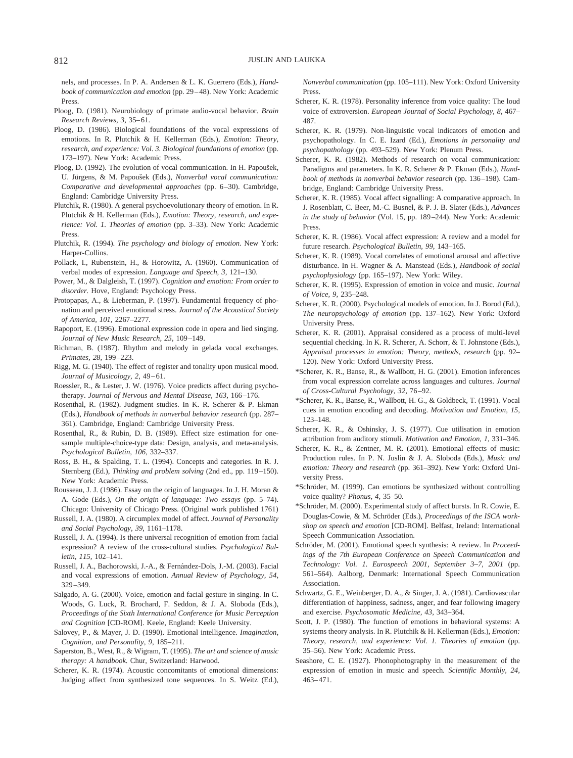nels, and processes. In P. A. Andersen & L. K. Guerrero (Eds.), *Handbook of communication and emotion* (pp. 29–48). New York: Academic Press.

Ploog, D. (1981). Neurobiology of primate audio-vocal behavior. *Brain Research Reviews, 3,* 35–61.

Ploog, D. (1986). Biological foundations of the vocal expressions of emotions. In R. Plutchik & H. Kellerman (Eds.), *Emotion: Theory, research, and experience: Vol. 3. Biological foundations of emotion* (pp. 173–197). New York: Academic Press.

Ploog, D. (1992). The evolution of vocal communication. In H. Papoušek, U. Jürgens, & M. Papoušek (Eds.), *Nonverbal vocal communication: Comparative and developmental approaches* (pp. 6–30). Cambridge, England: Cambridge University Press.

Plutchik, R. (1980). A general psychoevolutionary theory of emotion. In R. Plutchik & H. Kellerman (Eds.), *Emotion: Theory, research, and experience: Vol. 1. Theories of emotion* (pp. 3–33). New York: Academic Press.

Plutchik, R. (1994). *The psychology and biology of emotion.* New York: Harper-Collins.

Pollack, I., Rubenstein, H., & Horowitz, A. (1960). Communication of verbal modes of expression. *Language and Speech, 3,* 121–130.

Power, M., & Dalgleish, T. (1997). *Cognition and emotion: From order to disorder.* Hove, England: Psychology Press.

Protopapas, A., & Lieberman, P. (1997). Fundamental frequency of phonation and perceived emotional stress. *Journal of the Acoustical Society of America, 101,* 2267–2277.

Rapoport, E. (1996). Emotional expression code in opera and lied singing. *Journal of New Music Research, 25,* 109–149.

Richman, B. (1987). Rhythm and melody in gelada vocal exchanges. *Primates, 28,* 199–223.

Rigg, M. G. (1940). The effect of register and tonality upon musical mood. *Journal of Musicology, 2,* 49–61.

Roessler, R., & Lester, J. W. (1976). Voice predicts affect during psychotherapy. *Journal of Nervous and Mental Disease, 163,* 166–176.

Rosenthal, R. (1982). Judgment studies. In K. R. Scherer & P. Ekman (Eds.), *Handbook of methods in nonverbal behavior research* (pp. 287–361). Cambridge, England: Cambridge University Press.

Rosenthal, R., & Rubin, D. B. (1989). Effect size estimation for one-sample multiple-choice-type data: Design, analysis, and meta-analysis. *Psychological Bulletin, 106,* 332–337.

Ross, B. H., & Spalding, T. L. (1994). Concepts and categories. In R. J. Sternberg (Ed.), *Thinking and problem solving* (2nd ed., pp. 119–150). New York: Academic Press.

Rousseau, J. J. (1986). Essay on the origin of languages. In J. H. Moran & A. Gode (Eds.), *On the origin of language: Two essays* (pp. 5–74). Chicago: University of Chicago Press. (Original work published 1761)

Russell, J. A. (1980). A circumplex model of affect. *Journal of Personality and Social Psychology, 39,* 1161–1178.

Russell, J. A. (1994). Is there universal recognition of emotion from facial expression? A review of the cross-cultural studies. *Psychological Bulletin, 115,* 102–141.

Russell, J. A., Bachorowski, J.-A., & Fernández-Dols, J.-M. (2003). Facial and vocal expressions of emotion. *Annual Review of Psychology, 54,* 329–349.

Salgado, A. G. (2000). Voice, emotion and facial gesture in singing. In C. Woods, G. Luck, R. Brochard, F. Seddon, & J. A. Sloboda (Eds.), *Proceedings of the Sixth International Conference for Music Perception and Cognition* [CD-ROM]. Keele, England: Keele University.

Salovey, P., & Mayer, J. D. (1990). Emotional intelligence. *Imagination, Cognition, and Personality, 9,* 185–211.

Saperston, B., West, R., & Wigram, T. (1995). *The art and science of music therapy: A handbook.* Chur, Switzerland: Harwood.

Scherer, K. R. (1974). Acoustic concomitants of emotional dimensions: Judging affect from synthesized tone sequences. In S. Weitz (Ed.), *Nonverbal communication* (pp. 105–111). New York: Oxford University Press.

Scherer, K. R. (1978). Personality inference from voice quality: The loud voice of extroversion. *European Journal of Social Psychology, 8,* 467–487.

Scherer, K. R. (1979). Non-linguistic vocal indicators of emotion and psychopathology. In C. E. Izard (Ed.), *Emotions in personality and psychopathology* (pp. 493–529). New York: Plenum Press.

Scherer, K. R. (1982). Methods of research on vocal communication: Paradigms and parameters. In K. R. Scherer & P. Ekman (Eds.), *Handbook of methods in nonverbal behavior research* (pp. 136–198). Cambridge, England: Cambridge University Press.

Scherer, K. R. (1985). Vocal affect signalling: A comparative approach. In J. Rosenblatt, C. Beer, M.-C. Busnel, & P. J. B. Slater (Eds.), *Advances in the study of behavior* (Vol. 15, pp. 189–244). New York: Academic Press.

Scherer, K. R. (1986). Vocal affect expression: A review and a model for future research. *Psychological Bulletin, 99,* 143–165.

Scherer, K. R. (1989). Vocal correlates of emotional arousal and affective disturbance. In H. Wagner & A. Manstead (Eds.), *Handbook of social psychophysiology* (pp. 165–197). New York: Wiley.

Scherer, K. R. (1995). Expression of emotion in voice and music. *Journal of Voice, 9,* 235–248.

Scherer, K. R. (2000). Psychological models of emotion. In J. Borod (Ed.), *The neuropsychology of emotion* (pp. 137–162). New York: Oxford University Press.

Scherer, K. R. (2001). Appraisal considered as a process of multi-level sequential checking. In K. R. Scherer, A. Schorr, & T. Johnstone (Eds.), *Appraisal processes in emotion: Theory, methods, research* (pp. 92–120). New York: Oxford University Press.

*Scherer, K. R., Banse, R., & Wallbott, H. G. (2001). Emotion inferences from vocal expression correlate across languages and cultures. *Journal of Cross-Cultural Psychology, 32,* 76–92.

*Scherer, K. R., Banse, R., Wallbott, H. G., & Goldbeck, T. (1991). Vocal cues in emotion encoding and decoding. *Motivation and Emotion, 15,* 123–148.

Scherer, K. R., & Oshinsky, J. S. (1977). Cue utilisation in emotion attribution from auditory stimuli. *Motivation and Emotion, 1,* 331–346.

Scherer, K. R., & Zentner, M. R. (2001). Emotional effects of music: Production rules. In P. N. Juslin & J. A. Sloboda (Eds.), *Music and emotion: Theory and research* (pp. 361–392). New York: Oxford University Press.

*Schröder, M. (1999). Can emotions be synthesized without controlling voice quality? *Phonus, 4,* 35–50.

*Schröder, M. (2000). Experimental study of affect bursts. In R. Cowie, E. Douglas-Cowie, & M. Schröder (Eds.), *Proceedings of the ISCA workshop on speech and emotion* [CD-ROM]. Belfast, Ireland: International Speech Communication Association.

Schröder, M. (2001). Emotional speech synthesis: A review. In *Proceedings of the 7th European Conference on Speech Communication and Technology: Vol. 1. Eurospeech 2001, September 3–7, 2001* (pp. 561–564). Aalborg, Denmark: International Speech Communication Association.

Schwartz, G. E., Weinberger, D. A., & Singer, J. A. (1981). Cardiovascular differentiation of happiness, sadness, anger, and fear following imagery and exercise. *Psychosomatic Medicine, 43,* 343–364.

Scott, J. P. (1980). The function of emotions in behavioral systems: A systems theory analysis. In R. Plutchik & H. Kellerman (Eds.), *Emotion: Theory, research, and experience: Vol. 1. Theories of emotion* (pp. 35–56). New York: Academic Press.

Seashore, C. E. (1927). Phonophotography in the measurement of the expression of emotion in music and speech. *Scientific Monthly, 24,* 463–471.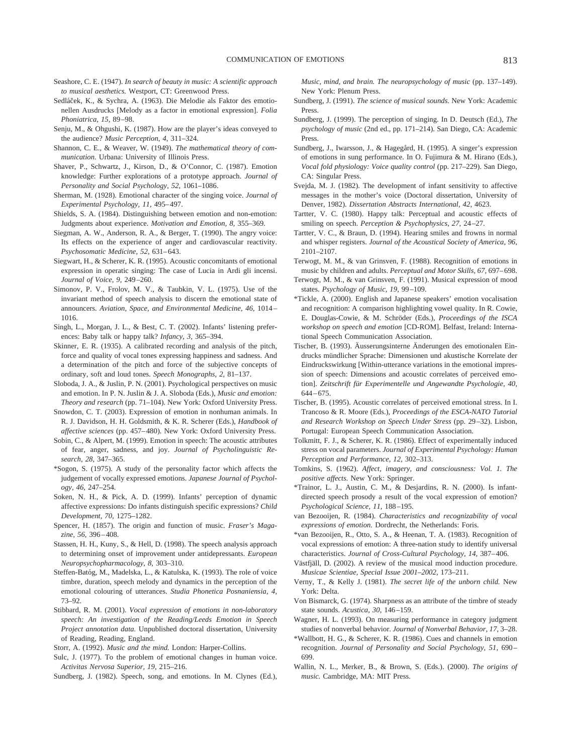Seashore, C. E. (1947). *In search of beauty in music: A scientific approach to musical aesthetics.* Westport, CT: Greenwood Press.

Sedláček, K., & Sychra, A. (1963). Die Melodie als Faktor des emotionellen Ausdrucks [Melody as a factor in emotional expression]. *Folia Phoniatrica, 15,* 89–98.

Senju, M., & Ohgushi, K. (1987). How are the player's ideas conveyed to the audience? *Music Perception, 4,* 311–324.

Shannon, C. E., & Weaver, W. (1949). *The mathematical theory of communication.* Urbana: University of Illinois Press.

Shaver, P., Schwartz, J., Kirson, D., & O'Connor, C. (1987). Emotion knowledge: Further explorations of a prototype approach. *Journal of Personality and Social Psychology, 52,* 1061–1086.

Sherman, M. (1928). Emotional character of the singing voice. *Journal of Experimental Psychology, 11,* 495–497.

Shields, S. A. (1984). Distinguishing between emotion and non-emotion: Judgments about experience. *Motivation and Emotion, 8,* 355–369.

Siegman, A. W., Anderson, R. A., & Berger, T. (1990). The angry voice: Its effects on the experience of anger and cardiovascular reactivity. *Psychosomatic Medicine, 52,* 631–643.

Siegwart, H., & Scherer, K. R. (1995). Acoustic concomitants of emotional expression in operatic singing: The case of Lucia in Ardi gli incensi. *Journal of Voice, 9,* 249–260.

Simonov, P. V., Frolov, M. V., & Taubkin, V. L. (1975). Use of the invariant method of speech analysis to discern the emotional state of announcers. *Aviation, Space, and Environmental Medicine, 46,* 1014–1016.

Singh, L., Morgan, J. L., & Best, C. T. (2002). Infants' listening preferences: Baby talk or happy talk? *Infancy, 3,* 365–394.

Skinner, E. R. (1935). A calibrated recording and analysis of the pitch, force and quality of vocal tones expressing happiness and sadness. And a determination of the pitch and force of the subjective concepts of ordinary, soft and loud tones. *Speech Monographs, 2,* 81–137.

Sloboda, J. A., & Juslin, P. N. (2001). Psychological perspectives on music and emotion. In P. N. Juslin & J. A. Sloboda (Eds.), *Music and emotion: Theory and research* (pp. 71–104). New York: Oxford University Press.

Snowdon, C. T. (2003). Expression of emotion in nonhuman animals. In R. J. Davidson, H. H. Goldsmith, & K. R. Scherer (Eds.), *Handbook of affective sciences* (pp. 457–480). New York: Oxford University Press.

Sobin, C., & Alpert, M. (1999). Emotion in speech: The acoustic attributes of fear, anger, sadness, and joy. *Journal of Psycholinguistic Research, 28,* 347–365.

*Sogon, S. (1975). A study of the personality factor which affects the judgement of vocally expressed emotions. *Japanese Journal of Psychology, 46,* 247–254.

Soken, N. H., & Pick, A. D. (1999). Infants' perception of dynamic affective expressions: Do infants distinguish specific expressions? *Child Development, 70,* 1275–1282.

Spencer, H. (1857). The origin and function of music. *Fraser's Magazine, 56,* 396–408.

Stassen, H. H., Kuny, S., & Hell, D. (1998). The speech analysis approach to determining onset of improvement under antidepressants. *European Neuropsychopharmacology, 8,* 303–310.

Steffen-Batóg, M., Madelska, L., & Katulska, K. (1993). The role of voice timbre, duration, speech melody and dynamics in the perception of the emotional colouring of utterances. *Studia Phonetica Posnaniensia, 4,* 73–92.

Stibbard, R. M. (2001). *Vocal expression of emotions in non-laboratory speech: An investigation of the Reading/Leeds Emotion in Speech Project annotation data.* Unpublished doctoral dissertation, University of Reading, Reading, England.

Storr, A. (1992). *Music and the mind.* London: Harper-Collins.

Sulc, J. (1977). To the problem of emotional changes in human voice. *Activitas Nervosa Superior, 19,* 215–216.

Sundberg, J. (1982). Speech, song, and emotions. In M. Clynes (Ed.), *Music, mind, and brain. The neuropsychology of music* (pp. 137–149). New York: Plenum Press.

Sundberg, J. (1991). *The science of musical sounds.* New York: Academic Press.

Sundberg, J. (1999). The perception of singing. In D. Deutsch (Ed.), *The psychology of music* (2nd ed., pp. 171–214). San Diego, CA: Academic Press.

Sundberg, J., Iwarsson, J., & Hagegård, H. (1995). A singer's expression of emotions in sung performance. In O. Fujimura & M. Hirano (Eds.), *Vocal fold physiology: Voice quality control* (pp. 217–229). San Diego, CA: Singular Press.

Svejda, M. J. (1982). The development of infant sensitivity to affective messages in the mother's voice (Doctoral dissertation, University of Denver, 1982). *Dissertation Abstracts International, 42,* 4623.

Tartter, V. C. (1980). Happy talk: Perceptual and acoustic effects of smiling on speech. *Perception & Psychophysics, 27,* 24–27.

Tartter, V. C., & Braun, D. (1994). Hearing smiles and frowns in normal and whisper registers. *Journal of the Acoustical Society of America, 96,* 2101–2107.

Terwogt, M. M., & van Grinsven, F. (1988). Recognition of emotions in music by children and adults. *Perceptual and Motor Skills, 67,* 697–698.

Terwogt, M. M., & van Grinsven, F. (1991). Musical expression of mood states. *Psychology of Music, 19,* 99–109.

*Tickle, A. (2000). English and Japanese speakers' emotion vocalisation and recognition: A comparison highlighting vowel quality. In R. Cowie, E. Douglas-Cowie, & M. Schröder (Eds.), *Proceedings of the ISCA workshop on speech and emotion* [CD-ROM]. Belfast, Ireland: International Speech Communication Association.

Tischer, B. (1993). Äusserungsinterne Änderungen des emotionalen Eindrucks mündlicher Sprache: Dimensionen und akustische Korrelate der Eindruckswirkung [Within-utterance variations in the emotional impression of speech: Dimensions and acoustic correlates of perceived emotion]. *Zeitschrift für Experimentelle und Angewandte Psychologie, 40,* 644–675.

Tischer, B. (1995). Acoustic correlates of perceived emotional stress. In I. Trancoso & R. Moore (Eds.), *Proceedings of the ESCA-NATO Tutorial and Research Workshop on Speech Under Stress* (pp. 29–32). Lisbon, Portugal: European Speech Communication Association.

Tolkmitt, F. J., & Scherer, K. R. (1986). Effect of experimentally induced stress on vocal parameters. *Journal of Experimental Psychology: Human Perception and Performance, 12,* 302–313.

Tomkins, S. (1962). *Affect, imagery, and consciousness: Vol. 1. The positive affects.* New York: Springer.

*Trainor, L. J., Austin, C. M., & Desjardins, R. N. (2000). Is infant-directed speech prosody a result of the vocal expression of emotion? *Psychological Science, 11,* 188–195.

van Bezooijen, R. (1984). *Characteristics and recognizability of vocal expressions of emotion.* Dordrecht, the Netherlands: Foris.

*van Bezooijen, R., Otto, S. A., & Heenan, T. A. (1983). Recognition of vocal expressions of emotion: A three-nation study to identify universal characteristics. *Journal of Cross-Cultural Psychology, 14,* 387–406.

Västfjäll, D. (2002). A review of the musical mood induction procedure. *Musicae Scientiae, Special Issue 2001–2002,* 173–211.

Verny, T., & Kelly J. (1981). *The secret life of the unborn child.* New York: Delta.

Von Bismarck, G. (1974). Sharpness as an attribute of the timbre of steady state sounds. *Acustica, 30,* 146–159.

Wagner, H. L. (1993). On measuring performance in category judgment studies of nonverbal behavior. *Journal of Nonverbal Behavior, 17,* 3–28.

*Wallbott, H. G., & Scherer, K. R. (1986). Cues and channels in emotion recognition. *Journal of Personality and Social Psychology, 51,* 690–699.

Wallin, N. L., Merker, B., & Brown, S. (Eds.). (2000). *The origins of music.* Cambridge, MA: MIT Press.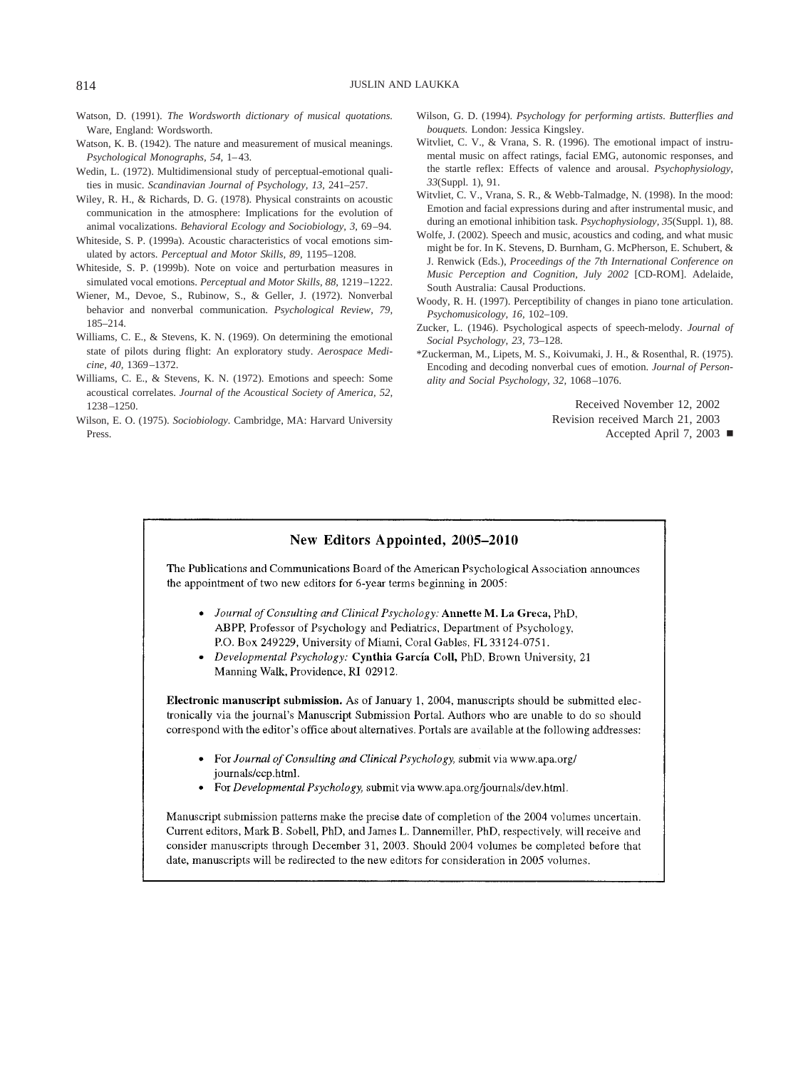Watson, D. (1991). *The Wordsworth dictionary of musical quotations.* Ware, England: Wordsworth.

Watson, K. B. (1942). The nature and measurement of musical meanings. *Psychological Monographs, 54,* 1–43.

Wedin, L. (1972). Multidimensional study of perceptual-emotional qualities in music. *Scandinavian Journal of Psychology, 13,* 241–257.

Wiley, R. H., & Richards, D. G. (1978). Physical constraints on acoustic communication in the atmosphere: Implications for the evolution of animal vocalizations. *Behavioral Ecology and Sociobiology, 3,* 69–94.

Whiteside, S. P. (1999a). Acoustic characteristics of vocal emotions simulated by actors. *Perceptual and Motor Skills, 89,* 1195–1208.

Whiteside, S. P. (1999b). Note on voice and perturbation measures in simulated vocal emotions. *Perceptual and Motor Skills, 88,* 1219–1222.

Wiener, M., Devoe, S., Rubinow, S., & Geller, J. (1972). Nonverbal behavior and nonverbal communication. *Psychological Review, 79,* 185–214.

Williams, C. E., & Stevens, K. N. (1969). On determining the emotional state of pilots during flight: An exploratory study. *Aerospace Medicine, 40,* 1369–1372.

Williams, C. E., & Stevens, K. N. (1972). Emotions and speech: Some acoustical correlates. *Journal of the Acoustical Society of America, 52,* 1238–1250.

Wilson, E. O. (1975). *Sociobiology.* Cambridge, MA: Harvard University Press.

Wilson, G. D. (1994). *Psychology for performing artists. Butterflies and bouquets.* London: Jessica Kingsley.

Witvliet, C. V., & Vrana, S. R. (1996). The emotional impact of instrumental music on affect ratings, facial EMG, autonomic responses, and the startle reflex: Effects of valence and arousal. *Psychophysiology, 33*(Suppl. 1), 91.

Witvliet, C. V., Vrana, S. R., & Webb-Talmadge, N. (1998). In the mood: Emotion and facial expressions during and after instrumental music, and during an emotional inhibition task. *Psychophysiology, 35*(Suppl. 1), 88.

Wolfe, J. (2002). Speech and music, acoustics and coding, and what music might be for. In K. Stevens, D. Burnham, G. McPherson, E. Schubert, & J. Renwick (Eds.), *Proceedings of the 7th International Conference on Music Perception and Cognition, July 2002* [CD-ROM]. Adelaide, South Australia: Causal Productions.

Woody, R. H. (1997). Perceptibility of changes in piano tone articulation. *Psychomusicology, 16,* 102–109.

Zucker, L. (1946). Psychological aspects of speech-melody. *Journal of Social Psychology, 23,* 73–128.

*Zuckerman, M., Lipets, M. S., Koivumaki, J. H., & Rosenthal, R. (1975). Encoding and decoding nonverbal cues of emotion. *Journal of Personality and Social Psychology, 32,* 1068–1076.

Received November 12, 2002
Revision received March 21, 2003
Accepted April 7, 2003 ■

## New Editors Appointed, 2005–2010

The Publications and Communications Board of the American Psychological Association announces the appointment of two new editors for 6-year terms beginning in 2005:

- *Journal of Consulting and Clinical Psychology:* **Annette M. La Greca,** PhD, ABPP, Professor of Psychology and Pediatrics, Department of Psychology, P.O. Box 249229, University of Miami, Coral Gables, FL 33124-0751.
- *Developmental Psychology:* **Cynthia García Coll,** PhD, Brown University, 21 Manning Walk, Providence, RI 02912.

**Electronic manuscript submission.** As of January 1, 2004, manuscripts should be submitted electronically via the journal's Manuscript Submission Portal. Authors who are unable to do so should correspond with the editor's office about alternatives. Portals are available at the following addresses:

- For *Journal of Consulting and Clinical Psychology,* submit via www.apa.org/journals/ccp.html.
- For *Developmental Psychology,* submit via www.apa.org/journals/dev.html.

Manuscript submission patterns make the precise date of completion of the 2004 volumes uncertain. Current editors, Mark B. Sobell, PhD, and James L. Dannemiller, PhD, respectively, will receive and consider manuscripts through December 31, 2003. Should 2004 volumes be completed before that date, manuscripts will be redirected to the new editors for consideration in 2005 volumes.